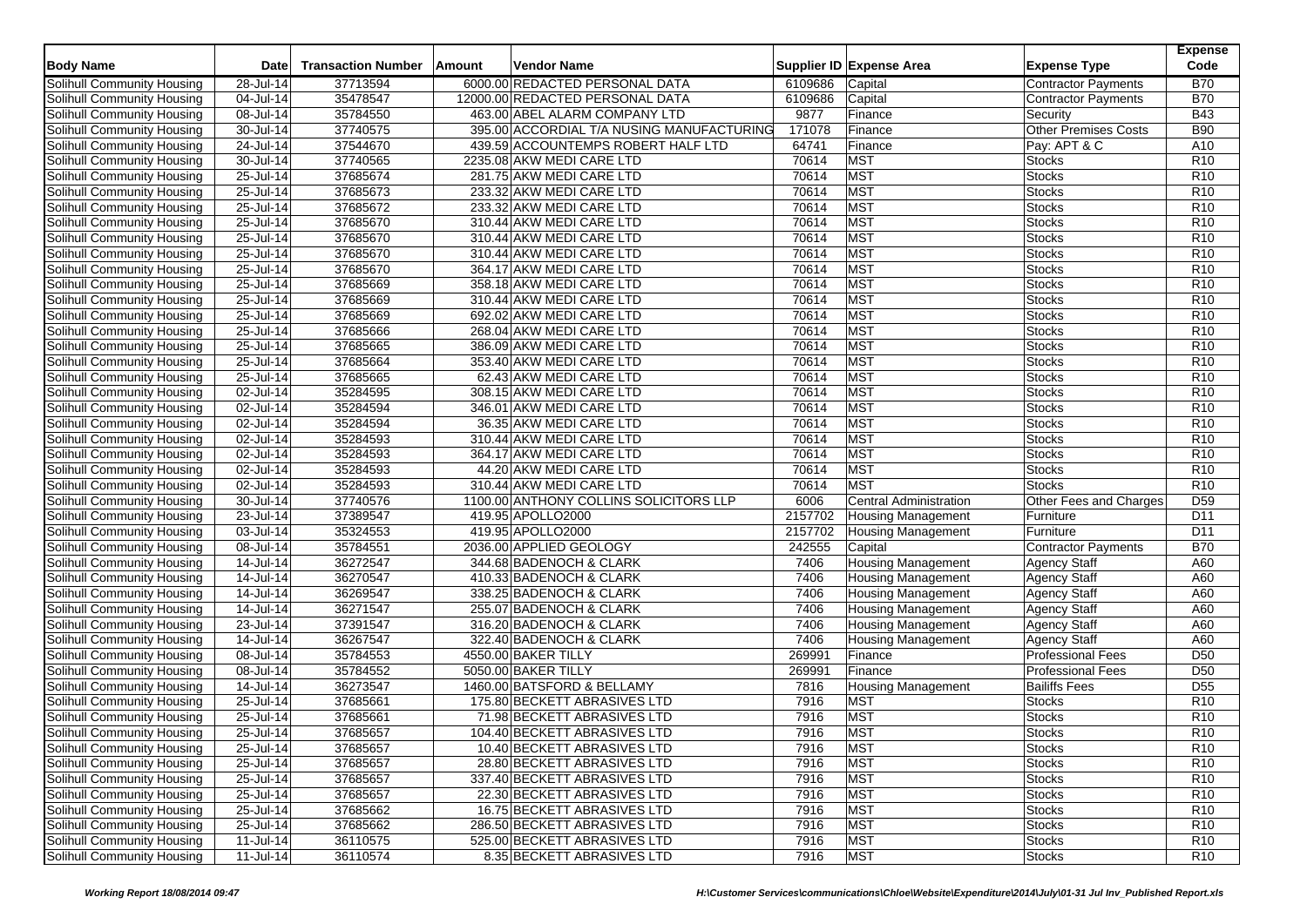| Body Name | Date | Transaction Number | Amount | Vendor Name | Supplier ID | Expense Area | Expense Type | Expense Code |
|---|---|---|---|---|---|---|---|---|
| Solihull Community Housing | 28-Jul-14 | 37713594 | 6000.00 | REDACTED PERSONAL DATA | 6109686 | Capital | Contractor Payments | B70 |
| Solihull Community Housing | 04-Jul-14 | 35478547 | 12000.00 | REDACTED PERSONAL DATA | 6109686 | Capital | Contractor Payments | B70 |
| Solihull Community Housing | 08-Jul-14 | 35784550 | 463.00 | ABEL ALARM COMPANY LTD | 9877 | Finance | Security | B43 |
| Solihull Community Housing | 30-Jul-14 | 37740575 | 395.00 | ACCORDIAL T/A NUSING MANUFACTURING | 171078 | Finance | Other Premises Costs | B90 |
| Solihull Community Housing | 24-Jul-14 | 37544670 | 439.59 | ACCOUNTEMPS ROBERT HALF LTD | 64741 | Finance | Pay: APT & C | A10 |
| Solihull Community Housing | 30-Jul-14 | 37740565 | 2235.08 | AKW MEDI CARE LTD | 70614 | MST | Stocks | R10 |
| Solihull Community Housing | 25-Jul-14 | 37685674 | 281.75 | AKW MEDI CARE LTD | 70614 | MST | Stocks | R10 |
| Solihull Community Housing | 25-Jul-14 | 37685673 | 233.32 | AKW MEDI CARE LTD | 70614 | MST | Stocks | R10 |
| Solihull Community Housing | 25-Jul-14 | 37685672 | 233.32 | AKW MEDI CARE LTD | 70614 | MST | Stocks | R10 |
| Solihull Community Housing | 25-Jul-14 | 37685670 | 310.44 | AKW MEDI CARE LTD | 70614 | MST | Stocks | R10 |
| Solihull Community Housing | 25-Jul-14 | 37685670 | 310.44 | AKW MEDI CARE LTD | 70614 | MST | Stocks | R10 |
| Solihull Community Housing | 25-Jul-14 | 37685670 | 310.44 | AKW MEDI CARE LTD | 70614 | MST | Stocks | R10 |
| Solihull Community Housing | 25-Jul-14 | 37685670 | 364.17 | AKW MEDI CARE LTD | 70614 | MST | Stocks | R10 |
| Solihull Community Housing | 25-Jul-14 | 37685669 | 358.18 | AKW MEDI CARE LTD | 70614 | MST | Stocks | R10 |
| Solihull Community Housing | 25-Jul-14 | 37685669 | 310.44 | AKW MEDI CARE LTD | 70614 | MST | Stocks | R10 |
| Solihull Community Housing | 25-Jul-14 | 37685669 | 692.02 | AKW MEDI CARE LTD | 70614 | MST | Stocks | R10 |
| Solihull Community Housing | 25-Jul-14 | 37685666 | 268.04 | AKW MEDI CARE LTD | 70614 | MST | Stocks | R10 |
| Solihull Community Housing | 25-Jul-14 | 37685665 | 386.09 | AKW MEDI CARE LTD | 70614 | MST | Stocks | R10 |
| Solihull Community Housing | 25-Jul-14 | 37685664 | 353.40 | AKW MEDI CARE LTD | 70614 | MST | Stocks | R10 |
| Solihull Community Housing | 25-Jul-14 | 37685665 | 62.43 | AKW MEDI CARE LTD | 70614 | MST | Stocks | R10 |
| Solihull Community Housing | 02-Jul-14 | 35284595 | 308.15 | AKW MEDI CARE LTD | 70614 | MST | Stocks | R10 |
| Solihull Community Housing | 02-Jul-14 | 35284594 | 346.01 | AKW MEDI CARE LTD | 70614 | MST | Stocks | R10 |
| Solihull Community Housing | 02-Jul-14 | 35284594 | 36.35 | AKW MEDI CARE LTD | 70614 | MST | Stocks | R10 |
| Solihull Community Housing | 02-Jul-14 | 35284593 | 310.44 | AKW MEDI CARE LTD | 70614 | MST | Stocks | R10 |
| Solihull Community Housing | 02-Jul-14 | 35284593 | 364.17 | AKW MEDI CARE LTD | 70614 | MST | Stocks | R10 |
| Solihull Community Housing | 02-Jul-14 | 35284593 | 44.20 | AKW MEDI CARE LTD | 70614 | MST | Stocks | R10 |
| Solihull Community Housing | 02-Jul-14 | 35284593 | 310.44 | AKW MEDI CARE LTD | 70614 | MST | Stocks | R10 |
| Solihull Community Housing | 30-Jul-14 | 37740576 | 1100.00 | ANTHONY COLLINS SOLICITORS LLP | 6006 | Central Administration | Other Fees and Charges | D59 |
| Solihull Community Housing | 23-Jul-14 | 37389547 | 419.95 | APOLLO2000 | 2157702 | Housing Management | Furniture | D11 |
| Solihull Community Housing | 03-Jul-14 | 35324553 | 419.95 | APOLLO2000 | 2157702 | Housing Management | Furniture | D11 |
| Solihull Community Housing | 08-Jul-14 | 35784551 | 2036.00 | APPLIED GEOLOGY | 242555 | Capital | Contractor Payments | B70 |
| Solihull Community Housing | 14-Jul-14 | 36272547 | 344.68 | BADENOCH & CLARK | 7406 | Housing Management | Agency Staff | A60 |
| Solihull Community Housing | 14-Jul-14 | 36270547 | 410.33 | BADENOCH & CLARK | 7406 | Housing Management | Agency Staff | A60 |
| Solihull Community Housing | 14-Jul-14 | 36269547 | 338.25 | BADENOCH & CLARK | 7406 | Housing Management | Agency Staff | A60 |
| Solihull Community Housing | 14-Jul-14 | 36271547 | 255.07 | BADENOCH & CLARK | 7406 | Housing Management | Agency Staff | A60 |
| Solihull Community Housing | 23-Jul-14 | 37391547 | 316.20 | BADENOCH & CLARK | 7406 | Housing Management | Agency Staff | A60 |
| Solihull Community Housing | 14-Jul-14 | 36267547 | 322.40 | BADENOCH & CLARK | 7406 | Housing Management | Agency Staff | A60 |
| Solihull Community Housing | 08-Jul-14 | 35784553 | 4550.00 | BAKER TILLY | 269991 | Finance | Professional Fees | D50 |
| Solihull Community Housing | 08-Jul-14 | 35784552 | 5050.00 | BAKER TILLY | 269991 | Finance | Professional Fees | D50 |
| Solihull Community Housing | 14-Jul-14 | 36273547 | 1460.00 | BATSFORD & BELLAMY | 7816 | Housing Management | Bailiffs Fees | D55 |
| Solihull Community Housing | 25-Jul-14 | 37685661 | 175.80 | BECKETT ABRASIVES LTD | 7916 | MST | Stocks | R10 |
| Solihull Community Housing | 25-Jul-14 | 37685661 | 71.98 | BECKETT ABRASIVES LTD | 7916 | MST | Stocks | R10 |
| Solihull Community Housing | 25-Jul-14 | 37685657 | 104.40 | BECKETT ABRASIVES LTD | 7916 | MST | Stocks | R10 |
| Solihull Community Housing | 25-Jul-14 | 37685657 | 10.40 | BECKETT ABRASIVES LTD | 7916 | MST | Stocks | R10 |
| Solihull Community Housing | 25-Jul-14 | 37685657 | 28.80 | BECKETT ABRASIVES LTD | 7916 | MST | Stocks | R10 |
| Solihull Community Housing | 25-Jul-14 | 37685657 | 337.40 | BECKETT ABRASIVES LTD | 7916 | MST | Stocks | R10 |
| Solihull Community Housing | 25-Jul-14 | 37685657 | 22.30 | BECKETT ABRASIVES LTD | 7916 | MST | Stocks | R10 |
| Solihull Community Housing | 25-Jul-14 | 37685662 | 16.75 | BECKETT ABRASIVES LTD | 7916 | MST | Stocks | R10 |
| Solihull Community Housing | 25-Jul-14 | 37685662 | 286.50 | BECKETT ABRASIVES LTD | 7916 | MST | Stocks | R10 |
| Solihull Community Housing | 11-Jul-14 | 36110575 | 525.00 | BECKETT ABRASIVES LTD | 7916 | MST | Stocks | R10 |
| Solihull Community Housing | 11-Jul-14 | 36110574 | 8.35 | BECKETT ABRASIVES LTD | 7916 | MST | Stocks | R10 |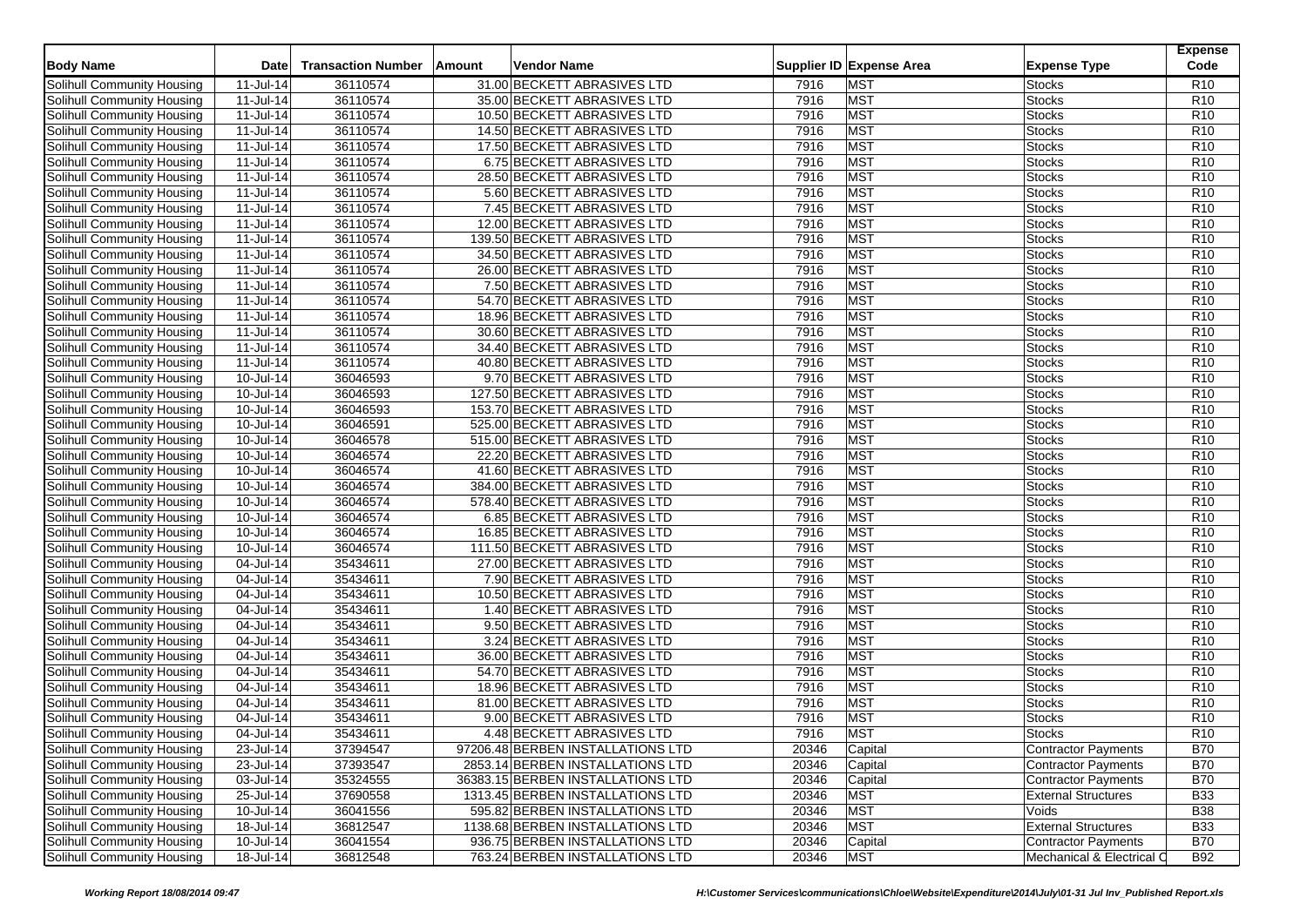| Body Name | Date | Transaction Number | Amount | Vendor Name | Supplier ID | Expense Area | Expense Type | Expense Code |
|---|---|---|---|---|---|---|---|---|
| Solihull Community Housing | 11-Jul-14 | 36110574 | 31.00 | BECKETT ABRASIVES LTD | 7916 | MST | Stocks | R10 |
| Solihull Community Housing | 11-Jul-14 | 36110574 | 35.00 | BECKETT ABRASIVES LTD | 7916 | MST | Stocks | R10 |
| Solihull Community Housing | 11-Jul-14 | 36110574 | 10.50 | BECKETT ABRASIVES LTD | 7916 | MST | Stocks | R10 |
| Solihull Community Housing | 11-Jul-14 | 36110574 | 14.50 | BECKETT ABRASIVES LTD | 7916 | MST | Stocks | R10 |
| Solihull Community Housing | 11-Jul-14 | 36110574 | 17.50 | BECKETT ABRASIVES LTD | 7916 | MST | Stocks | R10 |
| Solihull Community Housing | 11-Jul-14 | 36110574 | 6.75 | BECKETT ABRASIVES LTD | 7916 | MST | Stocks | R10 |
| Solihull Community Housing | 11-Jul-14 | 36110574 | 28.50 | BECKETT ABRASIVES LTD | 7916 | MST | Stocks | R10 |
| Solihull Community Housing | 11-Jul-14 | 36110574 | 5.60 | BECKETT ABRASIVES LTD | 7916 | MST | Stocks | R10 |
| Solihull Community Housing | 11-Jul-14 | 36110574 | 7.45 | BECKETT ABRASIVES LTD | 7916 | MST | Stocks | R10 |
| Solihull Community Housing | 11-Jul-14 | 36110574 | 12.00 | BECKETT ABRASIVES LTD | 7916 | MST | Stocks | R10 |
| Solihull Community Housing | 11-Jul-14 | 36110574 | 139.50 | BECKETT ABRASIVES LTD | 7916 | MST | Stocks | R10 |
| Solihull Community Housing | 11-Jul-14 | 36110574 | 34.50 | BECKETT ABRASIVES LTD | 7916 | MST | Stocks | R10 |
| Solihull Community Housing | 11-Jul-14 | 36110574 | 26.00 | BECKETT ABRASIVES LTD | 7916 | MST | Stocks | R10 |
| Solihull Community Housing | 11-Jul-14 | 36110574 | 7.50 | BECKETT ABRASIVES LTD | 7916 | MST | Stocks | R10 |
| Solihull Community Housing | 11-Jul-14 | 36110574 | 54.70 | BECKETT ABRASIVES LTD | 7916 | MST | Stocks | R10 |
| Solihull Community Housing | 11-Jul-14 | 36110574 | 18.96 | BECKETT ABRASIVES LTD | 7916 | MST | Stocks | R10 |
| Solihull Community Housing | 11-Jul-14 | 36110574 | 30.60 | BECKETT ABRASIVES LTD | 7916 | MST | Stocks | R10 |
| Solihull Community Housing | 11-Jul-14 | 36110574 | 34.40 | BECKETT ABRASIVES LTD | 7916 | MST | Stocks | R10 |
| Solihull Community Housing | 11-Jul-14 | 36110574 | 40.80 | BECKETT ABRASIVES LTD | 7916 | MST | Stocks | R10 |
| Solihull Community Housing | 10-Jul-14 | 36046593 | 9.70 | BECKETT ABRASIVES LTD | 7916 | MST | Stocks | R10 |
| Solihull Community Housing | 10-Jul-14 | 36046593 | 127.50 | BECKETT ABRASIVES LTD | 7916 | MST | Stocks | R10 |
| Solihull Community Housing | 10-Jul-14 | 36046593 | 153.70 | BECKETT ABRASIVES LTD | 7916 | MST | Stocks | R10 |
| Solihull Community Housing | 10-Jul-14 | 36046591 | 525.00 | BECKETT ABRASIVES LTD | 7916 | MST | Stocks | R10 |
| Solihull Community Housing | 10-Jul-14 | 36046578 | 515.00 | BECKETT ABRASIVES LTD | 7916 | MST | Stocks | R10 |
| Solihull Community Housing | 10-Jul-14 | 36046574 | 22.20 | BECKETT ABRASIVES LTD | 7916 | MST | Stocks | R10 |
| Solihull Community Housing | 10-Jul-14 | 36046574 | 41.60 | BECKETT ABRASIVES LTD | 7916 | MST | Stocks | R10 |
| Solihull Community Housing | 10-Jul-14 | 36046574 | 384.00 | BECKETT ABRASIVES LTD | 7916 | MST | Stocks | R10 |
| Solihull Community Housing | 10-Jul-14 | 36046574 | 578.40 | BECKETT ABRASIVES LTD | 7916 | MST | Stocks | R10 |
| Solihull Community Housing | 10-Jul-14 | 36046574 | 6.85 | BECKETT ABRASIVES LTD | 7916 | MST | Stocks | R10 |
| Solihull Community Housing | 10-Jul-14 | 36046574 | 16.85 | BECKETT ABRASIVES LTD | 7916 | MST | Stocks | R10 |
| Solihull Community Housing | 10-Jul-14 | 36046574 | 111.50 | BECKETT ABRASIVES LTD | 7916 | MST | Stocks | R10 |
| Solihull Community Housing | 04-Jul-14 | 35434611 | 27.00 | BECKETT ABRASIVES LTD | 7916 | MST | Stocks | R10 |
| Solihull Community Housing | 04-Jul-14 | 35434611 | 7.90 | BECKETT ABRASIVES LTD | 7916 | MST | Stocks | R10 |
| Solihull Community Housing | 04-Jul-14 | 35434611 | 10.50 | BECKETT ABRASIVES LTD | 7916 | MST | Stocks | R10 |
| Solihull Community Housing | 04-Jul-14 | 35434611 | 1.40 | BECKETT ABRASIVES LTD | 7916 | MST | Stocks | R10 |
| Solihull Community Housing | 04-Jul-14 | 35434611 | 9.50 | BECKETT ABRASIVES LTD | 7916 | MST | Stocks | R10 |
| Solihull Community Housing | 04-Jul-14 | 35434611 | 3.24 | BECKETT ABRASIVES LTD | 7916 | MST | Stocks | R10 |
| Solihull Community Housing | 04-Jul-14 | 35434611 | 36.00 | BECKETT ABRASIVES LTD | 7916 | MST | Stocks | R10 |
| Solihull Community Housing | 04-Jul-14 | 35434611 | 54.70 | BECKETT ABRASIVES LTD | 7916 | MST | Stocks | R10 |
| Solihull Community Housing | 04-Jul-14 | 35434611 | 18.96 | BECKETT ABRASIVES LTD | 7916 | MST | Stocks | R10 |
| Solihull Community Housing | 04-Jul-14 | 35434611 | 81.00 | BECKETT ABRASIVES LTD | 7916 | MST | Stocks | R10 |
| Solihull Community Housing | 04-Jul-14 | 35434611 | 9.00 | BECKETT ABRASIVES LTD | 7916 | MST | Stocks | R10 |
| Solihull Community Housing | 04-Jul-14 | 35434611 | 4.48 | BECKETT ABRASIVES LTD | 7916 | MST | Stocks | R10 |
| Solihull Community Housing | 23-Jul-14 | 37394547 | 97206.48 | BERBEN INSTALLATIONS LTD | 20346 | Capital | Contractor Payments | B70 |
| Solihull Community Housing | 23-Jul-14 | 37393547 | 2853.14 | BERBEN INSTALLATIONS LTD | 20346 | Capital | Contractor Payments | B70 |
| Solihull Community Housing | 03-Jul-14 | 35324555 | 36383.15 | BERBEN INSTALLATIONS LTD | 20346 | Capital | Contractor Payments | B70 |
| Solihull Community Housing | 25-Jul-14 | 37690558 | 1313.45 | BERBEN INSTALLATIONS LTD | 20346 | MST | External Structures | B33 |
| Solihull Community Housing | 10-Jul-14 | 36041556 | 595.82 | BERBEN INSTALLATIONS LTD | 20346 | MST | Voids | B38 |
| Solihull Community Housing | 18-Jul-14 | 36812547 | 1138.68 | BERBEN INSTALLATIONS LTD | 20346 | MST | External Structures | B33 |
| Solihull Community Housing | 10-Jul-14 | 36041554 | 936.75 | BERBEN INSTALLATIONS LTD | 20346 | Capital | Contractor Payments | B70 |
| Solihull Community Housing | 18-Jul-14 | 36812548 | 763.24 | BERBEN INSTALLATIONS LTD | 20346 | MST | Mechanical & Electrical C | B92 |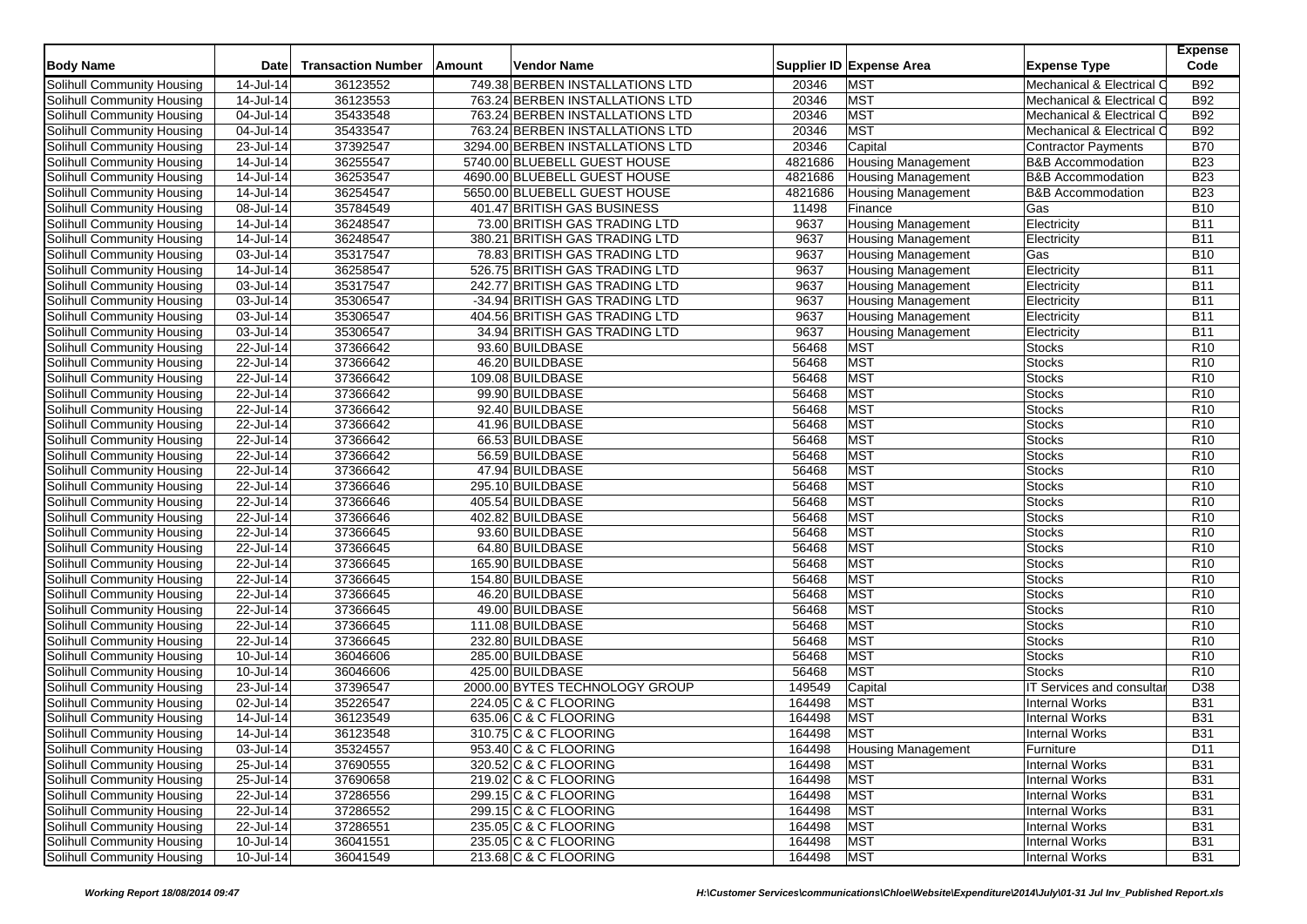| Body Name | Date | Transaction Number | Amount | Vendor Name | Supplier ID | Expense Area | Expense Type | Expense Code |
|---|---|---|---|---|---|---|---|---|
| Solihull Community Housing | 14-Jul-14 | 36123552 | 749.38 | BERBEN INSTALLATIONS LTD | 20346 | MST | Mechanical & Electrical C | B92 |
| Solihull Community Housing | 14-Jul-14 | 36123553 | 763.24 | BERBEN INSTALLATIONS LTD | 20346 | MST | Mechanical & Electrical C | B92 |
| Solihull Community Housing | 04-Jul-14 | 35433548 | 763.24 | BERBEN INSTALLATIONS LTD | 20346 | MST | Mechanical & Electrical C | B92 |
| Solihull Community Housing | 04-Jul-14 | 35433547 | 763.24 | BERBEN INSTALLATIONS LTD | 20346 | MST | Mechanical & Electrical C | B92 |
| Solihull Community Housing | 23-Jul-14 | 37392547 | 3294.00 | BERBEN INSTALLATIONS LTD | 20346 | Capital | Contractor Payments | B70 |
| Solihull Community Housing | 14-Jul-14 | 36255547 | 5740.00 | BLUEBELL GUEST HOUSE | 4821686 | Housing Management | B&B Accommodation | B23 |
| Solihull Community Housing | 14-Jul-14 | 36253547 | 4690.00 | BLUEBELL GUEST HOUSE | 4821686 | Housing Management | B&B Accommodation | B23 |
| Solihull Community Housing | 14-Jul-14 | 36254547 | 5650.00 | BLUEBELL GUEST HOUSE | 4821686 | Housing Management | B&B Accommodation | B23 |
| Solihull Community Housing | 08-Jul-14 | 35784549 | 401.47 | BRITISH GAS BUSINESS | 11498 | Finance | Gas | B10 |
| Solihull Community Housing | 14-Jul-14 | 36248547 | 73.00 | BRITISH GAS TRADING LTD | 9637 | Housing Management | Electricity | B11 |
| Solihull Community Housing | 14-Jul-14 | 36248547 | 380.21 | BRITISH GAS TRADING LTD | 9637 | Housing Management | Electricity | B11 |
| Solihull Community Housing | 03-Jul-14 | 35317547 | 78.83 | BRITISH GAS TRADING LTD | 9637 | Housing Management | Gas | B10 |
| Solihull Community Housing | 14-Jul-14 | 36258547 | 526.75 | BRITISH GAS TRADING LTD | 9637 | Housing Management | Electricity | B11 |
| Solihull Community Housing | 03-Jul-14 | 35317547 | 242.77 | BRITISH GAS TRADING LTD | 9637 | Housing Management | Electricity | B11 |
| Solihull Community Housing | 03-Jul-14 | 35306547 | -34.94 | BRITISH GAS TRADING LTD | 9637 | Housing Management | Electricity | B11 |
| Solihull Community Housing | 03-Jul-14 | 35306547 | 404.56 | BRITISH GAS TRADING LTD | 9637 | Housing Management | Electricity | B11 |
| Solihull Community Housing | 03-Jul-14 | 35306547 | 34.94 | BRITISH GAS TRADING LTD | 9637 | Housing Management | Electricity | B11 |
| Solihull Community Housing | 22-Jul-14 | 37366642 | 93.60 | BUILDBASE | 56468 | MST | Stocks | R10 |
| Solihull Community Housing | 22-Jul-14 | 37366642 | 46.20 | BUILDBASE | 56468 | MST | Stocks | R10 |
| Solihull Community Housing | 22-Jul-14 | 37366642 | 109.08 | BUILDBASE | 56468 | MST | Stocks | R10 |
| Solihull Community Housing | 22-Jul-14 | 37366642 | 99.90 | BUILDBASE | 56468 | MST | Stocks | R10 |
| Solihull Community Housing | 22-Jul-14 | 37366642 | 92.40 | BUILDBASE | 56468 | MST | Stocks | R10 |
| Solihull Community Housing | 22-Jul-14 | 37366642 | 41.96 | BUILDBASE | 56468 | MST | Stocks | R10 |
| Solihull Community Housing | 22-Jul-14 | 37366642 | 66.53 | BUILDBASE | 56468 | MST | Stocks | R10 |
| Solihull Community Housing | 22-Jul-14 | 37366642 | 56.59 | BUILDBASE | 56468 | MST | Stocks | R10 |
| Solihull Community Housing | 22-Jul-14 | 37366642 | 47.94 | BUILDBASE | 56468 | MST | Stocks | R10 |
| Solihull Community Housing | 22-Jul-14 | 37366646 | 295.10 | BUILDBASE | 56468 | MST | Stocks | R10 |
| Solihull Community Housing | 22-Jul-14 | 37366646 | 405.54 | BUILDBASE | 56468 | MST | Stocks | R10 |
| Solihull Community Housing | 22-Jul-14 | 37366646 | 402.82 | BUILDBASE | 56468 | MST | Stocks | R10 |
| Solihull Community Housing | 22-Jul-14 | 37366645 | 93.60 | BUILDBASE | 56468 | MST | Stocks | R10 |
| Solihull Community Housing | 22-Jul-14 | 37366645 | 64.80 | BUILDBASE | 56468 | MST | Stocks | R10 |
| Solihull Community Housing | 22-Jul-14 | 37366645 | 165.90 | BUILDBASE | 56468 | MST | Stocks | R10 |
| Solihull Community Housing | 22-Jul-14 | 37366645 | 154.80 | BUILDBASE | 56468 | MST | Stocks | R10 |
| Solihull Community Housing | 22-Jul-14 | 37366645 | 46.20 | BUILDBASE | 56468 | MST | Stocks | R10 |
| Solihull Community Housing | 22-Jul-14 | 37366645 | 49.00 | BUILDBASE | 56468 | MST | Stocks | R10 |
| Solihull Community Housing | 22-Jul-14 | 37366645 | 111.08 | BUILDBASE | 56468 | MST | Stocks | R10 |
| Solihull Community Housing | 22-Jul-14 | 37366645 | 232.80 | BUILDBASE | 56468 | MST | Stocks | R10 |
| Solihull Community Housing | 10-Jul-14 | 36046606 | 285.00 | BUILDBASE | 56468 | MST | Stocks | R10 |
| Solihull Community Housing | 10-Jul-14 | 36046606 | 425.00 | BUILDBASE | 56468 | MST | Stocks | R10 |
| Solihull Community Housing | 23-Jul-14 | 37396547 | 2000.00 | BYTES TECHNOLOGY GROUP | 149549 | Capital | IT Services and consultar | D38 |
| Solihull Community Housing | 02-Jul-14 | 35226547 | 224.05 | C & C FLOORING | 164498 | MST | Internal Works | B31 |
| Solihull Community Housing | 14-Jul-14 | 36123549 | 635.06 | C & C FLOORING | 164498 | MST | Internal Works | B31 |
| Solihull Community Housing | 14-Jul-14 | 36123548 | 310.75 | C & C FLOORING | 164498 | MST | Internal Works | B31 |
| Solihull Community Housing | 03-Jul-14 | 35324557 | 953.40 | C & C FLOORING | 164498 | Housing Management | Furniture | D11 |
| Solihull Community Housing | 25-Jul-14 | 37690555 | 320.52 | C & C FLOORING | 164498 | MST | Internal Works | B31 |
| Solihull Community Housing | 25-Jul-14 | 37690658 | 219.02 | C & C FLOORING | 164498 | MST | Internal Works | B31 |
| Solihull Community Housing | 22-Jul-14 | 37286556 | 299.15 | C & C FLOORING | 164498 | MST | Internal Works | B31 |
| Solihull Community Housing | 22-Jul-14 | 37286552 | 299.15 | C & C FLOORING | 164498 | MST | Internal Works | B31 |
| Solihull Community Housing | 22-Jul-14 | 37286551 | 235.05 | C & C FLOORING | 164498 | MST | Internal Works | B31 |
| Solihull Community Housing | 10-Jul-14 | 36041551 | 235.05 | C & C FLOORING | 164498 | MST | Internal Works | B31 |
| Solihull Community Housing | 10-Jul-14 | 36041549 | 213.68 | C & C FLOORING | 164498 | MST | Internal Works | B31 |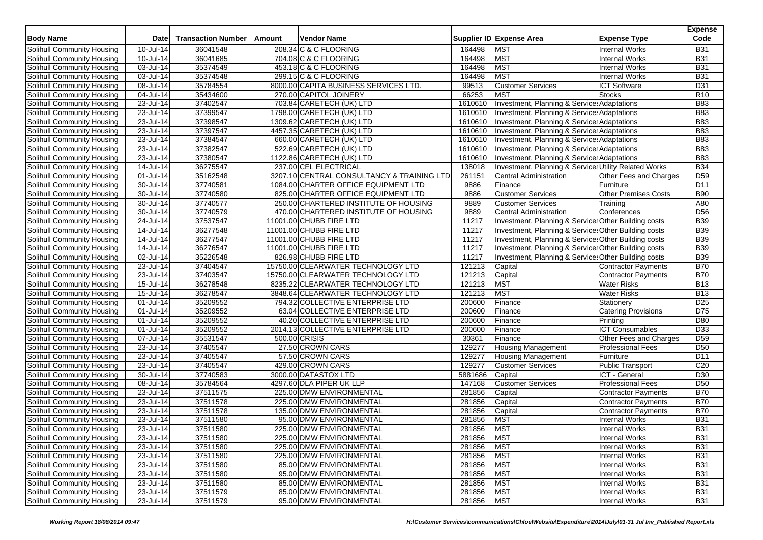| Body Name | Date | Transaction Number | Amount | Vendor Name | Supplier ID | Expense Area | Expense Type | Expense Code |
|---|---|---|---|---|---|---|---|---|
| Solihull Community Housing | 10-Jul-14 | 36041548 | 208.34 | C & C FLOORING | 164498 | MST | Internal Works | B31 |
| Solihull Community Housing | 10-Jul-14 | 36041685 | 704.08 | C & C FLOORING | 164498 | MST | Internal Works | B31 |
| Solihull Community Housing | 03-Jul-14 | 35374549 | 453.18 | C & C FLOORING | 164498 | MST | Internal Works | B31 |
| Solihull Community Housing | 03-Jul-14 | 35374548 | 299.15 | C & C FLOORING | 164498 | MST | Internal Works | B31 |
| Solihull Community Housing | 08-Jul-14 | 35784554 | 8000.00 | CAPITA BUSINESS SERVICES LTD. | 99513 | Customer Services | ICT Software | D31 |
| Solihull Community Housing | 04-Jul-14 | 35434600 | 270.00 | CAPITOL JOINERY | 66253 | MST | Stocks | R10 |
| Solihull Community Housing | 23-Jul-14 | 37402547 | 703.84 | CARETECH (UK) LTD | 1610610 | Investment, Planning & Services | Adaptations | B83 |
| Solihull Community Housing | 23-Jul-14 | 37399547 | 1798.00 | CARETECH (UK) LTD | 1610610 | Investment, Planning & Services | Adaptations | B83 |
| Solihull Community Housing | 23-Jul-14 | 37398547 | 1309.62 | CARETECH (UK) LTD | 1610610 | Investment, Planning & Services | Adaptations | B83 |
| Solihull Community Housing | 23-Jul-14 | 37397547 | 4457.35 | CARETECH (UK) LTD | 1610610 | Investment, Planning & Services | Adaptations | B83 |
| Solihull Community Housing | 23-Jul-14 | 37384547 | 660.00 | CARETECH (UK) LTD | 1610610 | Investment, Planning & Services | Adaptations | B83 |
| Solihull Community Housing | 23-Jul-14 | 37382547 | 522.69 | CARETECH (UK) LTD | 1610610 | Investment, Planning & Services | Adaptations | B83 |
| Solihull Community Housing | 23-Jul-14 | 37380547 | 1122.86 | CARETECH (UK) LTD | 1610610 | Investment, Planning & Services | Adaptations | B83 |
| Solihull Community Housing | 14-Jul-14 | 36275547 | 237.00 | CEL ELECTRICAL | 138018 | Investment, Planning & Services | Utility Related Works | B34 |
| Solihull Community Housing | 01-Jul-14 | 35162548 | 3207.10 | CENTRAL CONSULTANCY & TRAINING LTD | 261151 | Central Administration | Other Fees and Charges | D59 |
| Solihull Community Housing | 30-Jul-14 | 37740581 | 1084.00 | CHARTER OFFICE EQUIPMENT LTD | 9886 | Finance | Furniture | D11 |
| Solihull Community Housing | 30-Jul-14 | 37740580 | 825.00 | CHARTER OFFICE EQUIPMENT LTD | 9886 | Customer Services | Other Premises Costs | B90 |
| Solihull Community Housing | 30-Jul-14 | 37740577 | 250.00 | CHARTERED INSTITUTE OF HOUSING | 9889 | Customer Services | Training | A80 |
| Solihull Community Housing | 30-Jul-14 | 37740579 | 470.00 | CHARTERED INSTITUTE OF HOUSING | 9889 | Central Administration | Conferences | D56 |
| Solihull Community Housing | 24-Jul-14 | 37537547 | 11001.00 | CHUBB FIRE LTD | 11217 | Investment, Planning & Services | Other Building costs | B39 |
| Solihull Community Housing | 14-Jul-14 | 36277548 | 11001.00 | CHUBB FIRE LTD | 11217 | Investment, Planning & Services | Other Building costs | B39 |
| Solihull Community Housing | 14-Jul-14 | 36277547 | 11001.00 | CHUBB FIRE LTD | 11217 | Investment, Planning & Services | Other Building costs | B39 |
| Solihull Community Housing | 14-Jul-14 | 36276547 | 11001.00 | CHUBB FIRE LTD | 11217 | Investment, Planning & Services | Other Building costs | B39 |
| Solihull Community Housing | 02-Jul-14 | 35226548 | 826.98 | CHUBB FIRE LTD | 11217 | Investment, Planning & Services | Other Building costs | B39 |
| Solihull Community Housing | 23-Jul-14 | 37404547 | 15750.00 | CLEARWATER TECHNOLOGY LTD | 121213 | Capital | Contractor Payments | B70 |
| Solihull Community Housing | 23-Jul-14 | 37403547 | 15750.00 | CLEARWATER TECHNOLOGY LTD | 121213 | Capital | Contractor Payments | B70 |
| Solihull Community Housing | 15-Jul-14 | 36278548 | 8235.22 | CLEARWATER TECHNOLOGY LTD | 121213 | MST | Water Risks | B13 |
| Solihull Community Housing | 15-Jul-14 | 36278547 | 3848.64 | CLEARWATER TECHNOLOGY LTD | 121213 | MST | Water Risks | B13 |
| Solihull Community Housing | 01-Jul-14 | 35209552 | 794.32 | COLLECTIVE ENTERPRISE LTD | 200600 | Finance | Stationery | D25 |
| Solihull Community Housing | 01-Jul-14 | 35209552 | 63.04 | COLLECTIVE ENTERPRISE LTD | 200600 | Finance | Catering Provisions | D75 |
| Solihull Community Housing | 01-Jul-14 | 35209552 | 40.20 | COLLECTIVE ENTERPRISE LTD | 200600 | Finance | Printing | D80 |
| Solihull Community Housing | 01-Jul-14 | 35209552 | 2014.13 | COLLECTIVE ENTERPRISE LTD | 200600 | Finance | ICT Consumables | D33 |
| Solihull Community Housing | 07-Jul-14 | 35531547 | 500.00 | CRISIS | 30361 | Finance | Other Fees and Charges | D59 |
| Solihull Community Housing | 23-Jul-14 | 37405547 | 27.50 | CROWN CARS | 129277 | Housing Management | Professional Fees | D50 |
| Solihull Community Housing | 23-Jul-14 | 37405547 | 57.50 | CROWN CARS | 129277 | Housing Management | Furniture | D11 |
| Solihull Community Housing | 23-Jul-14 | 37405547 | 429.00 | CROWN CARS | 129277 | Customer Services | Public Transport | C20 |
| Solihull Community Housing | 30-Jul-14 | 37740583 | 3000.00 | DATASTOX LTD | 5881686 | Capital | ICT - General | D30 |
| Solihull Community Housing | 08-Jul-14 | 35784564 | 4297.60 | DLA PIPER UK LLP | 147168 | Customer Services | Professional Fees | D50 |
| Solihull Community Housing | 23-Jul-14 | 37511575 | 225.00 | DMW ENVIRONMENTAL | 281856 | Capital | Contractor Payments | B70 |
| Solihull Community Housing | 23-Jul-14 | 37511578 | 225.00 | DMW ENVIRONMENTAL | 281856 | Capital | Contractor Payments | B70 |
| Solihull Community Housing | 23-Jul-14 | 37511578 | 135.00 | DMW ENVIRONMENTAL | 281856 | Capital | Contractor Payments | B70 |
| Solihull Community Housing | 23-Jul-14 | 37511580 | 95.00 | DMW ENVIRONMENTAL | 281856 | MST | Internal Works | B31 |
| Solihull Community Housing | 23-Jul-14 | 37511580 | 225.00 | DMW ENVIRONMENTAL | 281856 | MST | Internal Works | B31 |
| Solihull Community Housing | 23-Jul-14 | 37511580 | 225.00 | DMW ENVIRONMENTAL | 281856 | MST | Internal Works | B31 |
| Solihull Community Housing | 23-Jul-14 | 37511580 | 225.00 | DMW ENVIRONMENTAL | 281856 | MST | Internal Works | B31 |
| Solihull Community Housing | 23-Jul-14 | 37511580 | 225.00 | DMW ENVIRONMENTAL | 281856 | MST | Internal Works | B31 |
| Solihull Community Housing | 23-Jul-14 | 37511580 | 85.00 | DMW ENVIRONMENTAL | 281856 | MST | Internal Works | B31 |
| Solihull Community Housing | 23-Jul-14 | 37511580 | 95.00 | DMW ENVIRONMENTAL | 281856 | MST | Internal Works | B31 |
| Solihull Community Housing | 23-Jul-14 | 37511580 | 85.00 | DMW ENVIRONMENTAL | 281856 | MST | Internal Works | B31 |
| Solihull Community Housing | 23-Jul-14 | 37511579 | 85.00 | DMW ENVIRONMENTAL | 281856 | MST | Internal Works | B31 |
| Solihull Community Housing | 23-Jul-14 | 37511579 | 95.00 | DMW ENVIRONMENTAL | 281856 | MST | Internal Works | B31 |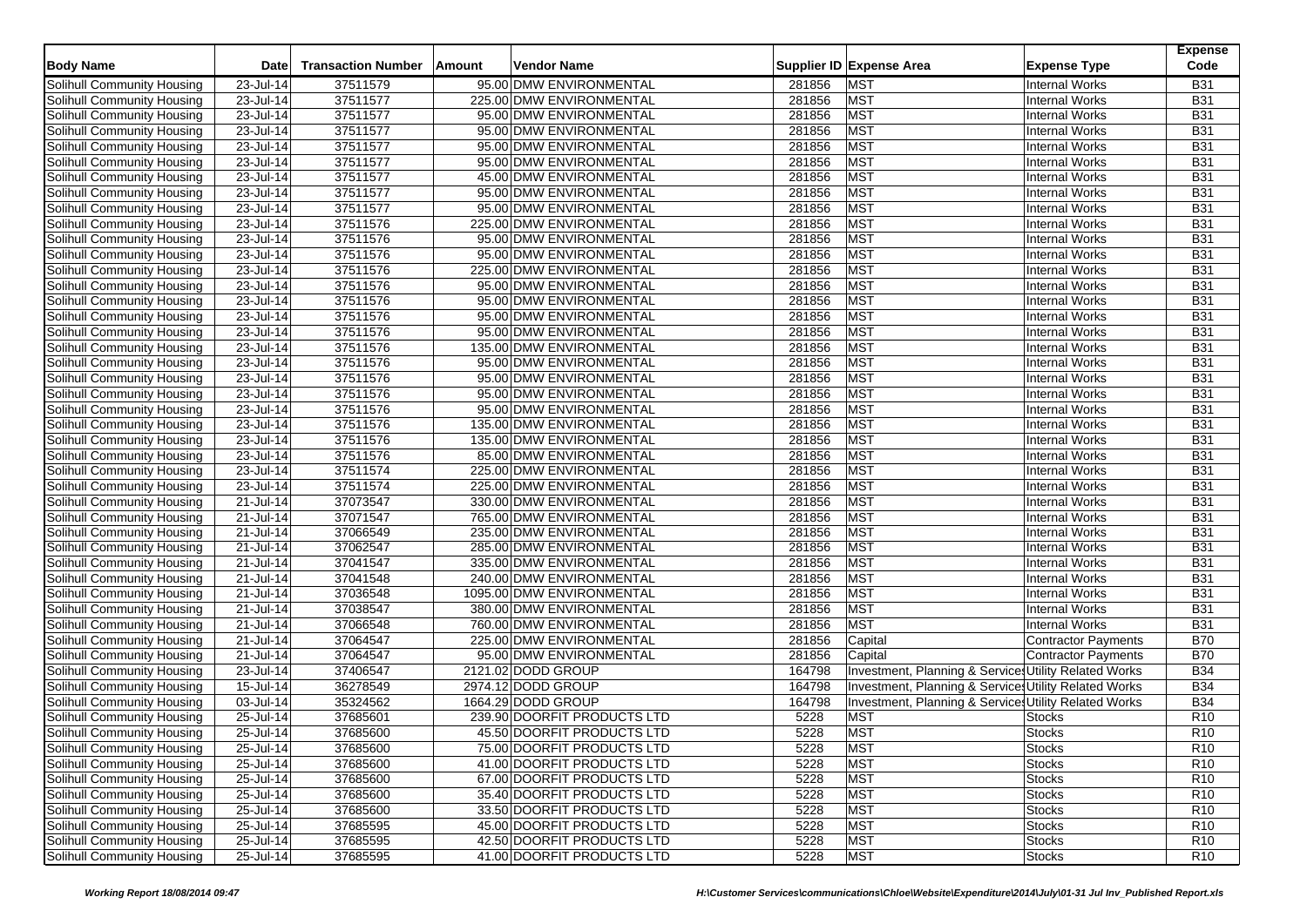| Body Name | Date | Transaction Number | Amount | Vendor Name | Supplier ID | Expense Area | Expense Type | Expense Code |
|---|---|---|---|---|---|---|---|---|
| Solihull Community Housing | 23-Jul-14 | 37511579 | 95.00 | DMW ENVIRONMENTAL | 281856 | MST | Internal Works | B31 |
| Solihull Community Housing | 23-Jul-14 | 37511577 | 225.00 | DMW ENVIRONMENTAL | 281856 | MST | Internal Works | B31 |
| Solihull Community Housing | 23-Jul-14 | 37511577 | 95.00 | DMW ENVIRONMENTAL | 281856 | MST | Internal Works | B31 |
| Solihull Community Housing | 23-Jul-14 | 37511577 | 95.00 | DMW ENVIRONMENTAL | 281856 | MST | Internal Works | B31 |
| Solihull Community Housing | 23-Jul-14 | 37511577 | 95.00 | DMW ENVIRONMENTAL | 281856 | MST | Internal Works | B31 |
| Solihull Community Housing | 23-Jul-14 | 37511577 | 95.00 | DMW ENVIRONMENTAL | 281856 | MST | Internal Works | B31 |
| Solihull Community Housing | 23-Jul-14 | 37511577 | 45.00 | DMW ENVIRONMENTAL | 281856 | MST | Internal Works | B31 |
| Solihull Community Housing | 23-Jul-14 | 37511577 | 95.00 | DMW ENVIRONMENTAL | 281856 | MST | Internal Works | B31 |
| Solihull Community Housing | 23-Jul-14 | 37511577 | 95.00 | DMW ENVIRONMENTAL | 281856 | MST | Internal Works | B31 |
| Solihull Community Housing | 23-Jul-14 | 37511576 | 225.00 | DMW ENVIRONMENTAL | 281856 | MST | Internal Works | B31 |
| Solihull Community Housing | 23-Jul-14 | 37511576 | 95.00 | DMW ENVIRONMENTAL | 281856 | MST | Internal Works | B31 |
| Solihull Community Housing | 23-Jul-14 | 37511576 | 95.00 | DMW ENVIRONMENTAL | 281856 | MST | Internal Works | B31 |
| Solihull Community Housing | 23-Jul-14 | 37511576 | 225.00 | DMW ENVIRONMENTAL | 281856 | MST | Internal Works | B31 |
| Solihull Community Housing | 23-Jul-14 | 37511576 | 95.00 | DMW ENVIRONMENTAL | 281856 | MST | Internal Works | B31 |
| Solihull Community Housing | 23-Jul-14 | 37511576 | 95.00 | DMW ENVIRONMENTAL | 281856 | MST | Internal Works | B31 |
| Solihull Community Housing | 23-Jul-14 | 37511576 | 95.00 | DMW ENVIRONMENTAL | 281856 | MST | Internal Works | B31 |
| Solihull Community Housing | 23-Jul-14 | 37511576 | 95.00 | DMW ENVIRONMENTAL | 281856 | MST | Internal Works | B31 |
| Solihull Community Housing | 23-Jul-14 | 37511576 | 135.00 | DMW ENVIRONMENTAL | 281856 | MST | Internal Works | B31 |
| Solihull Community Housing | 23-Jul-14 | 37511576 | 95.00 | DMW ENVIRONMENTAL | 281856 | MST | Internal Works | B31 |
| Solihull Community Housing | 23-Jul-14 | 37511576 | 95.00 | DMW ENVIRONMENTAL | 281856 | MST | Internal Works | B31 |
| Solihull Community Housing | 23-Jul-14 | 37511576 | 95.00 | DMW ENVIRONMENTAL | 281856 | MST | Internal Works | B31 |
| Solihull Community Housing | 23-Jul-14 | 37511576 | 95.00 | DMW ENVIRONMENTAL | 281856 | MST | Internal Works | B31 |
| Solihull Community Housing | 23-Jul-14 | 37511576 | 135.00 | DMW ENVIRONMENTAL | 281856 | MST | Internal Works | B31 |
| Solihull Community Housing | 23-Jul-14 | 37511576 | 135.00 | DMW ENVIRONMENTAL | 281856 | MST | Internal Works | B31 |
| Solihull Community Housing | 23-Jul-14 | 37511576 | 85.00 | DMW ENVIRONMENTAL | 281856 | MST | Internal Works | B31 |
| Solihull Community Housing | 23-Jul-14 | 37511574 | 225.00 | DMW ENVIRONMENTAL | 281856 | MST | Internal Works | B31 |
| Solihull Community Housing | 23-Jul-14 | 37511574 | 225.00 | DMW ENVIRONMENTAL | 281856 | MST | Internal Works | B31 |
| Solihull Community Housing | 21-Jul-14 | 37073547 | 330.00 | DMW ENVIRONMENTAL | 281856 | MST | Internal Works | B31 |
| Solihull Community Housing | 21-Jul-14 | 37071547 | 765.00 | DMW ENVIRONMENTAL | 281856 | MST | Internal Works | B31 |
| Solihull Community Housing | 21-Jul-14 | 37066549 | 235.00 | DMW ENVIRONMENTAL | 281856 | MST | Internal Works | B31 |
| Solihull Community Housing | 21-Jul-14 | 37062547 | 285.00 | DMW ENVIRONMENTAL | 281856 | MST | Internal Works | B31 |
| Solihull Community Housing | 21-Jul-14 | 37041547 | 335.00 | DMW ENVIRONMENTAL | 281856 | MST | Internal Works | B31 |
| Solihull Community Housing | 21-Jul-14 | 37041548 | 240.00 | DMW ENVIRONMENTAL | 281856 | MST | Internal Works | B31 |
| Solihull Community Housing | 21-Jul-14 | 37036548 | 1095.00 | DMW ENVIRONMENTAL | 281856 | MST | Internal Works | B31 |
| Solihull Community Housing | 21-Jul-14 | 37038547 | 380.00 | DMW ENVIRONMENTAL | 281856 | MST | Internal Works | B31 |
| Solihull Community Housing | 21-Jul-14 | 37066548 | 760.00 | DMW ENVIRONMENTAL | 281856 | MST | Internal Works | B31 |
| Solihull Community Housing | 21-Jul-14 | 37064547 | 225.00 | DMW ENVIRONMENTAL | 281856 | Capital | Contractor Payments | B70 |
| Solihull Community Housing | 21-Jul-14 | 37064547 | 95.00 | DMW ENVIRONMENTAL | 281856 | Capital | Contractor Payments | B70 |
| Solihull Community Housing | 23-Jul-14 | 37406547 | 2121.02 | DODD GROUP | 164798 | Investment, Planning & Services | Utility Related Works | B34 |
| Solihull Community Housing | 15-Jul-14 | 36278549 | 2974.12 | DODD GROUP | 164798 | Investment, Planning & Services | Utility Related Works | B34 |
| Solihull Community Housing | 03-Jul-14 | 35324562 | 1664.29 | DODD GROUP | 164798 | Investment, Planning & Services | Utility Related Works | B34 |
| Solihull Community Housing | 25-Jul-14 | 37685601 | 239.90 | DOORFIT PRODUCTS LTD | 5228 | MST | Stocks | R10 |
| Solihull Community Housing | 25-Jul-14 | 37685600 | 45.50 | DOORFIT PRODUCTS LTD | 5228 | MST | Stocks | R10 |
| Solihull Community Housing | 25-Jul-14 | 37685600 | 75.00 | DOORFIT PRODUCTS LTD | 5228 | MST | Stocks | R10 |
| Solihull Community Housing | 25-Jul-14 | 37685600 | 41.00 | DOORFIT PRODUCTS LTD | 5228 | MST | Stocks | R10 |
| Solihull Community Housing | 25-Jul-14 | 37685600 | 67.00 | DOORFIT PRODUCTS LTD | 5228 | MST | Stocks | R10 |
| Solihull Community Housing | 25-Jul-14 | 37685600 | 35.40 | DOORFIT PRODUCTS LTD | 5228 | MST | Stocks | R10 |
| Solihull Community Housing | 25-Jul-14 | 37685600 | 33.50 | DOORFIT PRODUCTS LTD | 5228 | MST | Stocks | R10 |
| Solihull Community Housing | 25-Jul-14 | 37685595 | 45.00 | DOORFIT PRODUCTS LTD | 5228 | MST | Stocks | R10 |
| Solihull Community Housing | 25-Jul-14 | 37685595 | 42.50 | DOORFIT PRODUCTS LTD | 5228 | MST | Stocks | R10 |
| Solihull Community Housing | 25-Jul-14 | 37685595 | 41.00 | DOORFIT PRODUCTS LTD | 5228 | MST | Stocks | R10 |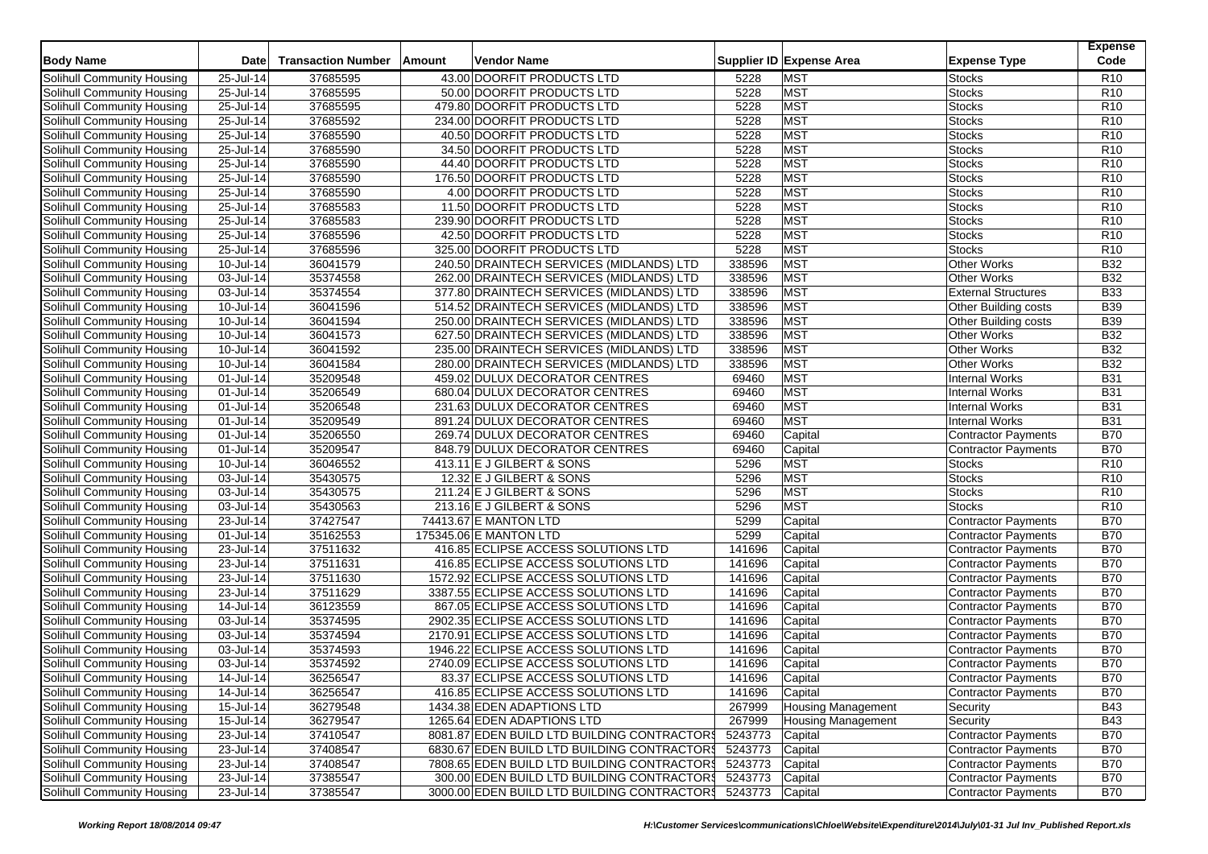| Body Name | Date | Transaction Number | Amount | Vendor Name | Supplier ID | Expense Area | Expense Type | Expense Code |
|---|---|---|---|---|---|---|---|---|
| Solihull Community Housing | 25-Jul-14 | 37685595 | 43.00 | DOORFIT PRODUCTS LTD | 5228 | MST | Stocks | R10 |
| Solihull Community Housing | 25-Jul-14 | 37685595 | 50.00 | DOORFIT PRODUCTS LTD | 5228 | MST | Stocks | R10 |
| Solihull Community Housing | 25-Jul-14 | 37685595 | 479.80 | DOORFIT PRODUCTS LTD | 5228 | MST | Stocks | R10 |
| Solihull Community Housing | 25-Jul-14 | 37685592 | 234.00 | DOORFIT PRODUCTS LTD | 5228 | MST | Stocks | R10 |
| Solihull Community Housing | 25-Jul-14 | 37685590 | 40.50 | DOORFIT PRODUCTS LTD | 5228 | MST | Stocks | R10 |
| Solihull Community Housing | 25-Jul-14 | 37685590 | 34.50 | DOORFIT PRODUCTS LTD | 5228 | MST | Stocks | R10 |
| Solihull Community Housing | 25-Jul-14 | 37685590 | 44.40 | DOORFIT PRODUCTS LTD | 5228 | MST | Stocks | R10 |
| Solihull Community Housing | 25-Jul-14 | 37685590 | 176.50 | DOORFIT PRODUCTS LTD | 5228 | MST | Stocks | R10 |
| Solihull Community Housing | 25-Jul-14 | 37685590 | 4.00 | DOORFIT PRODUCTS LTD | 5228 | MST | Stocks | R10 |
| Solihull Community Housing | 25-Jul-14 | 37685583 | 11.50 | DOORFIT PRODUCTS LTD | 5228 | MST | Stocks | R10 |
| Solihull Community Housing | 25-Jul-14 | 37685583 | 239.90 | DOORFIT PRODUCTS LTD | 5228 | MST | Stocks | R10 |
| Solihull Community Housing | 25-Jul-14 | 37685596 | 42.50 | DOORFIT PRODUCTS LTD | 5228 | MST | Stocks | R10 |
| Solihull Community Housing | 25-Jul-14 | 37685596 | 325.00 | DOORFIT PRODUCTS LTD | 5228 | MST | Stocks | R10 |
| Solihull Community Housing | 10-Jul-14 | 36041579 | 240.50 | DRAINTECH SERVICES (MIDLANDS) LTD | 338596 | MST | Other Works | B32 |
| Solihull Community Housing | 03-Jul-14 | 35374558 | 262.00 | DRAINTECH SERVICES (MIDLANDS) LTD | 338596 | MST | Other Works | B32 |
| Solihull Community Housing | 03-Jul-14 | 35374554 | 377.80 | DRAINTECH SERVICES (MIDLANDS) LTD | 338596 | MST | External Structures | B33 |
| Solihull Community Housing | 10-Jul-14 | 36041596 | 514.52 | DRAINTECH SERVICES (MIDLANDS) LTD | 338596 | MST | Other Building costs | B39 |
| Solihull Community Housing | 10-Jul-14 | 36041594 | 250.00 | DRAINTECH SERVICES (MIDLANDS) LTD | 338596 | MST | Other Building costs | B39 |
| Solihull Community Housing | 10-Jul-14 | 36041573 | 627.50 | DRAINTECH SERVICES (MIDLANDS) LTD | 338596 | MST | Other Works | B32 |
| Solihull Community Housing | 10-Jul-14 | 36041592 | 235.00 | DRAINTECH SERVICES (MIDLANDS) LTD | 338596 | MST | Other Works | B32 |
| Solihull Community Housing | 10-Jul-14 | 36041584 | 280.00 | DRAINTECH SERVICES (MIDLANDS) LTD | 338596 | MST | Other Works | B32 |
| Solihull Community Housing | 01-Jul-14 | 35209548 | 459.02 | DULUX DECORATOR CENTRES | 69460 | MST | Internal Works | B31 |
| Solihull Community Housing | 01-Jul-14 | 35206549 | 680.04 | DULUX DECORATOR CENTRES | 69460 | MST | Internal Works | B31 |
| Solihull Community Housing | 01-Jul-14 | 35206548 | 231.63 | DULUX DECORATOR CENTRES | 69460 | MST | Internal Works | B31 |
| Solihull Community Housing | 01-Jul-14 | 35209549 | 891.24 | DULUX DECORATOR CENTRES | 69460 | MST | Internal Works | B31 |
| Solihull Community Housing | 01-Jul-14 | 35206550 | 269.74 | DULUX DECORATOR CENTRES | 69460 | Capital | Contractor Payments | B70 |
| Solihull Community Housing | 01-Jul-14 | 35209547 | 848.79 | DULUX DECORATOR CENTRES | 69460 | Capital | Contractor Payments | B70 |
| Solihull Community Housing | 10-Jul-14 | 36046552 | 413.11 | E J GILBERT & SONS | 5296 | MST | Stocks | R10 |
| Solihull Community Housing | 03-Jul-14 | 35430575 | 12.32 | E J GILBERT & SONS | 5296 | MST | Stocks | R10 |
| Solihull Community Housing | 03-Jul-14 | 35430575 | 211.24 | E J GILBERT & SONS | 5296 | MST | Stocks | R10 |
| Solihull Community Housing | 03-Jul-14 | 35430563 | 213.16 | E J GILBERT & SONS | 5296 | MST | Stocks | R10 |
| Solihull Community Housing | 23-Jul-14 | 37427547 | 74413.67 | E MANTON LTD | 5299 | Capital | Contractor Payments | B70 |
| Solihull Community Housing | 01-Jul-14 | 35162553 | 175345.06 | E MANTON LTD | 5299 | Capital | Contractor Payments | B70 |
| Solihull Community Housing | 23-Jul-14 | 37511632 | 416.85 | ECLIPSE ACCESS SOLUTIONS LTD | 141696 | Capital | Contractor Payments | B70 |
| Solihull Community Housing | 23-Jul-14 | 37511631 | 416.85 | ECLIPSE ACCESS SOLUTIONS LTD | 141696 | Capital | Contractor Payments | B70 |
| Solihull Community Housing | 23-Jul-14 | 37511630 | 1572.92 | ECLIPSE ACCESS SOLUTIONS LTD | 141696 | Capital | Contractor Payments | B70 |
| Solihull Community Housing | 23-Jul-14 | 37511629 | 3387.55 | ECLIPSE ACCESS SOLUTIONS LTD | 141696 | Capital | Contractor Payments | B70 |
| Solihull Community Housing | 14-Jul-14 | 36123559 | 867.05 | ECLIPSE ACCESS SOLUTIONS LTD | 141696 | Capital | Contractor Payments | B70 |
| Solihull Community Housing | 03-Jul-14 | 35374595 | 2902.35 | ECLIPSE ACCESS SOLUTIONS LTD | 141696 | Capital | Contractor Payments | B70 |
| Solihull Community Housing | 03-Jul-14 | 35374594 | 2170.91 | ECLIPSE ACCESS SOLUTIONS LTD | 141696 | Capital | Contractor Payments | B70 |
| Solihull Community Housing | 03-Jul-14 | 35374593 | 1946.22 | ECLIPSE ACCESS SOLUTIONS LTD | 141696 | Capital | Contractor Payments | B70 |
| Solihull Community Housing | 03-Jul-14 | 35374592 | 2740.09 | ECLIPSE ACCESS SOLUTIONS LTD | 141696 | Capital | Contractor Payments | B70 |
| Solihull Community Housing | 14-Jul-14 | 36256547 | 83.37 | ECLIPSE ACCESS SOLUTIONS LTD | 141696 | Capital | Contractor Payments | B70 |
| Solihull Community Housing | 14-Jul-14 | 36256547 | 416.85 | ECLIPSE ACCESS SOLUTIONS LTD | 141696 | Capital | Contractor Payments | B70 |
| Solihull Community Housing | 15-Jul-14 | 36279548 | 1434.38 | EDEN ADAPTIONS LTD | 267999 | Housing Management | Security | B43 |
| Solihull Community Housing | 15-Jul-14 | 36279547 | 1265.64 | EDEN ADAPTIONS LTD | 267999 | Housing Management | Security | B43 |
| Solihull Community Housing | 23-Jul-14 | 37410547 | 8081.87 | EDEN BUILD LTD BUILDING CONTRACTORS | 5243773 | Capital | Contractor Payments | B70 |
| Solihull Community Housing | 23-Jul-14 | 37408547 | 6830.67 | EDEN BUILD LTD BUILDING CONTRACTORS | 5243773 | Capital | Contractor Payments | B70 |
| Solihull Community Housing | 23-Jul-14 | 37408547 | 7808.65 | EDEN BUILD LTD BUILDING CONTRACTORS | 5243773 | Capital | Contractor Payments | B70 |
| Solihull Community Housing | 23-Jul-14 | 37385547 | 300.00 | EDEN BUILD LTD BUILDING CONTRACTORS | 5243773 | Capital | Contractor Payments | B70 |
| Solihull Community Housing | 23-Jul-14 | 37385547 | 3000.00 | EDEN BUILD LTD BUILDING CONTRACTORS | 5243773 | Capital | Contractor Payments | B70 |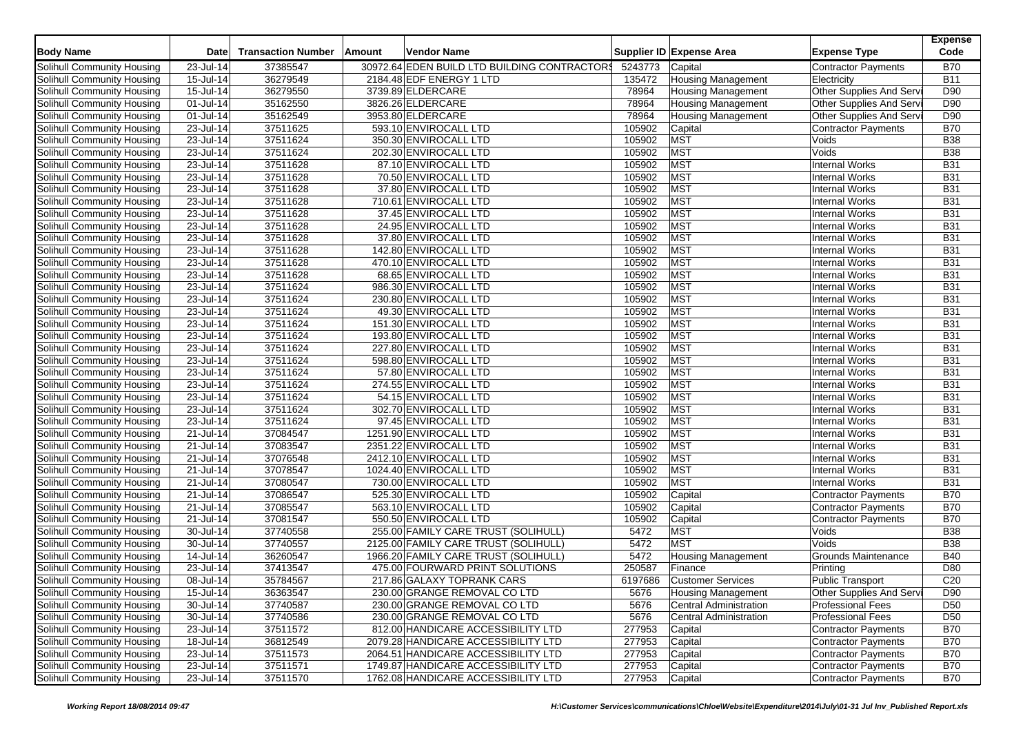| Body Name | Date | Transaction Number | Amount | Vendor Name | Supplier ID | Expense Area | Expense Type | Expense Code |
|---|---|---|---|---|---|---|---|---|
| Solihull Community Housing | 23-Jul-14 | 37385547 | 30972.64 | EDEN BUILD LTD BUILDING CONTRACTORS | 5243773 | Capital | Contractor Payments | B70 |
| Solihull Community Housing | 15-Jul-14 | 36279549 | 2184.48 | EDF ENERGY 1 LTD | 135472 | Housing Management | Electricity | B11 |
| Solihull Community Housing | 15-Jul-14 | 36279550 | 3739.89 | ELDERCARE | 78964 | Housing Management | Other Supplies And Servi | D90 |
| Solihull Community Housing | 01-Jul-14 | 35162550 | 3826.26 | ELDERCARE | 78964 | Housing Management | Other Supplies And Servi | D90 |
| Solihull Community Housing | 01-Jul-14 | 35162549 | 3953.80 | ELDERCARE | 78964 | Housing Management | Other Supplies And Servi | D90 |
| Solihull Community Housing | 23-Jul-14 | 37511625 | 593.10 | ENVIROCALL LTD | 105902 | Capital | Contractor Payments | B70 |
| Solihull Community Housing | 23-Jul-14 | 37511624 | 350.30 | ENVIROCALL LTD | 105902 | MST | Voids | B38 |
| Solihull Community Housing | 23-Jul-14 | 37511624 | 202.30 | ENVIROCALL LTD | 105902 | MST | Voids | B38 |
| Solihull Community Housing | 23-Jul-14 | 37511628 | 87.10 | ENVIROCALL LTD | 105902 | MST | Internal Works | B31 |
| Solihull Community Housing | 23-Jul-14 | 37511628 | 70.50 | ENVIROCALL LTD | 105902 | MST | Internal Works | B31 |
| Solihull Community Housing | 23-Jul-14 | 37511628 | 37.80 | ENVIROCALL LTD | 105902 | MST | Internal Works | B31 |
| Solihull Community Housing | 23-Jul-14 | 37511628 | 710.61 | ENVIROCALL LTD | 105902 | MST | Internal Works | B31 |
| Solihull Community Housing | 23-Jul-14 | 37511628 | 37.45 | ENVIROCALL LTD | 105902 | MST | Internal Works | B31 |
| Solihull Community Housing | 23-Jul-14 | 37511628 | 24.95 | ENVIROCALL LTD | 105902 | MST | Internal Works | B31 |
| Solihull Community Housing | 23-Jul-14 | 37511628 | 37.80 | ENVIROCALL LTD | 105902 | MST | Internal Works | B31 |
| Solihull Community Housing | 23-Jul-14 | 37511628 | 142.80 | ENVIROCALL LTD | 105902 | MST | Internal Works | B31 |
| Solihull Community Housing | 23-Jul-14 | 37511628 | 470.10 | ENVIROCALL LTD | 105902 | MST | Internal Works | B31 |
| Solihull Community Housing | 23-Jul-14 | 37511628 | 68.65 | ENVIROCALL LTD | 105902 | MST | Internal Works | B31 |
| Solihull Community Housing | 23-Jul-14 | 37511624 | 986.30 | ENVIROCALL LTD | 105902 | MST | Internal Works | B31 |
| Solihull Community Housing | 23-Jul-14 | 37511624 | 230.80 | ENVIROCALL LTD | 105902 | MST | Internal Works | B31 |
| Solihull Community Housing | 23-Jul-14 | 37511624 | 49.30 | ENVIROCALL LTD | 105902 | MST | Internal Works | B31 |
| Solihull Community Housing | 23-Jul-14 | 37511624 | 151.30 | ENVIROCALL LTD | 105902 | MST | Internal Works | B31 |
| Solihull Community Housing | 23-Jul-14 | 37511624 | 193.80 | ENVIROCALL LTD | 105902 | MST | Internal Works | B31 |
| Solihull Community Housing | 23-Jul-14 | 37511624 | 227.80 | ENVIROCALL LTD | 105902 | MST | Internal Works | B31 |
| Solihull Community Housing | 23-Jul-14 | 37511624 | 598.80 | ENVIROCALL LTD | 105902 | MST | Internal Works | B31 |
| Solihull Community Housing | 23-Jul-14 | 37511624 | 57.80 | ENVIROCALL LTD | 105902 | MST | Internal Works | B31 |
| Solihull Community Housing | 23-Jul-14 | 37511624 | 274.55 | ENVIROCALL LTD | 105902 | MST | Internal Works | B31 |
| Solihull Community Housing | 23-Jul-14 | 37511624 | 54.15 | ENVIROCALL LTD | 105902 | MST | Internal Works | B31 |
| Solihull Community Housing | 23-Jul-14 | 37511624 | 302.70 | ENVIROCALL LTD | 105902 | MST | Internal Works | B31 |
| Solihull Community Housing | 23-Jul-14 | 37511624 | 97.45 | ENVIROCALL LTD | 105902 | MST | Internal Works | B31 |
| Solihull Community Housing | 21-Jul-14 | 37084547 | 1251.90 | ENVIROCALL LTD | 105902 | MST | Internal Works | B31 |
| Solihull Community Housing | 21-Jul-14 | 37083547 | 2351.22 | ENVIROCALL LTD | 105902 | MST | Internal Works | B31 |
| Solihull Community Housing | 21-Jul-14 | 37076548 | 2412.10 | ENVIROCALL LTD | 105902 | MST | Internal Works | B31 |
| Solihull Community Housing | 21-Jul-14 | 37078547 | 1024.40 | ENVIROCALL LTD | 105902 | MST | Internal Works | B31 |
| Solihull Community Housing | 21-Jul-14 | 37080547 | 730.00 | ENVIROCALL LTD | 105902 | MST | Internal Works | B31 |
| Solihull Community Housing | 21-Jul-14 | 37086547 | 525.30 | ENVIROCALL LTD | 105902 | Capital | Contractor Payments | B70 |
| Solihull Community Housing | 21-Jul-14 | 37085547 | 563.10 | ENVIROCALL LTD | 105902 | Capital | Contractor Payments | B70 |
| Solihull Community Housing | 21-Jul-14 | 37081547 | 550.50 | ENVIROCALL LTD | 105902 | Capital | Contractor Payments | B70 |
| Solihull Community Housing | 30-Jul-14 | 37740558 | 255.00 | FAMILY CARE TRUST (SOLIHULL) | 5472 | MST | Voids | B38 |
| Solihull Community Housing | 30-Jul-14 | 37740557 | 2125.00 | FAMILY CARE TRUST (SOLIHULL) | 5472 | MST | Voids | B38 |
| Solihull Community Housing | 14-Jul-14 | 36260547 | 1966.20 | FAMILY CARE TRUST (SOLIHULL) | 5472 | Housing Management | Grounds Maintenance | B40 |
| Solihull Community Housing | 23-Jul-14 | 37413547 | 475.00 | FOURWARD PRINT SOLUTIONS | 250587 | Finance | Printing | D80 |
| Solihull Community Housing | 08-Jul-14 | 35784567 | 217.86 | GALAXY TOPRANK CARS | 6197686 | Customer Services | Public Transport | C20 |
| Solihull Community Housing | 15-Jul-14 | 36363547 | 230.00 | GRANGE REMOVAL CO LTD | 5676 | Housing Management | Other Supplies And Servi | D90 |
| Solihull Community Housing | 30-Jul-14 | 37740587 | 230.00 | GRANGE REMOVAL CO LTD | 5676 | Central Administration | Professional Fees | D50 |
| Solihull Community Housing | 30-Jul-14 | 37740586 | 230.00 | GRANGE REMOVAL CO LTD | 5676 | Central Administration | Professional Fees | D50 |
| Solihull Community Housing | 23-Jul-14 | 37511572 | 812.00 | HANDICARE ACCESSIBILITY LTD | 277953 | Capital | Contractor Payments | B70 |
| Solihull Community Housing | 18-Jul-14 | 36812549 | 2079.28 | HANDICARE ACCESSIBILITY LTD | 277953 | Capital | Contractor Payments | B70 |
| Solihull Community Housing | 23-Jul-14 | 37511573 | 2064.51 | HANDICARE ACCESSIBILITY LTD | 277953 | Capital | Contractor Payments | B70 |
| Solihull Community Housing | 23-Jul-14 | 37511571 | 1749.87 | HANDICARE ACCESSIBILITY LTD | 277953 | Capital | Contractor Payments | B70 |
| Solihull Community Housing | 23-Jul-14 | 37511570 | 1762.08 | HANDICARE ACCESSIBILITY LTD | 277953 | Capital | Contractor Payments | B70 |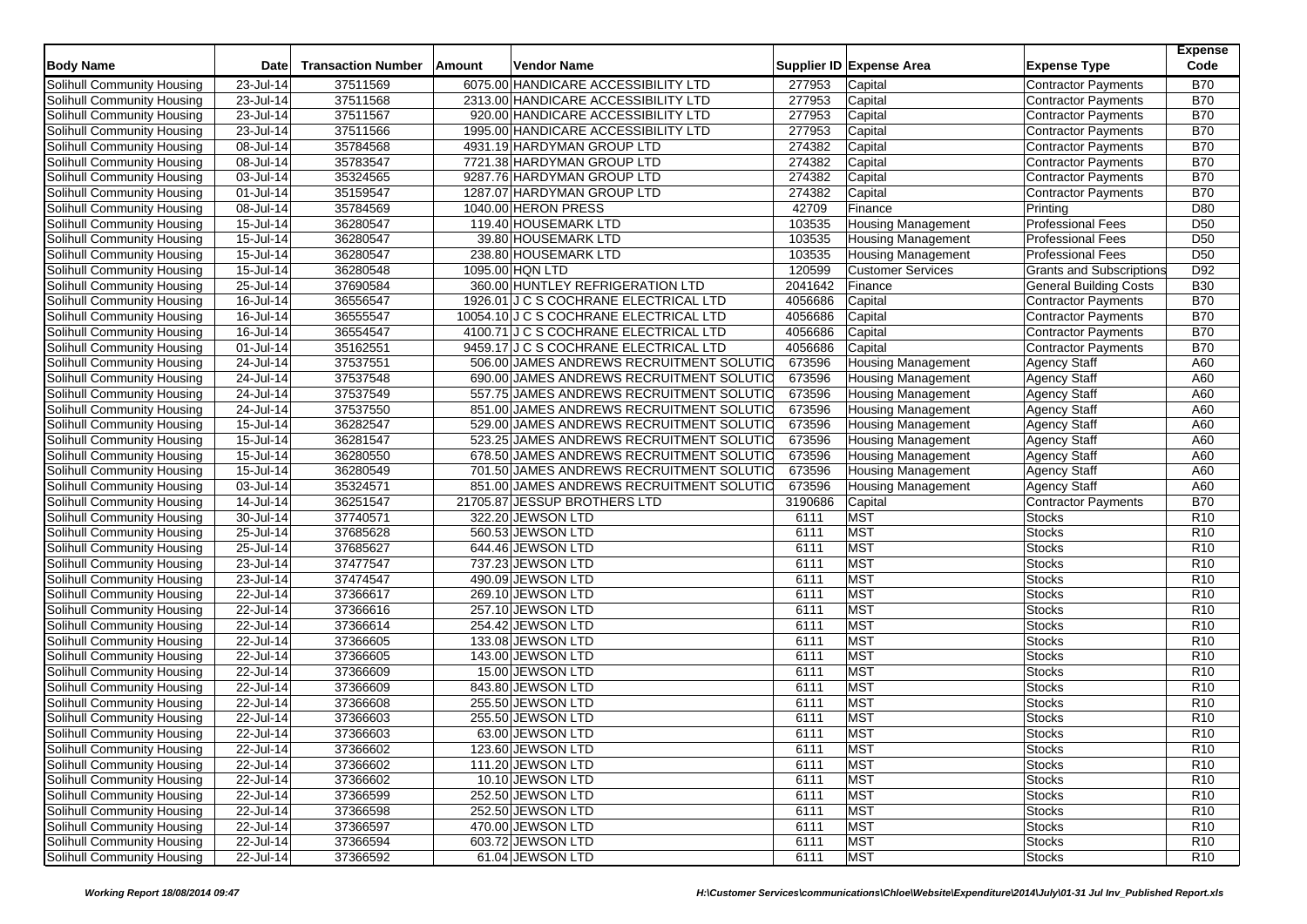| Body Name | Date | Transaction Number | Amount | Vendor Name | Supplier ID | Expense Area | Expense Type | Expense Code |
|---|---|---|---|---|---|---|---|---|
| Solihull Community Housing | 23-Jul-14 | 37511569 | 6075.00 | HANDICARE ACCESSIBILITY LTD | 277953 | Capital | Contractor Payments | B70 |
| Solihull Community Housing | 23-Jul-14 | 37511568 | 2313.00 | HANDICARE ACCESSIBILITY LTD | 277953 | Capital | Contractor Payments | B70 |
| Solihull Community Housing | 23-Jul-14 | 37511567 | 920.00 | HANDICARE ACCESSIBILITY LTD | 277953 | Capital | Contractor Payments | B70 |
| Solihull Community Housing | 23-Jul-14 | 37511566 | 1995.00 | HANDICARE ACCESSIBILITY LTD | 277953 | Capital | Contractor Payments | B70 |
| Solihull Community Housing | 08-Jul-14 | 35784568 | 4931.19 | HARDYMAN GROUP LTD | 274382 | Capital | Contractor Payments | B70 |
| Solihull Community Housing | 08-Jul-14 | 35783547 | 7721.38 | HARDYMAN GROUP LTD | 274382 | Capital | Contractor Payments | B70 |
| Solihull Community Housing | 03-Jul-14 | 35324565 | 9287.76 | HARDYMAN GROUP LTD | 274382 | Capital | Contractor Payments | B70 |
| Solihull Community Housing | 01-Jul-14 | 35159547 | 1287.07 | HARDYMAN GROUP LTD | 274382 | Capital | Contractor Payments | B70 |
| Solihull Community Housing | 08-Jul-14 | 35784569 | 1040.00 | HERON PRESS | 42709 | Finance | Printing | D80 |
| Solihull Community Housing | 15-Jul-14 | 36280547 | 119.40 | HOUSEMARK LTD | 103535 | Housing Management | Professional Fees | D50 |
| Solihull Community Housing | 15-Jul-14 | 36280547 | 39.80 | HOUSEMARK LTD | 103535 | Housing Management | Professional Fees | D50 |
| Solihull Community Housing | 15-Jul-14 | 36280547 | 238.80 | HOUSEMARK LTD | 103535 | Housing Management | Professional Fees | D50 |
| Solihull Community Housing | 15-Jul-14 | 36280548 | 1095.00 | HQN LTD | 120599 | Customer Services | Grants and Subscriptions | D92 |
| Solihull Community Housing | 25-Jul-14 | 37690584 | 360.00 | HUNTLEY REFRIGERATION LTD | 2041642 | Finance | General Building Costs | B30 |
| Solihull Community Housing | 16-Jul-14 | 36556547 | 1926.01 | J C S COCHRANE ELECTRICAL LTD | 4056686 | Capital | Contractor Payments | B70 |
| Solihull Community Housing | 16-Jul-14 | 36555547 | 10054.10 | J C S COCHRANE ELECTRICAL LTD | 4056686 | Capital | Contractor Payments | B70 |
| Solihull Community Housing | 16-Jul-14 | 36554547 | 4100.71 | J C S COCHRANE ELECTRICAL LTD | 4056686 | Capital | Contractor Payments | B70 |
| Solihull Community Housing | 01-Jul-14 | 35162551 | 9459.17 | J C S COCHRANE ELECTRICAL LTD | 4056686 | Capital | Contractor Payments | B70 |
| Solihull Community Housing | 24-Jul-14 | 37537551 | 506.00 | JAMES ANDREWS RECRUITMENT SOLUTIO | 673596 | Housing Management | Agency Staff | A60 |
| Solihull Community Housing | 24-Jul-14 | 37537548 | 690.00 | JAMES ANDREWS RECRUITMENT SOLUTIO | 673596 | Housing Management | Agency Staff | A60 |
| Solihull Community Housing | 24-Jul-14 | 37537549 | 557.75 | JAMES ANDREWS RECRUITMENT SOLUTIO | 673596 | Housing Management | Agency Staff | A60 |
| Solihull Community Housing | 24-Jul-14 | 37537550 | 851.00 | JAMES ANDREWS RECRUITMENT SOLUTIO | 673596 | Housing Management | Agency Staff | A60 |
| Solihull Community Housing | 15-Jul-14 | 36282547 | 529.00 | JAMES ANDREWS RECRUITMENT SOLUTIO | 673596 | Housing Management | Agency Staff | A60 |
| Solihull Community Housing | 15-Jul-14 | 36281547 | 523.25 | JAMES ANDREWS RECRUITMENT SOLUTIO | 673596 | Housing Management | Agency Staff | A60 |
| Solihull Community Housing | 15-Jul-14 | 36280550 | 678.50 | JAMES ANDREWS RECRUITMENT SOLUTIO | 673596 | Housing Management | Agency Staff | A60 |
| Solihull Community Housing | 15-Jul-14 | 36280549 | 701.50 | JAMES ANDREWS RECRUITMENT SOLUTIO | 673596 | Housing Management | Agency Staff | A60 |
| Solihull Community Housing | 03-Jul-14 | 35324571 | 851.00 | JAMES ANDREWS RECRUITMENT SOLUTIO | 673596 | Housing Management | Agency Staff | A60 |
| Solihull Community Housing | 14-Jul-14 | 36251547 | 21705.87 | JESSUP BROTHERS LTD | 3190686 | Capital | Contractor Payments | B70 |
| Solihull Community Housing | 30-Jul-14 | 37740571 | 322.20 | JEWSON LTD | 6111 | MST | Stocks | R10 |
| Solihull Community Housing | 25-Jul-14 | 37685628 | 560.53 | JEWSON LTD | 6111 | MST | Stocks | R10 |
| Solihull Community Housing | 25-Jul-14 | 37685627 | 644.46 | JEWSON LTD | 6111 | MST | Stocks | R10 |
| Solihull Community Housing | 23-Jul-14 | 37477547 | 737.23 | JEWSON LTD | 6111 | MST | Stocks | R10 |
| Solihull Community Housing | 23-Jul-14 | 37474547 | 490.09 | JEWSON LTD | 6111 | MST | Stocks | R10 |
| Solihull Community Housing | 22-Jul-14 | 37366617 | 269.10 | JEWSON LTD | 6111 | MST | Stocks | R10 |
| Solihull Community Housing | 22-Jul-14 | 37366616 | 257.10 | JEWSON LTD | 6111 | MST | Stocks | R10 |
| Solihull Community Housing | 22-Jul-14 | 37366614 | 254.42 | JEWSON LTD | 6111 | MST | Stocks | R10 |
| Solihull Community Housing | 22-Jul-14 | 37366605 | 133.08 | JEWSON LTD | 6111 | MST | Stocks | R10 |
| Solihull Community Housing | 22-Jul-14 | 37366605 | 143.00 | JEWSON LTD | 6111 | MST | Stocks | R10 |
| Solihull Community Housing | 22-Jul-14 | 37366609 | 15.00 | JEWSON LTD | 6111 | MST | Stocks | R10 |
| Solihull Community Housing | 22-Jul-14 | 37366609 | 843.80 | JEWSON LTD | 6111 | MST | Stocks | R10 |
| Solihull Community Housing | 22-Jul-14 | 37366608 | 255.50 | JEWSON LTD | 6111 | MST | Stocks | R10 |
| Solihull Community Housing | 22-Jul-14 | 37366603 | 255.50 | JEWSON LTD | 6111 | MST | Stocks | R10 |
| Solihull Community Housing | 22-Jul-14 | 37366603 | 63.00 | JEWSON LTD | 6111 | MST | Stocks | R10 |
| Solihull Community Housing | 22-Jul-14 | 37366602 | 123.60 | JEWSON LTD | 6111 | MST | Stocks | R10 |
| Solihull Community Housing | 22-Jul-14 | 37366602 | 111.20 | JEWSON LTD | 6111 | MST | Stocks | R10 |
| Solihull Community Housing | 22-Jul-14 | 37366602 | 10.10 | JEWSON LTD | 6111 | MST | Stocks | R10 |
| Solihull Community Housing | 22-Jul-14 | 37366599 | 252.50 | JEWSON LTD | 6111 | MST | Stocks | R10 |
| Solihull Community Housing | 22-Jul-14 | 37366598 | 252.50 | JEWSON LTD | 6111 | MST | Stocks | R10 |
| Solihull Community Housing | 22-Jul-14 | 37366597 | 470.00 | JEWSON LTD | 6111 | MST | Stocks | R10 |
| Solihull Community Housing | 22-Jul-14 | 37366594 | 603.72 | JEWSON LTD | 6111 | MST | Stocks | R10 |
| Solihull Community Housing | 22-Jul-14 | 37366592 | 61.04 | JEWSON LTD | 6111 | MST | Stocks | R10 |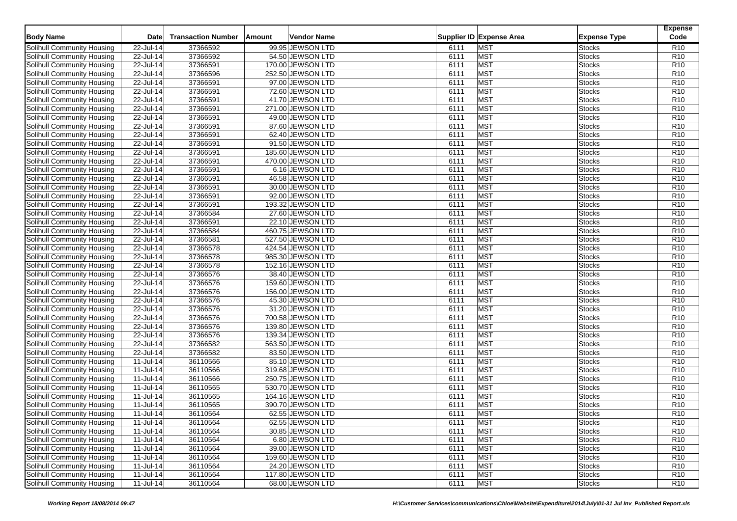| Body Name | Date | Transaction Number | Amount | Vendor Name | Supplier ID | Expense Area | Expense Type | Expense Code |
|---|---|---|---|---|---|---|---|---|
| Solihull Community Housing | 22-Jul-14 | 37366592 | 99.95 | JEWSON LTD | 6111 | MST | Stocks | R10 |
| Solihull Community Housing | 22-Jul-14 | 37366592 | 54.50 | JEWSON LTD | 6111 | MST | Stocks | R10 |
| Solihull Community Housing | 22-Jul-14 | 37366591 | 170.00 | JEWSON LTD | 6111 | MST | Stocks | R10 |
| Solihull Community Housing | 22-Jul-14 | 37366596 | 252.50 | JEWSON LTD | 6111 | MST | Stocks | R10 |
| Solihull Community Housing | 22-Jul-14 | 37366591 | 97.00 | JEWSON LTD | 6111 | MST | Stocks | R10 |
| Solihull Community Housing | 22-Jul-14 | 37366591 | 72.60 | JEWSON LTD | 6111 | MST | Stocks | R10 |
| Solihull Community Housing | 22-Jul-14 | 37366591 | 41.70 | JEWSON LTD | 6111 | MST | Stocks | R10 |
| Solihull Community Housing | 22-Jul-14 | 37366591 | 271.00 | JEWSON LTD | 6111 | MST | Stocks | R10 |
| Solihull Community Housing | 22-Jul-14 | 37366591 | 49.00 | JEWSON LTD | 6111 | MST | Stocks | R10 |
| Solihull Community Housing | 22-Jul-14 | 37366591 | 87.60 | JEWSON LTD | 6111 | MST | Stocks | R10 |
| Solihull Community Housing | 22-Jul-14 | 37366591 | 62.40 | JEWSON LTD | 6111 | MST | Stocks | R10 |
| Solihull Community Housing | 22-Jul-14 | 37366591 | 91.50 | JEWSON LTD | 6111 | MST | Stocks | R10 |
| Solihull Community Housing | 22-Jul-14 | 37366591 | 185.60 | JEWSON LTD | 6111 | MST | Stocks | R10 |
| Solihull Community Housing | 22-Jul-14 | 37366591 | 470.00 | JEWSON LTD | 6111 | MST | Stocks | R10 |
| Solihull Community Housing | 22-Jul-14 | 37366591 | 6.16 | JEWSON LTD | 6111 | MST | Stocks | R10 |
| Solihull Community Housing | 22-Jul-14 | 37366591 | 46.58 | JEWSON LTD | 6111 | MST | Stocks | R10 |
| Solihull Community Housing | 22-Jul-14 | 37366591 | 30.00 | JEWSON LTD | 6111 | MST | Stocks | R10 |
| Solihull Community Housing | 22-Jul-14 | 37366591 | 92.00 | JEWSON LTD | 6111 | MST | Stocks | R10 |
| Solihull Community Housing | 22-Jul-14 | 37366591 | 193.32 | JEWSON LTD | 6111 | MST | Stocks | R10 |
| Solihull Community Housing | 22-Jul-14 | 37366584 | 27.60 | JEWSON LTD | 6111 | MST | Stocks | R10 |
| Solihull Community Housing | 22-Jul-14 | 37366591 | 22.10 | JEWSON LTD | 6111 | MST | Stocks | R10 |
| Solihull Community Housing | 22-Jul-14 | 37366584 | 460.75 | JEWSON LTD | 6111 | MST | Stocks | R10 |
| Solihull Community Housing | 22-Jul-14 | 37366581 | 527.50 | JEWSON LTD | 6111 | MST | Stocks | R10 |
| Solihull Community Housing | 22-Jul-14 | 37366578 | 424.54 | JEWSON LTD | 6111 | MST | Stocks | R10 |
| Solihull Community Housing | 22-Jul-14 | 37366578 | 985.30 | JEWSON LTD | 6111 | MST | Stocks | R10 |
| Solihull Community Housing | 22-Jul-14 | 37366578 | 152.16 | JEWSON LTD | 6111 | MST | Stocks | R10 |
| Solihull Community Housing | 22-Jul-14 | 37366576 | 38.40 | JEWSON LTD | 6111 | MST | Stocks | R10 |
| Solihull Community Housing | 22-Jul-14 | 37366576 | 159.60 | JEWSON LTD | 6111 | MST | Stocks | R10 |
| Solihull Community Housing | 22-Jul-14 | 37366576 | 156.00 | JEWSON LTD | 6111 | MST | Stocks | R10 |
| Solihull Community Housing | 22-Jul-14 | 37366576 | 45.30 | JEWSON LTD | 6111 | MST | Stocks | R10 |
| Solihull Community Housing | 22-Jul-14 | 37366576 | 31.20 | JEWSON LTD | 6111 | MST | Stocks | R10 |
| Solihull Community Housing | 22-Jul-14 | 37366576 | 700.58 | JEWSON LTD | 6111 | MST | Stocks | R10 |
| Solihull Community Housing | 22-Jul-14 | 37366576 | 139.80 | JEWSON LTD | 6111 | MST | Stocks | R10 |
| Solihull Community Housing | 22-Jul-14 | 37366576 | 139.34 | JEWSON LTD | 6111 | MST | Stocks | R10 |
| Solihull Community Housing | 22-Jul-14 | 37366582 | 563.50 | JEWSON LTD | 6111 | MST | Stocks | R10 |
| Solihull Community Housing | 22-Jul-14 | 37366582 | 83.50 | JEWSON LTD | 6111 | MST | Stocks | R10 |
| Solihull Community Housing | 11-Jul-14 | 36110566 | 85.10 | JEWSON LTD | 6111 | MST | Stocks | R10 |
| Solihull Community Housing | 11-Jul-14 | 36110566 | 319.68 | JEWSON LTD | 6111 | MST | Stocks | R10 |
| Solihull Community Housing | 11-Jul-14 | 36110566 | 250.75 | JEWSON LTD | 6111 | MST | Stocks | R10 |
| Solihull Community Housing | 11-Jul-14 | 36110565 | 530.70 | JEWSON LTD | 6111 | MST | Stocks | R10 |
| Solihull Community Housing | 11-Jul-14 | 36110565 | 164.16 | JEWSON LTD | 6111 | MST | Stocks | R10 |
| Solihull Community Housing | 11-Jul-14 | 36110565 | 390.70 | JEWSON LTD | 6111 | MST | Stocks | R10 |
| Solihull Community Housing | 11-Jul-14 | 36110564 | 62.55 | JEWSON LTD | 6111 | MST | Stocks | R10 |
| Solihull Community Housing | 11-Jul-14 | 36110564 | 62.55 | JEWSON LTD | 6111 | MST | Stocks | R10 |
| Solihull Community Housing | 11-Jul-14 | 36110564 | 30.85 | JEWSON LTD | 6111 | MST | Stocks | R10 |
| Solihull Community Housing | 11-Jul-14 | 36110564 | 6.80 | JEWSON LTD | 6111 | MST | Stocks | R10 |
| Solihull Community Housing | 11-Jul-14 | 36110564 | 39.00 | JEWSON LTD | 6111 | MST | Stocks | R10 |
| Solihull Community Housing | 11-Jul-14 | 36110564 | 159.60 | JEWSON LTD | 6111 | MST | Stocks | R10 |
| Solihull Community Housing | 11-Jul-14 | 36110564 | 24.20 | JEWSON LTD | 6111 | MST | Stocks | R10 |
| Solihull Community Housing | 11-Jul-14 | 36110564 | 117.80 | JEWSON LTD | 6111 | MST | Stocks | R10 |
| Solihull Community Housing | 11-Jul-14 | 36110564 | 68.00 | JEWSON LTD | 6111 | MST | Stocks | R10 |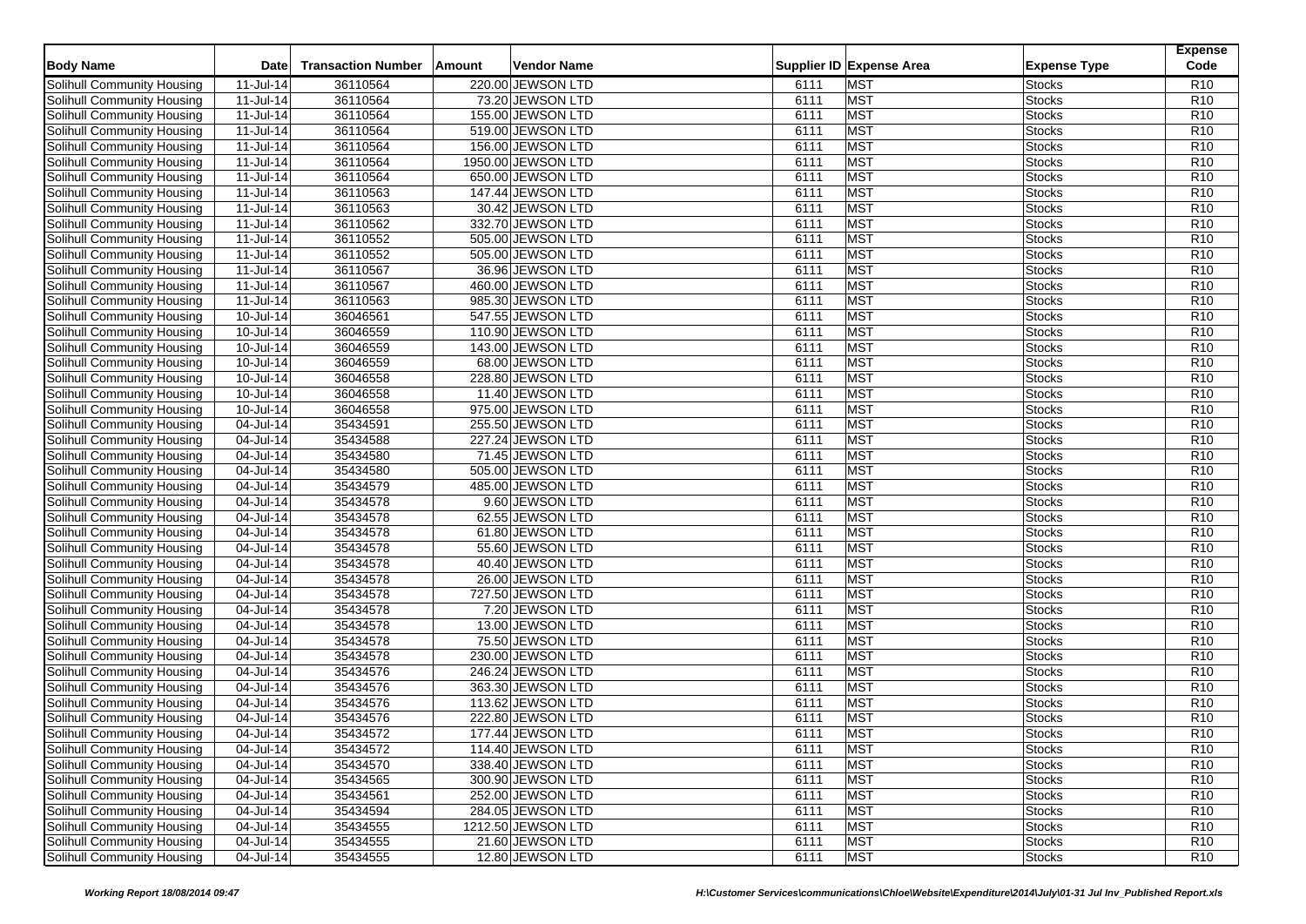| Body Name | Date | Transaction Number | Amount | Vendor Name | Supplier ID | Expense Area | Expense Type | Expense Code |
|---|---|---|---|---|---|---|---|---|
| Solihull Community Housing | 11-Jul-14 | 36110564 | 220.00 | JEWSON LTD | 6111 | MST | Stocks | R10 |
| Solihull Community Housing | 11-Jul-14 | 36110564 | 73.20 | JEWSON LTD | 6111 | MST | Stocks | R10 |
| Solihull Community Housing | 11-Jul-14 | 36110564 | 155.00 | JEWSON LTD | 6111 | MST | Stocks | R10 |
| Solihull Community Housing | 11-Jul-14 | 36110564 | 519.00 | JEWSON LTD | 6111 | MST | Stocks | R10 |
| Solihull Community Housing | 11-Jul-14 | 36110564 | 156.00 | JEWSON LTD | 6111 | MST | Stocks | R10 |
| Solihull Community Housing | 11-Jul-14 | 36110564 | 1950.00 | JEWSON LTD | 6111 | MST | Stocks | R10 |
| Solihull Community Housing | 11-Jul-14 | 36110564 | 650.00 | JEWSON LTD | 6111 | MST | Stocks | R10 |
| Solihull Community Housing | 11-Jul-14 | 36110563 | 147.44 | JEWSON LTD | 6111 | MST | Stocks | R10 |
| Solihull Community Housing | 11-Jul-14 | 36110563 | 30.42 | JEWSON LTD | 6111 | MST | Stocks | R10 |
| Solihull Community Housing | 11-Jul-14 | 36110562 | 332.70 | JEWSON LTD | 6111 | MST | Stocks | R10 |
| Solihull Community Housing | 11-Jul-14 | 36110552 | 505.00 | JEWSON LTD | 6111 | MST | Stocks | R10 |
| Solihull Community Housing | 11-Jul-14 | 36110552 | 505.00 | JEWSON LTD | 6111 | MST | Stocks | R10 |
| Solihull Community Housing | 11-Jul-14 | 36110567 | 36.96 | JEWSON LTD | 6111 | MST | Stocks | R10 |
| Solihull Community Housing | 11-Jul-14 | 36110567 | 460.00 | JEWSON LTD | 6111 | MST | Stocks | R10 |
| Solihull Community Housing | 11-Jul-14 | 36110563 | 985.30 | JEWSON LTD | 6111 | MST | Stocks | R10 |
| Solihull Community Housing | 10-Jul-14 | 36046561 | 547.55 | JEWSON LTD | 6111 | MST | Stocks | R10 |
| Solihull Community Housing | 10-Jul-14 | 36046559 | 110.90 | JEWSON LTD | 6111 | MST | Stocks | R10 |
| Solihull Community Housing | 10-Jul-14 | 36046559 | 143.00 | JEWSON LTD | 6111 | MST | Stocks | R10 |
| Solihull Community Housing | 10-Jul-14 | 36046559 | 68.00 | JEWSON LTD | 6111 | MST | Stocks | R10 |
| Solihull Community Housing | 10-Jul-14 | 36046558 | 228.80 | JEWSON LTD | 6111 | MST | Stocks | R10 |
| Solihull Community Housing | 10-Jul-14 | 36046558 | 11.40 | JEWSON LTD | 6111 | MST | Stocks | R10 |
| Solihull Community Housing | 10-Jul-14 | 36046558 | 975.00 | JEWSON LTD | 6111 | MST | Stocks | R10 |
| Solihull Community Housing | 04-Jul-14 | 35434591 | 255.50 | JEWSON LTD | 6111 | MST | Stocks | R10 |
| Solihull Community Housing | 04-Jul-14 | 35434588 | 227.24 | JEWSON LTD | 6111 | MST | Stocks | R10 |
| Solihull Community Housing | 04-Jul-14 | 35434580 | 71.45 | JEWSON LTD | 6111 | MST | Stocks | R10 |
| Solihull Community Housing | 04-Jul-14 | 35434580 | 505.00 | JEWSON LTD | 6111 | MST | Stocks | R10 |
| Solihull Community Housing | 04-Jul-14 | 35434579 | 485.00 | JEWSON LTD | 6111 | MST | Stocks | R10 |
| Solihull Community Housing | 04-Jul-14 | 35434578 | 9.60 | JEWSON LTD | 6111 | MST | Stocks | R10 |
| Solihull Community Housing | 04-Jul-14 | 35434578 | 62.55 | JEWSON LTD | 6111 | MST | Stocks | R10 |
| Solihull Community Housing | 04-Jul-14 | 35434578 | 61.80 | JEWSON LTD | 6111 | MST | Stocks | R10 |
| Solihull Community Housing | 04-Jul-14 | 35434578 | 55.60 | JEWSON LTD | 6111 | MST | Stocks | R10 |
| Solihull Community Housing | 04-Jul-14 | 35434578 | 40.40 | JEWSON LTD | 6111 | MST | Stocks | R10 |
| Solihull Community Housing | 04-Jul-14 | 35434578 | 26.00 | JEWSON LTD | 6111 | MST | Stocks | R10 |
| Solihull Community Housing | 04-Jul-14 | 35434578 | 727.50 | JEWSON LTD | 6111 | MST | Stocks | R10 |
| Solihull Community Housing | 04-Jul-14 | 35434578 | 7.20 | JEWSON LTD | 6111 | MST | Stocks | R10 |
| Solihull Community Housing | 04-Jul-14 | 35434578 | 13.00 | JEWSON LTD | 6111 | MST | Stocks | R10 |
| Solihull Community Housing | 04-Jul-14 | 35434578 | 75.50 | JEWSON LTD | 6111 | MST | Stocks | R10 |
| Solihull Community Housing | 04-Jul-14 | 35434578 | 230.00 | JEWSON LTD | 6111 | MST | Stocks | R10 |
| Solihull Community Housing | 04-Jul-14 | 35434576 | 246.24 | JEWSON LTD | 6111 | MST | Stocks | R10 |
| Solihull Community Housing | 04-Jul-14 | 35434576 | 363.30 | JEWSON LTD | 6111 | MST | Stocks | R10 |
| Solihull Community Housing | 04-Jul-14 | 35434576 | 113.62 | JEWSON LTD | 6111 | MST | Stocks | R10 |
| Solihull Community Housing | 04-Jul-14 | 35434576 | 222.80 | JEWSON LTD | 6111 | MST | Stocks | R10 |
| Solihull Community Housing | 04-Jul-14 | 35434572 | 177.44 | JEWSON LTD | 6111 | MST | Stocks | R10 |
| Solihull Community Housing | 04-Jul-14 | 35434572 | 114.40 | JEWSON LTD | 6111 | MST | Stocks | R10 |
| Solihull Community Housing | 04-Jul-14 | 35434570 | 338.40 | JEWSON LTD | 6111 | MST | Stocks | R10 |
| Solihull Community Housing | 04-Jul-14 | 35434565 | 300.90 | JEWSON LTD | 6111 | MST | Stocks | R10 |
| Solihull Community Housing | 04-Jul-14 | 35434561 | 252.00 | JEWSON LTD | 6111 | MST | Stocks | R10 |
| Solihull Community Housing | 04-Jul-14 | 35434594 | 284.05 | JEWSON LTD | 6111 | MST | Stocks | R10 |
| Solihull Community Housing | 04-Jul-14 | 35434555 | 1212.50 | JEWSON LTD | 6111 | MST | Stocks | R10 |
| Solihull Community Housing | 04-Jul-14 | 35434555 | 21.60 | JEWSON LTD | 6111 | MST | Stocks | R10 |
| Solihull Community Housing | 04-Jul-14 | 35434555 | 12.80 | JEWSON LTD | 6111 | MST | Stocks | R10 |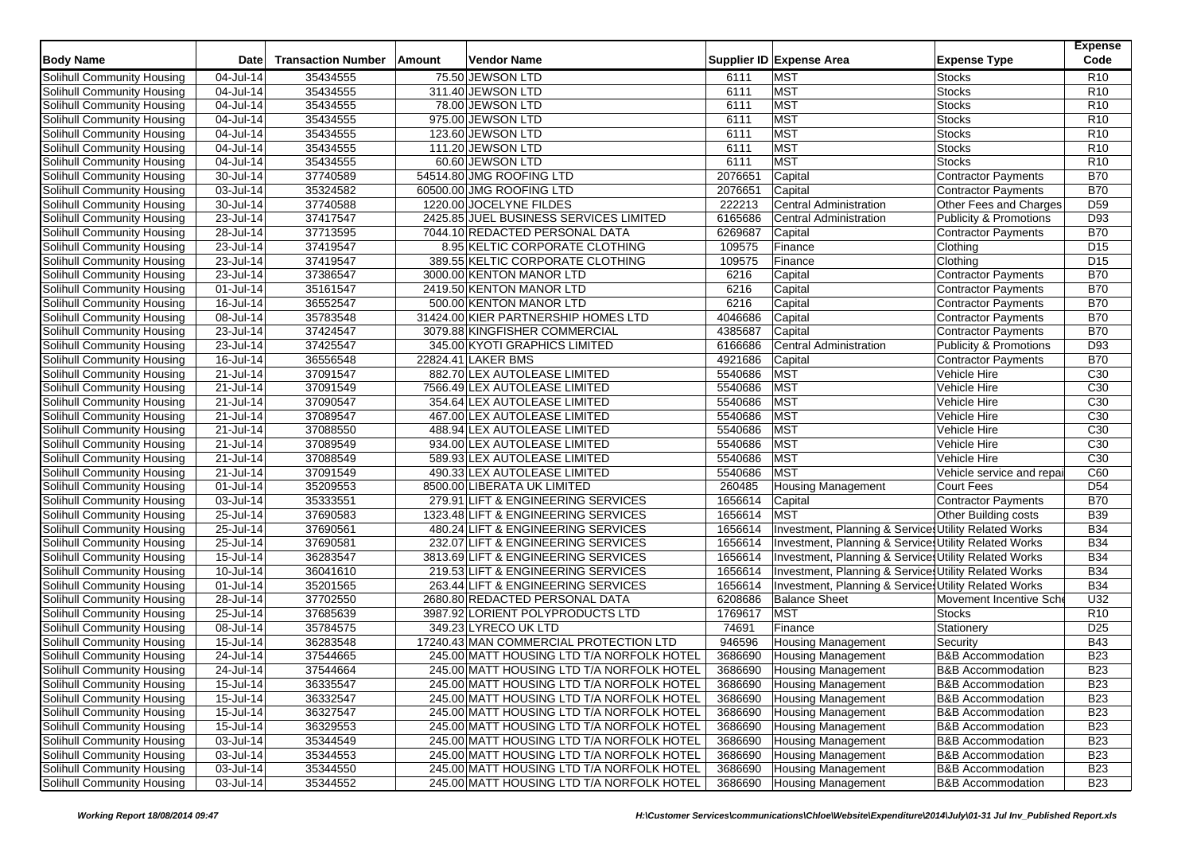| Body Name | Date | Transaction Number | Amount | Vendor Name | Supplier ID | Expense Area | Expense Type | Expense Code |
|---|---|---|---|---|---|---|---|---|
| Solihull Community Housing | 04-Jul-14 | 35434555 | 75.50 | JEWSON LTD | 6111 | MST | Stocks | R10 |
| Solihull Community Housing | 04-Jul-14 | 35434555 | 311.40 | JEWSON LTD | 6111 | MST | Stocks | R10 |
| Solihull Community Housing | 04-Jul-14 | 35434555 | 78.00 | JEWSON LTD | 6111 | MST | Stocks | R10 |
| Solihull Community Housing | 04-Jul-14 | 35434555 | 975.00 | JEWSON LTD | 6111 | MST | Stocks | R10 |
| Solihull Community Housing | 04-Jul-14 | 35434555 | 123.60 | JEWSON LTD | 6111 | MST | Stocks | R10 |
| Solihull Community Housing | 04-Jul-14 | 35434555 | 111.20 | JEWSON LTD | 6111 | MST | Stocks | R10 |
| Solihull Community Housing | 04-Jul-14 | 35434555 | 60.60 | JEWSON LTD | 6111 | MST | Stocks | R10 |
| Solihull Community Housing | 30-Jul-14 | 37740589 | 54514.80 | JMG ROOFING LTD | 2076651 | Capital | Contractor Payments | B70 |
| Solihull Community Housing | 03-Jul-14 | 35324582 | 60500.00 | JMG ROOFING LTD | 2076651 | Capital | Contractor Payments | B70 |
| Solihull Community Housing | 30-Jul-14 | 37740588 | 1220.00 | JOCELYNE FILDES | 222213 | Central Administration | Other Fees and Charges | D59 |
| Solihull Community Housing | 23-Jul-14 | 37417547 | 2425.85 | JUEL BUSINESS SERVICES LIMITED | 6165686 | Central Administration | Publicity & Promotions | D93 |
| Solihull Community Housing | 28-Jul-14 | 37713595 | 7044.10 | REDACTED PERSONAL DATA | 6269687 | Capital | Contractor Payments | B70 |
| Solihull Community Housing | 23-Jul-14 | 37419547 | 8.95 | KELTIC CORPORATE CLOTHING | 109575 | Finance | Clothing | D15 |
| Solihull Community Housing | 23-Jul-14 | 37419547 | 389.55 | KELTIC CORPORATE CLOTHING | 109575 | Finance | Clothing | D15 |
| Solihull Community Housing | 23-Jul-14 | 37386547 | 3000.00 | KENTON MANOR LTD | 6216 | Capital | Contractor Payments | B70 |
| Solihull Community Housing | 01-Jul-14 | 35161547 | 2419.50 | KENTON MANOR LTD | 6216 | Capital | Contractor Payments | B70 |
| Solihull Community Housing | 16-Jul-14 | 36552547 | 500.00 | KENTON MANOR LTD | 6216 | Capital | Contractor Payments | B70 |
| Solihull Community Housing | 08-Jul-14 | 35783548 | 31424.00 | KIER PARTNERSHIP HOMES LTD | 4046686 | Capital | Contractor Payments | B70 |
| Solihull Community Housing | 23-Jul-14 | 37424547 | 3079.88 | KINGFISHER COMMERCIAL | 4385687 | Capital | Contractor Payments | B70 |
| Solihull Community Housing | 23-Jul-14 | 37425547 | 345.00 | KYOTI GRAPHICS LIMITED | 6166686 | Central Administration | Publicity & Promotions | D93 |
| Solihull Community Housing | 16-Jul-14 | 36556548 | 22824.41 | LAKER BMS | 4921686 | Capital | Contractor Payments | B70 |
| Solihull Community Housing | 21-Jul-14 | 37091547 | 882.70 | LEX AUTOLEASE LIMITED | 5540686 | MST | Vehicle Hire | C30 |
| Solihull Community Housing | 21-Jul-14 | 37091549 | 7566.49 | LEX AUTOLEASE LIMITED | 5540686 | MST | Vehicle Hire | C30 |
| Solihull Community Housing | 21-Jul-14 | 37090547 | 354.64 | LEX AUTOLEASE LIMITED | 5540686 | MST | Vehicle Hire | C30 |
| Solihull Community Housing | 21-Jul-14 | 37089547 | 467.00 | LEX AUTOLEASE LIMITED | 5540686 | MST | Vehicle Hire | C30 |
| Solihull Community Housing | 21-Jul-14 | 37088550 | 488.94 | LEX AUTOLEASE LIMITED | 5540686 | MST | Vehicle Hire | C30 |
| Solihull Community Housing | 21-Jul-14 | 37089549 | 934.00 | LEX AUTOLEASE LIMITED | 5540686 | MST | Vehicle Hire | C30 |
| Solihull Community Housing | 21-Jul-14 | 37088549 | 589.93 | LEX AUTOLEASE LIMITED | 5540686 | MST | Vehicle Hire | C30 |
| Solihull Community Housing | 21-Jul-14 | 37091549 | 490.33 | LEX AUTOLEASE LIMITED | 5540686 | MST | Vehicle service and repai | C60 |
| Solihull Community Housing | 01-Jul-14 | 35209553 | 8500.00 | LIBERATA UK LIMITED | 260485 | Housing Management | Court Fees | D54 |
| Solihull Community Housing | 03-Jul-14 | 35333551 | 279.91 | LIFT & ENGINEERING SERVICES | 1656614 | Capital | Contractor Payments | B70 |
| Solihull Community Housing | 25-Jul-14 | 37690583 | 1323.48 | LIFT & ENGINEERING SERVICES | 1656614 | MST | Other Building costs | B39 |
| Solihull Community Housing | 25-Jul-14 | 37690561 | 480.24 | LIFT & ENGINEERING SERVICES | 1656614 | Investment, Planning & Services | Utility Related Works | B34 |
| Solihull Community Housing | 25-Jul-14 | 37690581 | 232.07 | LIFT & ENGINEERING SERVICES | 1656614 | Investment, Planning & Services | Utility Related Works | B34 |
| Solihull Community Housing | 15-Jul-14 | 36283547 | 3813.69 | LIFT & ENGINEERING SERVICES | 1656614 | Investment, Planning & Services | Utility Related Works | B34 |
| Solihull Community Housing | 10-Jul-14 | 36041610 | 219.53 | LIFT & ENGINEERING SERVICES | 1656614 | Investment, Planning & Services | Utility Related Works | B34 |
| Solihull Community Housing | 01-Jul-14 | 35201565 | 263.44 | LIFT & ENGINEERING SERVICES | 1656614 | Investment, Planning & Services | Utility Related Works | B34 |
| Solihull Community Housing | 28-Jul-14 | 37702550 | 2680.80 | REDACTED PERSONAL DATA | 6208686 | Balance Sheet | Movement Incentive Sche | U32 |
| Solihull Community Housing | 25-Jul-14 | 37685639 | 3987.92 | LORIENT POLYPRODUCTS LTD | 1769617 | MST | Stocks | R10 |
| Solihull Community Housing | 08-Jul-14 | 35784575 | 349.23 | LYRECO UK LTD | 74691 | Finance | Stationery | D25 |
| Solihull Community Housing | 15-Jul-14 | 36283548 | 17240.43 | MAN COMMERCIAL PROTECTION LTD | 946596 | Housing Management | Security | B43 |
| Solihull Community Housing | 24-Jul-14 | 37544665 | 245.00 | MATT HOUSING LTD T/A NORFOLK HOTEL | 3686690 | Housing Management | B&B Accommodation | B23 |
| Solihull Community Housing | 24-Jul-14 | 37544664 | 245.00 | MATT HOUSING LTD T/A NORFOLK HOTEL | 3686690 | Housing Management | B&B Accommodation | B23 |
| Solihull Community Housing | 15-Jul-14 | 36335547 | 245.00 | MATT HOUSING LTD T/A NORFOLK HOTEL | 3686690 | Housing Management | B&B Accommodation | B23 |
| Solihull Community Housing | 15-Jul-14 | 36332547 | 245.00 | MATT HOUSING LTD T/A NORFOLK HOTEL | 3686690 | Housing Management | B&B Accommodation | B23 |
| Solihull Community Housing | 15-Jul-14 | 36327547 | 245.00 | MATT HOUSING LTD T/A NORFOLK HOTEL | 3686690 | Housing Management | B&B Accommodation | B23 |
| Solihull Community Housing | 15-Jul-14 | 36329553 | 245.00 | MATT HOUSING LTD T/A NORFOLK HOTEL | 3686690 | Housing Management | B&B Accommodation | B23 |
| Solihull Community Housing | 03-Jul-14 | 35344549 | 245.00 | MATT HOUSING LTD T/A NORFOLK HOTEL | 3686690 | Housing Management | B&B Accommodation | B23 |
| Solihull Community Housing | 03-Jul-14 | 35344553 | 245.00 | MATT HOUSING LTD T/A NORFOLK HOTEL | 3686690 | Housing Management | B&B Accommodation | B23 |
| Solihull Community Housing | 03-Jul-14 | 35344550 | 245.00 | MATT HOUSING LTD T/A NORFOLK HOTEL | 3686690 | Housing Management | B&B Accommodation | B23 |
| Solihull Community Housing | 03-Jul-14 | 35344552 | 245.00 | MATT HOUSING LTD T/A NORFOLK HOTEL | 3686690 | Housing Management | B&B Accommodation | B23 |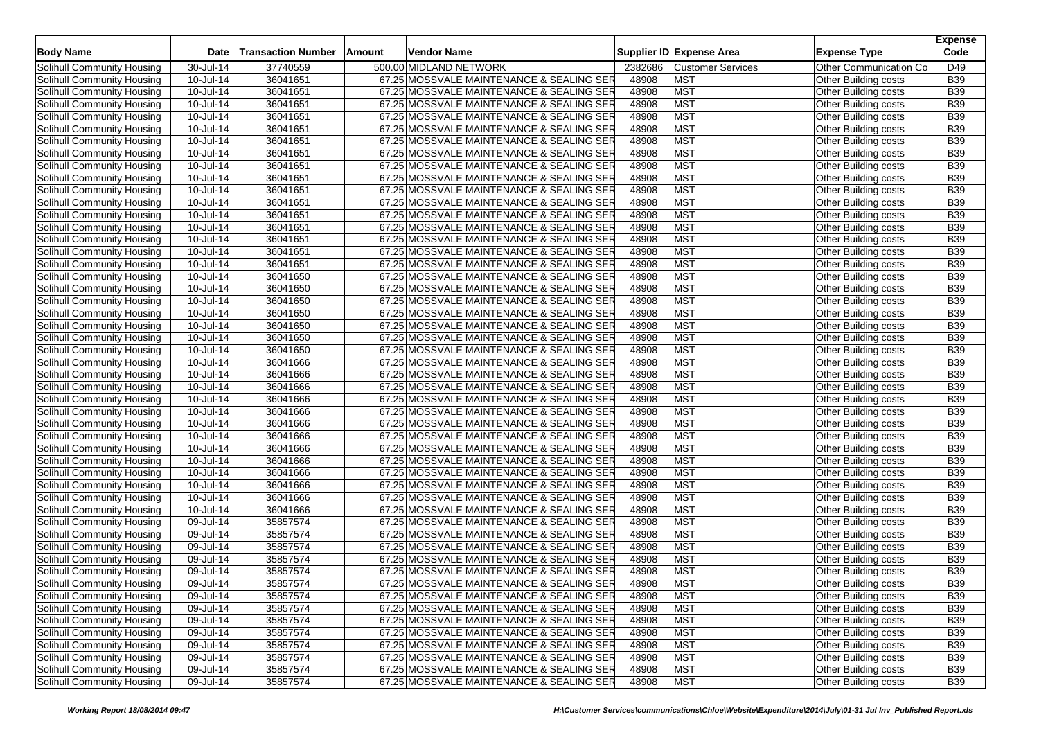| Body Name | Date | Transaction Number | Amount | Vendor Name | Supplier ID | Expense Area | Expense Type | Expense Code |
|---|---|---|---|---|---|---|---|---|
| Solihull Community Housing | 30-Jul-14 | 37740559 | 500.00 | MIDLAND NETWORK | 2382686 | Customer Services | Other Communication Co | D49 |
| Solihull Community Housing | 10-Jul-14 | 36041651 | 67.25 | MOSSVALE MAINTENANCE & SEALING SER | 48908 | MST | Other Building costs | B39 |
| Solihull Community Housing | 10-Jul-14 | 36041651 | 67.25 | MOSSVALE MAINTENANCE & SEALING SER | 48908 | MST | Other Building costs | B39 |
| Solihull Community Housing | 10-Jul-14 | 36041651 | 67.25 | MOSSVALE MAINTENANCE & SEALING SER | 48908 | MST | Other Building costs | B39 |
| Solihull Community Housing | 10-Jul-14 | 36041651 | 67.25 | MOSSVALE MAINTENANCE & SEALING SER | 48908 | MST | Other Building costs | B39 |
| Solihull Community Housing | 10-Jul-14 | 36041651 | 67.25 | MOSSVALE MAINTENANCE & SEALING SER | 48908 | MST | Other Building costs | B39 |
| Solihull Community Housing | 10-Jul-14 | 36041651 | 67.25 | MOSSVALE MAINTENANCE & SEALING SER | 48908 | MST | Other Building costs | B39 |
| Solihull Community Housing | 10-Jul-14 | 36041651 | 67.25 | MOSSVALE MAINTENANCE & SEALING SER | 48908 | MST | Other Building costs | B39 |
| Solihull Community Housing | 10-Jul-14 | 36041651 | 67.25 | MOSSVALE MAINTENANCE & SEALING SER | 48908 | MST | Other Building costs | B39 |
| Solihull Community Housing | 10-Jul-14 | 36041651 | 67.25 | MOSSVALE MAINTENANCE & SEALING SER | 48908 | MST | Other Building costs | B39 |
| Solihull Community Housing | 10-Jul-14 | 36041651 | 67.25 | MOSSVALE MAINTENANCE & SEALING SER | 48908 | MST | Other Building costs | B39 |
| Solihull Community Housing | 10-Jul-14 | 36041651 | 67.25 | MOSSVALE MAINTENANCE & SEALING SER | 48908 | MST | Other Building costs | B39 |
| Solihull Community Housing | 10-Jul-14 | 36041651 | 67.25 | MOSSVALE MAINTENANCE & SEALING SER | 48908 | MST | Other Building costs | B39 |
| Solihull Community Housing | 10-Jul-14 | 36041651 | 67.25 | MOSSVALE MAINTENANCE & SEALING SER | 48908 | MST | Other Building costs | B39 |
| Solihull Community Housing | 10-Jul-14 | 36041651 | 67.25 | MOSSVALE MAINTENANCE & SEALING SER | 48908 | MST | Other Building costs | B39 |
| Solihull Community Housing | 10-Jul-14 | 36041651 | 67.25 | MOSSVALE MAINTENANCE & SEALING SER | 48908 | MST | Other Building costs | B39 |
| Solihull Community Housing | 10-Jul-14 | 36041650 | 67.25 | MOSSVALE MAINTENANCE & SEALING SER | 48908 | MST | Other Building costs | B39 |
| Solihull Community Housing | 10-Jul-14 | 36041650 | 67.25 | MOSSVALE MAINTENANCE & SEALING SER | 48908 | MST | Other Building costs | B39 |
| Solihull Community Housing | 10-Jul-14 | 36041650 | 67.25 | MOSSVALE MAINTENANCE & SEALING SER | 48908 | MST | Other Building costs | B39 |
| Solihull Community Housing | 10-Jul-14 | 36041650 | 67.25 | MOSSVALE MAINTENANCE & SEALING SER | 48908 | MST | Other Building costs | B39 |
| Solihull Community Housing | 10-Jul-14 | 36041650 | 67.25 | MOSSVALE MAINTENANCE & SEALING SER | 48908 | MST | Other Building costs | B39 |
| Solihull Community Housing | 10-Jul-14 | 36041650 | 67.25 | MOSSVALE MAINTENANCE & SEALING SER | 48908 | MST | Other Building costs | B39 |
| Solihull Community Housing | 10-Jul-14 | 36041650 | 67.25 | MOSSVALE MAINTENANCE & SEALING SER | 48908 | MST | Other Building costs | B39 |
| Solihull Community Housing | 10-Jul-14 | 36041666 | 67.25 | MOSSVALE MAINTENANCE & SEALING SER | 48908 | MST | Other Building costs | B39 |
| Solihull Community Housing | 10-Jul-14 | 36041666 | 67.25 | MOSSVALE MAINTENANCE & SEALING SER | 48908 | MST | Other Building costs | B39 |
| Solihull Community Housing | 10-Jul-14 | 36041666 | 67.25 | MOSSVALE MAINTENANCE & SEALING SER | 48908 | MST | Other Building costs | B39 |
| Solihull Community Housing | 10-Jul-14 | 36041666 | 67.25 | MOSSVALE MAINTENANCE & SEALING SER | 48908 | MST | Other Building costs | B39 |
| Solihull Community Housing | 10-Jul-14 | 36041666 | 67.25 | MOSSVALE MAINTENANCE & SEALING SER | 48908 | MST | Other Building costs | B39 |
| Solihull Community Housing | 10-Jul-14 | 36041666 | 67.25 | MOSSVALE MAINTENANCE & SEALING SER | 48908 | MST | Other Building costs | B39 |
| Solihull Community Housing | 10-Jul-14 | 36041666 | 67.25 | MOSSVALE MAINTENANCE & SEALING SER | 48908 | MST | Other Building costs | B39 |
| Solihull Community Housing | 10-Jul-14 | 36041666 | 67.25 | MOSSVALE MAINTENANCE & SEALING SER | 48908 | MST | Other Building costs | B39 |
| Solihull Community Housing | 10-Jul-14 | 36041666 | 67.25 | MOSSVALE MAINTENANCE & SEALING SER | 48908 | MST | Other Building costs | B39 |
| Solihull Community Housing | 10-Jul-14 | 36041666 | 67.25 | MOSSVALE MAINTENANCE & SEALING SER | 48908 | MST | Other Building costs | B39 |
| Solihull Community Housing | 10-Jul-14 | 36041666 | 67.25 | MOSSVALE MAINTENANCE & SEALING SER | 48908 | MST | Other Building costs | B39 |
| Solihull Community Housing | 10-Jul-14 | 36041666 | 67.25 | MOSSVALE MAINTENANCE & SEALING SER | 48908 | MST | Other Building costs | B39 |
| Solihull Community Housing | 09-Jul-14 | 35857574 | 67.25 | MOSSVALE MAINTENANCE & SEALING SER | 48908 | MST | Other Building costs | B39 |
| Solihull Community Housing | 09-Jul-14 | 35857574 | 67.25 | MOSSVALE MAINTENANCE & SEALING SER | 48908 | MST | Other Building costs | B39 |
| Solihull Community Housing | 09-Jul-14 | 35857574 | 67.25 | MOSSVALE MAINTENANCE & SEALING SER | 48908 | MST | Other Building costs | B39 |
| Solihull Community Housing | 09-Jul-14 | 35857574 | 67.25 | MOSSVALE MAINTENANCE & SEALING SER | 48908 | MST | Other Building costs | B39 |
| Solihull Community Housing | 09-Jul-14 | 35857574 | 67.25 | MOSSVALE MAINTENANCE & SEALING SER | 48908 | MST | Other Building costs | B39 |
| Solihull Community Housing | 09-Jul-14 | 35857574 | 67.25 | MOSSVALE MAINTENANCE & SEALING SER | 48908 | MST | Other Building costs | B39 |
| Solihull Community Housing | 09-Jul-14 | 35857574 | 67.25 | MOSSVALE MAINTENANCE & SEALING SER | 48908 | MST | Other Building costs | B39 |
| Solihull Community Housing | 09-Jul-14 | 35857574 | 67.25 | MOSSVALE MAINTENANCE & SEALING SER | 48908 | MST | Other Building costs | B39 |
| Solihull Community Housing | 09-Jul-14 | 35857574 | 67.25 | MOSSVALE MAINTENANCE & SEALING SER | 48908 | MST | Other Building costs | B39 |
| Solihull Community Housing | 09-Jul-14 | 35857574 | 67.25 | MOSSVALE MAINTENANCE & SEALING SER | 48908 | MST | Other Building costs | B39 |
| Solihull Community Housing | 09-Jul-14 | 35857574 | 67.25 | MOSSVALE MAINTENANCE & SEALING SER | 48908 | MST | Other Building costs | B39 |
| Solihull Community Housing | 09-Jul-14 | 35857574 | 67.25 | MOSSVALE MAINTENANCE & SEALING SER | 48908 | MST | Other Building costs | B39 |
| Solihull Community Housing | 09-Jul-14 | 35857574 | 67.25 | MOSSVALE MAINTENANCE & SEALING SER | 48908 | MST | Other Building costs | B39 |
| Solihull Community Housing | 09-Jul-14 | 35857574 | 67.25 | MOSSVALE MAINTENANCE & SEALING SER | 48908 | MST | Other Building costs | B39 |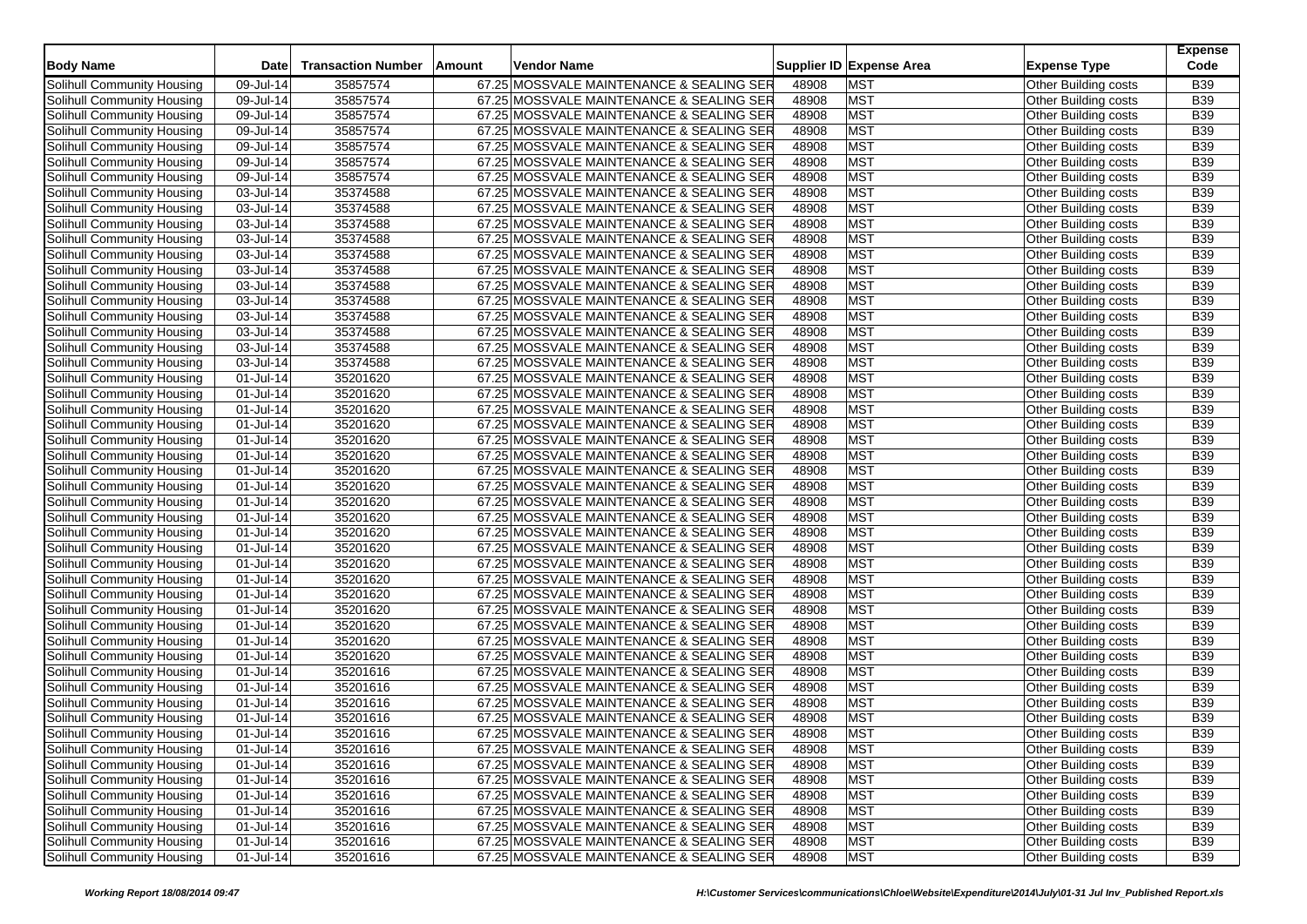| Body Name | Date | Transaction Number | Amount | Vendor Name | Supplier ID | Expense Area | Expense Type | Expense Code |
|---|---|---|---|---|---|---|---|---|
| Solihull Community Housing | 09-Jul-14 | 35857574 | 67.25 | MOSSVALE MAINTENANCE & SEALING SER | 48908 | MST | Other Building costs | B39 |
| Solihull Community Housing | 09-Jul-14 | 35857574 | 67.25 | MOSSVALE MAINTENANCE & SEALING SER | 48908 | MST | Other Building costs | B39 |
| Solihull Community Housing | 09-Jul-14 | 35857574 | 67.25 | MOSSVALE MAINTENANCE & SEALING SER | 48908 | MST | Other Building costs | B39 |
| Solihull Community Housing | 09-Jul-14 | 35857574 | 67.25 | MOSSVALE MAINTENANCE & SEALING SER | 48908 | MST | Other Building costs | B39 |
| Solihull Community Housing | 09-Jul-14 | 35857574 | 67.25 | MOSSVALE MAINTENANCE & SEALING SER | 48908 | MST | Other Building costs | B39 |
| Solihull Community Housing | 09-Jul-14 | 35857574 | 67.25 | MOSSVALE MAINTENANCE & SEALING SER | 48908 | MST | Other Building costs | B39 |
| Solihull Community Housing | 09-Jul-14 | 35857574 | 67.25 | MOSSVALE MAINTENANCE & SEALING SER | 48908 | MST | Other Building costs | B39 |
| Solihull Community Housing | 03-Jul-14 | 35374588 | 67.25 | MOSSVALE MAINTENANCE & SEALING SER | 48908 | MST | Other Building costs | B39 |
| Solihull Community Housing | 03-Jul-14 | 35374588 | 67.25 | MOSSVALE MAINTENANCE & SEALING SER | 48908 | MST | Other Building costs | B39 |
| Solihull Community Housing | 03-Jul-14 | 35374588 | 67.25 | MOSSVALE MAINTENANCE & SEALING SER | 48908 | MST | Other Building costs | B39 |
| Solihull Community Housing | 03-Jul-14 | 35374588 | 67.25 | MOSSVALE MAINTENANCE & SEALING SER | 48908 | MST | Other Building costs | B39 |
| Solihull Community Housing | 03-Jul-14 | 35374588 | 67.25 | MOSSVALE MAINTENANCE & SEALING SER | 48908 | MST | Other Building costs | B39 |
| Solihull Community Housing | 03-Jul-14 | 35374588 | 67.25 | MOSSVALE MAINTENANCE & SEALING SER | 48908 | MST | Other Building costs | B39 |
| Solihull Community Housing | 03-Jul-14 | 35374588 | 67.25 | MOSSVALE MAINTENANCE & SEALING SER | 48908 | MST | Other Building costs | B39 |
| Solihull Community Housing | 03-Jul-14 | 35374588 | 67.25 | MOSSVALE MAINTENANCE & SEALING SER | 48908 | MST | Other Building costs | B39 |
| Solihull Community Housing | 03-Jul-14 | 35374588 | 67.25 | MOSSVALE MAINTENANCE & SEALING SER | 48908 | MST | Other Building costs | B39 |
| Solihull Community Housing | 03-Jul-14 | 35374588 | 67.25 | MOSSVALE MAINTENANCE & SEALING SER | 48908 | MST | Other Building costs | B39 |
| Solihull Community Housing | 03-Jul-14 | 35374588 | 67.25 | MOSSVALE MAINTENANCE & SEALING SER | 48908 | MST | Other Building costs | B39 |
| Solihull Community Housing | 03-Jul-14 | 35374588 | 67.25 | MOSSVALE MAINTENANCE & SEALING SER | 48908 | MST | Other Building costs | B39 |
| Solihull Community Housing | 01-Jul-14 | 35201620 | 67.25 | MOSSVALE MAINTENANCE & SEALING SER | 48908 | MST | Other Building costs | B39 |
| Solihull Community Housing | 01-Jul-14 | 35201620 | 67.25 | MOSSVALE MAINTENANCE & SEALING SER | 48908 | MST | Other Building costs | B39 |
| Solihull Community Housing | 01-Jul-14 | 35201620 | 67.25 | MOSSVALE MAINTENANCE & SEALING SER | 48908 | MST | Other Building costs | B39 |
| Solihull Community Housing | 01-Jul-14 | 35201620 | 67.25 | MOSSVALE MAINTENANCE & SEALING SER | 48908 | MST | Other Building costs | B39 |
| Solihull Community Housing | 01-Jul-14 | 35201620 | 67.25 | MOSSVALE MAINTENANCE & SEALING SER | 48908 | MST | Other Building costs | B39 |
| Solihull Community Housing | 01-Jul-14 | 35201620 | 67.25 | MOSSVALE MAINTENANCE & SEALING SER | 48908 | MST | Other Building costs | B39 |
| Solihull Community Housing | 01-Jul-14 | 35201620 | 67.25 | MOSSVALE MAINTENANCE & SEALING SER | 48908 | MST | Other Building costs | B39 |
| Solihull Community Housing | 01-Jul-14 | 35201620 | 67.25 | MOSSVALE MAINTENANCE & SEALING SER | 48908 | MST | Other Building costs | B39 |
| Solihull Community Housing | 01-Jul-14 | 35201620 | 67.25 | MOSSVALE MAINTENANCE & SEALING SER | 48908 | MST | Other Building costs | B39 |
| Solihull Community Housing | 01-Jul-14 | 35201620 | 67.25 | MOSSVALE MAINTENANCE & SEALING SER | 48908 | MST | Other Building costs | B39 |
| Solihull Community Housing | 01-Jul-14 | 35201620 | 67.25 | MOSSVALE MAINTENANCE & SEALING SER | 48908 | MST | Other Building costs | B39 |
| Solihull Community Housing | 01-Jul-14 | 35201620 | 67.25 | MOSSVALE MAINTENANCE & SEALING SER | 48908 | MST | Other Building costs | B39 |
| Solihull Community Housing | 01-Jul-14 | 35201620 | 67.25 | MOSSVALE MAINTENANCE & SEALING SER | 48908 | MST | Other Building costs | B39 |
| Solihull Community Housing | 01-Jul-14 | 35201620 | 67.25 | MOSSVALE MAINTENANCE & SEALING SER | 48908 | MST | Other Building costs | B39 |
| Solihull Community Housing | 01-Jul-14 | 35201620 | 67.25 | MOSSVALE MAINTENANCE & SEALING SER | 48908 | MST | Other Building costs | B39 |
| Solihull Community Housing | 01-Jul-14 | 35201620 | 67.25 | MOSSVALE MAINTENANCE & SEALING SER | 48908 | MST | Other Building costs | B39 |
| Solihull Community Housing | 01-Jul-14 | 35201620 | 67.25 | MOSSVALE MAINTENANCE & SEALING SER | 48908 | MST | Other Building costs | B39 |
| Solihull Community Housing | 01-Jul-14 | 35201620 | 67.25 | MOSSVALE MAINTENANCE & SEALING SER | 48908 | MST | Other Building costs | B39 |
| Solihull Community Housing | 01-Jul-14 | 35201616 | 67.25 | MOSSVALE MAINTENANCE & SEALING SER | 48908 | MST | Other Building costs | B39 |
| Solihull Community Housing | 01-Jul-14 | 35201616 | 67.25 | MOSSVALE MAINTENANCE & SEALING SER | 48908 | MST | Other Building costs | B39 |
| Solihull Community Housing | 01-Jul-14 | 35201616 | 67.25 | MOSSVALE MAINTENANCE & SEALING SER | 48908 | MST | Other Building costs | B39 |
| Solihull Community Housing | 01-Jul-14 | 35201616 | 67.25 | MOSSVALE MAINTENANCE & SEALING SER | 48908 | MST | Other Building costs | B39 |
| Solihull Community Housing | 01-Jul-14 | 35201616 | 67.25 | MOSSVALE MAINTENANCE & SEALING SER | 48908 | MST | Other Building costs | B39 |
| Solihull Community Housing | 01-Jul-14 | 35201616 | 67.25 | MOSSVALE MAINTENANCE & SEALING SER | 48908 | MST | Other Building costs | B39 |
| Solihull Community Housing | 01-Jul-14 | 35201616 | 67.25 | MOSSVALE MAINTENANCE & SEALING SER | 48908 | MST | Other Building costs | B39 |
| Solihull Community Housing | 01-Jul-14 | 35201616 | 67.25 | MOSSVALE MAINTENANCE & SEALING SER | 48908 | MST | Other Building costs | B39 |
| Solihull Community Housing | 01-Jul-14 | 35201616 | 67.25 | MOSSVALE MAINTENANCE & SEALING SER | 48908 | MST | Other Building costs | B39 |
| Solihull Community Housing | 01-Jul-14 | 35201616 | 67.25 | MOSSVALE MAINTENANCE & SEALING SER | 48908 | MST | Other Building costs | B39 |
| Solihull Community Housing | 01-Jul-14 | 35201616 | 67.25 | MOSSVALE MAINTENANCE & SEALING SER | 48908 | MST | Other Building costs | B39 |
| Solihull Community Housing | 01-Jul-14 | 35201616 | 67.25 | MOSSVALE MAINTENANCE & SEALING SER | 48908 | MST | Other Building costs | B39 |
| Solihull Community Housing | 01-Jul-14 | 35201616 | 67.25 | MOSSVALE MAINTENANCE & SEALING SER | 48908 | MST | Other Building costs | B39 |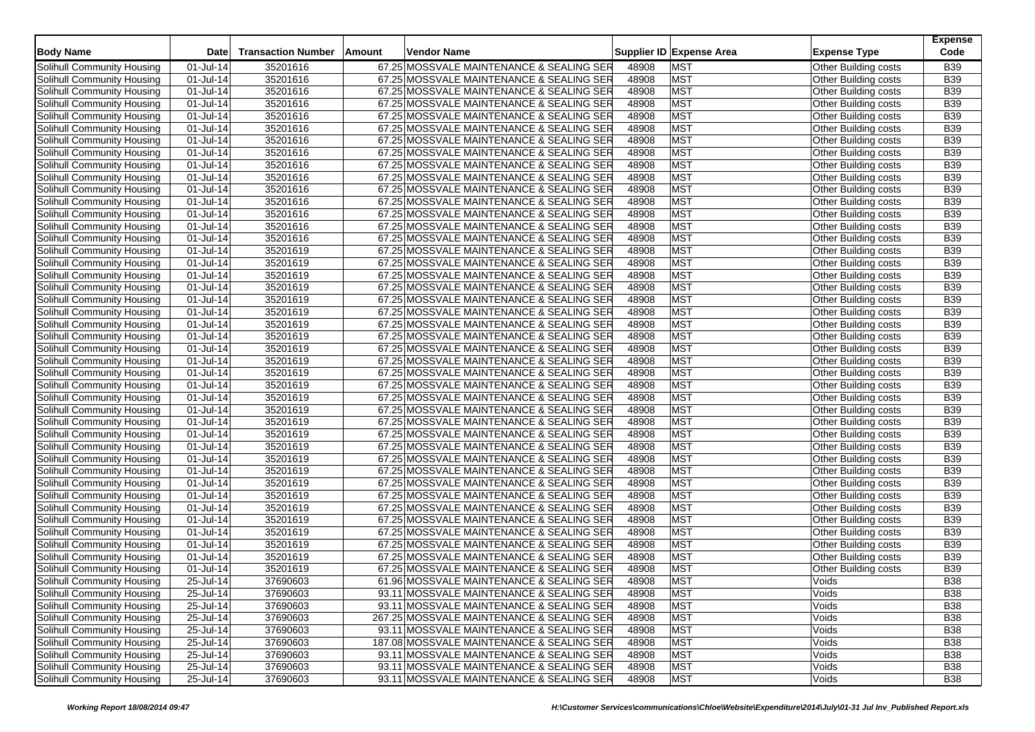| Body Name | Date | Transaction Number | Amount | Vendor Name | Supplier ID | Expense Area | Expense Type | Expense Code |
|---|---|---|---|---|---|---|---|---|
| Solihull Community Housing | 01-Jul-14 | 35201616 | 67.25 | MOSSVALE MAINTENANCE & SEALING SER | 48908 | MST | Other Building costs | B39 |
| Solihull Community Housing | 01-Jul-14 | 35201616 | 67.25 | MOSSVALE MAINTENANCE & SEALING SER | 48908 | MST | Other Building costs | B39 |
| Solihull Community Housing | 01-Jul-14 | 35201616 | 67.25 | MOSSVALE MAINTENANCE & SEALING SER | 48908 | MST | Other Building costs | B39 |
| Solihull Community Housing | 01-Jul-14 | 35201616 | 67.25 | MOSSVALE MAINTENANCE & SEALING SER | 48908 | MST | Other Building costs | B39 |
| Solihull Community Housing | 01-Jul-14 | 35201616 | 67.25 | MOSSVALE MAINTENANCE & SEALING SER | 48908 | MST | Other Building costs | B39 |
| Solihull Community Housing | 01-Jul-14 | 35201616 | 67.25 | MOSSVALE MAINTENANCE & SEALING SER | 48908 | MST | Other Building costs | B39 |
| Solihull Community Housing | 01-Jul-14 | 35201616 | 67.25 | MOSSVALE MAINTENANCE & SEALING SER | 48908 | MST | Other Building costs | B39 |
| Solihull Community Housing | 01-Jul-14 | 35201616 | 67.25 | MOSSVALE MAINTENANCE & SEALING SER | 48908 | MST | Other Building costs | B39 |
| Solihull Community Housing | 01-Jul-14 | 35201616 | 67.25 | MOSSVALE MAINTENANCE & SEALING SER | 48908 | MST | Other Building costs | B39 |
| Solihull Community Housing | 01-Jul-14 | 35201616 | 67.25 | MOSSVALE MAINTENANCE & SEALING SER | 48908 | MST | Other Building costs | B39 |
| Solihull Community Housing | 01-Jul-14 | 35201616 | 67.25 | MOSSVALE MAINTENANCE & SEALING SER | 48908 | MST | Other Building costs | B39 |
| Solihull Community Housing | 01-Jul-14 | 35201616 | 67.25 | MOSSVALE MAINTENANCE & SEALING SER | 48908 | MST | Other Building costs | B39 |
| Solihull Community Housing | 01-Jul-14 | 35201616 | 67.25 | MOSSVALE MAINTENANCE & SEALING SER | 48908 | MST | Other Building costs | B39 |
| Solihull Community Housing | 01-Jul-14 | 35201616 | 67.25 | MOSSVALE MAINTENANCE & SEALING SER | 48908 | MST | Other Building costs | B39 |
| Solihull Community Housing | 01-Jul-14 | 35201616 | 67.25 | MOSSVALE MAINTENANCE & SEALING SER | 48908 | MST | Other Building costs | B39 |
| Solihull Community Housing | 01-Jul-14 | 35201619 | 67.25 | MOSSVALE MAINTENANCE & SEALING SER | 48908 | MST | Other Building costs | B39 |
| Solihull Community Housing | 01-Jul-14 | 35201619 | 67.25 | MOSSVALE MAINTENANCE & SEALING SER | 48908 | MST | Other Building costs | B39 |
| Solihull Community Housing | 01-Jul-14 | 35201619 | 67.25 | MOSSVALE MAINTENANCE & SEALING SER | 48908 | MST | Other Building costs | B39 |
| Solihull Community Housing | 01-Jul-14 | 35201619 | 67.25 | MOSSVALE MAINTENANCE & SEALING SER | 48908 | MST | Other Building costs | B39 |
| Solihull Community Housing | 01-Jul-14 | 35201619 | 67.25 | MOSSVALE MAINTENANCE & SEALING SER | 48908 | MST | Other Building costs | B39 |
| Solihull Community Housing | 01-Jul-14 | 35201619 | 67.25 | MOSSVALE MAINTENANCE & SEALING SER | 48908 | MST | Other Building costs | B39 |
| Solihull Community Housing | 01-Jul-14 | 35201619 | 67.25 | MOSSVALE MAINTENANCE & SEALING SER | 48908 | MST | Other Building costs | B39 |
| Solihull Community Housing | 01-Jul-14 | 35201619 | 67.25 | MOSSVALE MAINTENANCE & SEALING SER | 48908 | MST | Other Building costs | B39 |
| Solihull Community Housing | 01-Jul-14 | 35201619 | 67.25 | MOSSVALE MAINTENANCE & SEALING SER | 48908 | MST | Other Building costs | B39 |
| Solihull Community Housing | 01-Jul-14 | 35201619 | 67.25 | MOSSVALE MAINTENANCE & SEALING SER | 48908 | MST | Other Building costs | B39 |
| Solihull Community Housing | 01-Jul-14 | 35201619 | 67.25 | MOSSVALE MAINTENANCE & SEALING SER | 48908 | MST | Other Building costs | B39 |
| Solihull Community Housing | 01-Jul-14 | 35201619 | 67.25 | MOSSVALE MAINTENANCE & SEALING SER | 48908 | MST | Other Building costs | B39 |
| Solihull Community Housing | 01-Jul-14 | 35201619 | 67.25 | MOSSVALE MAINTENANCE & SEALING SER | 48908 | MST | Other Building costs | B39 |
| Solihull Community Housing | 01-Jul-14 | 35201619 | 67.25 | MOSSVALE MAINTENANCE & SEALING SER | 48908 | MST | Other Building costs | B39 |
| Solihull Community Housing | 01-Jul-14 | 35201619 | 67.25 | MOSSVALE MAINTENANCE & SEALING SER | 48908 | MST | Other Building costs | B39 |
| Solihull Community Housing | 01-Jul-14 | 35201619 | 67.25 | MOSSVALE MAINTENANCE & SEALING SER | 48908 | MST | Other Building costs | B39 |
| Solihull Community Housing | 01-Jul-14 | 35201619 | 67.25 | MOSSVALE MAINTENANCE & SEALING SER | 48908 | MST | Other Building costs | B39 |
| Solihull Community Housing | 01-Jul-14 | 35201619 | 67.25 | MOSSVALE MAINTENANCE & SEALING SER | 48908 | MST | Other Building costs | B39 |
| Solihull Community Housing | 01-Jul-14 | 35201619 | 67.25 | MOSSVALE MAINTENANCE & SEALING SER | 48908 | MST | Other Building costs | B39 |
| Solihull Community Housing | 01-Jul-14 | 35201619 | 67.25 | MOSSVALE MAINTENANCE & SEALING SER | 48908 | MST | Other Building costs | B39 |
| Solihull Community Housing | 01-Jul-14 | 35201619 | 67.25 | MOSSVALE MAINTENANCE & SEALING SER | 48908 | MST | Other Building costs | B39 |
| Solihull Community Housing | 01-Jul-14 | 35201619 | 67.25 | MOSSVALE MAINTENANCE & SEALING SER | 48908 | MST | Other Building costs | B39 |
| Solihull Community Housing | 01-Jul-14 | 35201619 | 67.25 | MOSSVALE MAINTENANCE & SEALING SER | 48908 | MST | Other Building costs | B39 |
| Solihull Community Housing | 01-Jul-14 | 35201619 | 67.25 | MOSSVALE MAINTENANCE & SEALING SER | 48908 | MST | Other Building costs | B39 |
| Solihull Community Housing | 01-Jul-14 | 35201619 | 67.25 | MOSSVALE MAINTENANCE & SEALING SER | 48908 | MST | Other Building costs | B39 |
| Solihull Community Housing | 01-Jul-14 | 35201619 | 67.25 | MOSSVALE MAINTENANCE & SEALING SER | 48908 | MST | Other Building costs | B39 |
| Solihull Community Housing | 01-Jul-14 | 35201619 | 67.25 | MOSSVALE MAINTENANCE & SEALING SER | 48908 | MST | Other Building costs | B39 |
| Solihull Community Housing | 25-Jul-14 | 37690603 | 61.96 | MOSSVALE MAINTENANCE & SEALING SER | 48908 | MST | Voids | B38 |
| Solihull Community Housing | 25-Jul-14 | 37690603 | 93.11 | MOSSVALE MAINTENANCE & SEALING SER | 48908 | MST | Voids | B38 |
| Solihull Community Housing | 25-Jul-14 | 37690603 | 93.11 | MOSSVALE MAINTENANCE & SEALING SER | 48908 | MST | Voids | B38 |
| Solihull Community Housing | 25-Jul-14 | 37690603 | 267.25 | MOSSVALE MAINTENANCE & SEALING SER | 48908 | MST | Voids | B38 |
| Solihull Community Housing | 25-Jul-14 | 37690603 | 93.11 | MOSSVALE MAINTENANCE & SEALING SER | 48908 | MST | Voids | B38 |
| Solihull Community Housing | 25-Jul-14 | 37690603 | 187.08 | MOSSVALE MAINTENANCE & SEALING SER | 48908 | MST | Voids | B38 |
| Solihull Community Housing | 25-Jul-14 | 37690603 | 93.11 | MOSSVALE MAINTENANCE & SEALING SER | 48908 | MST | Voids | B38 |
| Solihull Community Housing | 25-Jul-14 | 37690603 | 93.11 | MOSSVALE MAINTENANCE & SEALING SER | 48908 | MST | Voids | B38 |
| Solihull Community Housing | 25-Jul-14 | 37690603 | 93.11 | MOSSVALE MAINTENANCE & SEALING SER | 48908 | MST | Voids | B38 |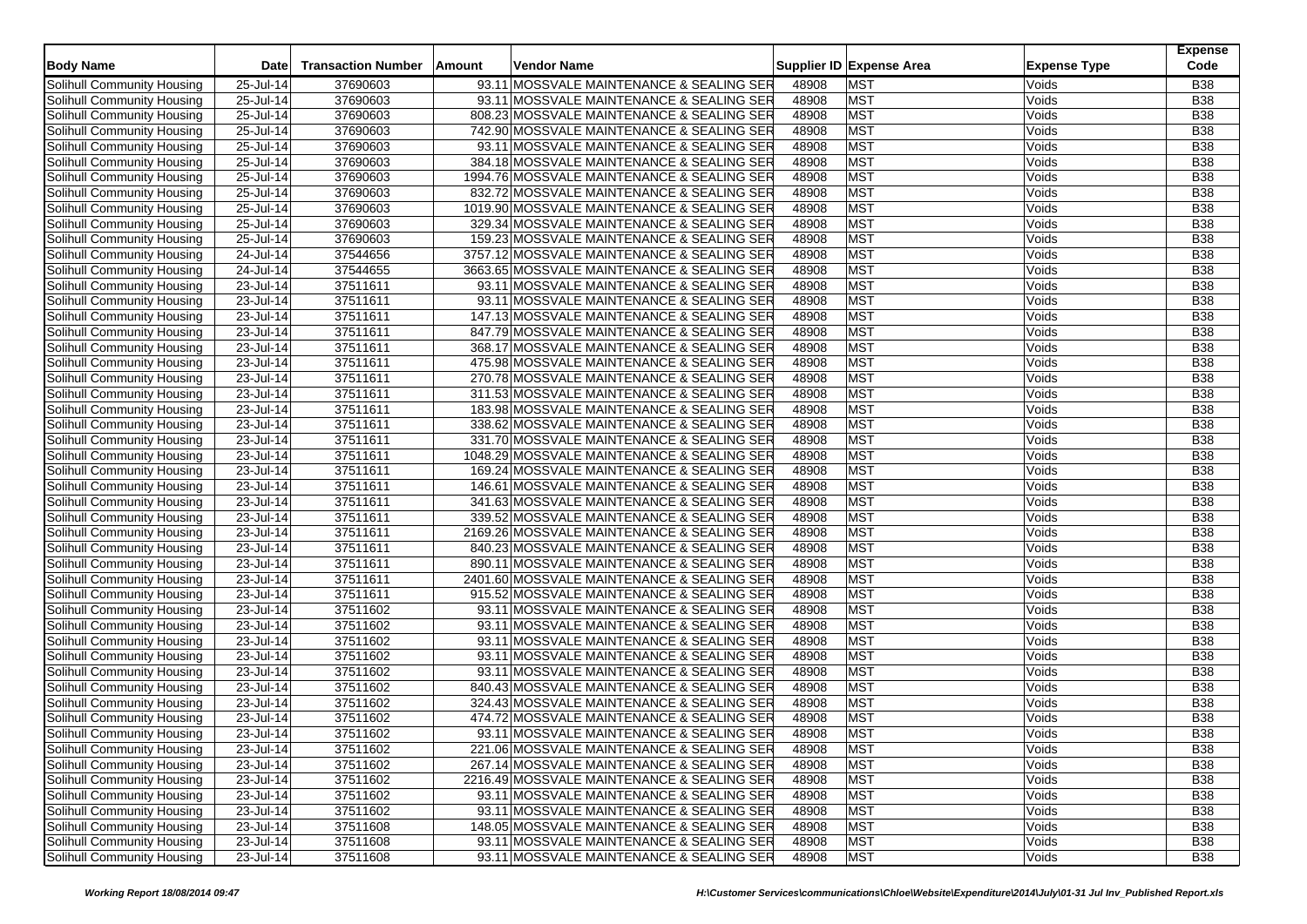| Body Name | Date | Transaction Number | Amount | Vendor Name | Supplier ID | Expense Area | Expense Type | Expense Code |
|---|---|---|---|---|---|---|---|---|
| Solihull Community Housing | 25-Jul-14 | 37690603 | 93.11 | MOSSVALE MAINTENANCE & SEALING SER | 48908 | MST | Voids | B38 |
| Solihull Community Housing | 25-Jul-14 | 37690603 | 93.11 | MOSSVALE MAINTENANCE & SEALING SER | 48908 | MST | Voids | B38 |
| Solihull Community Housing | 25-Jul-14 | 37690603 | 808.23 | MOSSVALE MAINTENANCE & SEALING SER | 48908 | MST | Voids | B38 |
| Solihull Community Housing | 25-Jul-14 | 37690603 | 742.90 | MOSSVALE MAINTENANCE & SEALING SER | 48908 | MST | Voids | B38 |
| Solihull Community Housing | 25-Jul-14 | 37690603 | 93.11 | MOSSVALE MAINTENANCE & SEALING SER | 48908 | MST | Voids | B38 |
| Solihull Community Housing | 25-Jul-14 | 37690603 | 384.18 | MOSSVALE MAINTENANCE & SEALING SER | 48908 | MST | Voids | B38 |
| Solihull Community Housing | 25-Jul-14 | 37690603 | 1994.76 | MOSSVALE MAINTENANCE & SEALING SER | 48908 | MST | Voids | B38 |
| Solihull Community Housing | 25-Jul-14 | 37690603 | 832.72 | MOSSVALE MAINTENANCE & SEALING SER | 48908 | MST | Voids | B38 |
| Solihull Community Housing | 25-Jul-14 | 37690603 | 1019.90 | MOSSVALE MAINTENANCE & SEALING SER | 48908 | MST | Voids | B38 |
| Solihull Community Housing | 25-Jul-14 | 37690603 | 329.34 | MOSSVALE MAINTENANCE & SEALING SER | 48908 | MST | Voids | B38 |
| Solihull Community Housing | 25-Jul-14 | 37690603 | 159.23 | MOSSVALE MAINTENANCE & SEALING SER | 48908 | MST | Voids | B38 |
| Solihull Community Housing | 24-Jul-14 | 37544656 | 3757.12 | MOSSVALE MAINTENANCE & SEALING SER | 48908 | MST | Voids | B38 |
| Solihull Community Housing | 24-Jul-14 | 37544655 | 3663.65 | MOSSVALE MAINTENANCE & SEALING SER | 48908 | MST | Voids | B38 |
| Solihull Community Housing | 23-Jul-14 | 37511611 | 93.11 | MOSSVALE MAINTENANCE & SEALING SER | 48908 | MST | Voids | B38 |
| Solihull Community Housing | 23-Jul-14 | 37511611 | 93.11 | MOSSVALE MAINTENANCE & SEALING SER | 48908 | MST | Voids | B38 |
| Solihull Community Housing | 23-Jul-14 | 37511611 | 147.13 | MOSSVALE MAINTENANCE & SEALING SER | 48908 | MST | Voids | B38 |
| Solihull Community Housing | 23-Jul-14 | 37511611 | 847.79 | MOSSVALE MAINTENANCE & SEALING SER | 48908 | MST | Voids | B38 |
| Solihull Community Housing | 23-Jul-14 | 37511611 | 368.17 | MOSSVALE MAINTENANCE & SEALING SER | 48908 | MST | Voids | B38 |
| Solihull Community Housing | 23-Jul-14 | 37511611 | 475.98 | MOSSVALE MAINTENANCE & SEALING SER | 48908 | MST | Voids | B38 |
| Solihull Community Housing | 23-Jul-14 | 37511611 | 270.78 | MOSSVALE MAINTENANCE & SEALING SER | 48908 | MST | Voids | B38 |
| Solihull Community Housing | 23-Jul-14 | 37511611 | 311.53 | MOSSVALE MAINTENANCE & SEALING SER | 48908 | MST | Voids | B38 |
| Solihull Community Housing | 23-Jul-14 | 37511611 | 183.98 | MOSSVALE MAINTENANCE & SEALING SER | 48908 | MST | Voids | B38 |
| Solihull Community Housing | 23-Jul-14 | 37511611 | 338.62 | MOSSVALE MAINTENANCE & SEALING SER | 48908 | MST | Voids | B38 |
| Solihull Community Housing | 23-Jul-14 | 37511611 | 331.70 | MOSSVALE MAINTENANCE & SEALING SER | 48908 | MST | Voids | B38 |
| Solihull Community Housing | 23-Jul-14 | 37511611 | 1048.29 | MOSSVALE MAINTENANCE & SEALING SER | 48908 | MST | Voids | B38 |
| Solihull Community Housing | 23-Jul-14 | 37511611 | 169.24 | MOSSVALE MAINTENANCE & SEALING SER | 48908 | MST | Voids | B38 |
| Solihull Community Housing | 23-Jul-14 | 37511611 | 146.61 | MOSSVALE MAINTENANCE & SEALING SER | 48908 | MST | Voids | B38 |
| Solihull Community Housing | 23-Jul-14 | 37511611 | 341.63 | MOSSVALE MAINTENANCE & SEALING SER | 48908 | MST | Voids | B38 |
| Solihull Community Housing | 23-Jul-14 | 37511611 | 339.52 | MOSSVALE MAINTENANCE & SEALING SER | 48908 | MST | Voids | B38 |
| Solihull Community Housing | 23-Jul-14 | 37511611 | 2169.26 | MOSSVALE MAINTENANCE & SEALING SER | 48908 | MST | Voids | B38 |
| Solihull Community Housing | 23-Jul-14 | 37511611 | 840.23 | MOSSVALE MAINTENANCE & SEALING SER | 48908 | MST | Voids | B38 |
| Solihull Community Housing | 23-Jul-14 | 37511611 | 890.11 | MOSSVALE MAINTENANCE & SEALING SER | 48908 | MST | Voids | B38 |
| Solihull Community Housing | 23-Jul-14 | 37511611 | 2401.60 | MOSSVALE MAINTENANCE & SEALING SER | 48908 | MST | Voids | B38 |
| Solihull Community Housing | 23-Jul-14 | 37511611 | 915.52 | MOSSVALE MAINTENANCE & SEALING SER | 48908 | MST | Voids | B38 |
| Solihull Community Housing | 23-Jul-14 | 37511602 | 93.11 | MOSSVALE MAINTENANCE & SEALING SER | 48908 | MST | Voids | B38 |
| Solihull Community Housing | 23-Jul-14 | 37511602 | 93.11 | MOSSVALE MAINTENANCE & SEALING SER | 48908 | MST | Voids | B38 |
| Solihull Community Housing | 23-Jul-14 | 37511602 | 93.11 | MOSSVALE MAINTENANCE & SEALING SER | 48908 | MST | Voids | B38 |
| Solihull Community Housing | 23-Jul-14 | 37511602 | 93.11 | MOSSVALE MAINTENANCE & SEALING SER | 48908 | MST | Voids | B38 |
| Solihull Community Housing | 23-Jul-14 | 37511602 | 93.11 | MOSSVALE MAINTENANCE & SEALING SER | 48908 | MST | Voids | B38 |
| Solihull Community Housing | 23-Jul-14 | 37511602 | 840.43 | MOSSVALE MAINTENANCE & SEALING SER | 48908 | MST | Voids | B38 |
| Solihull Community Housing | 23-Jul-14 | 37511602 | 324.43 | MOSSVALE MAINTENANCE & SEALING SER | 48908 | MST | Voids | B38 |
| Solihull Community Housing | 23-Jul-14 | 37511602 | 474.72 | MOSSVALE MAINTENANCE & SEALING SER | 48908 | MST | Voids | B38 |
| Solihull Community Housing | 23-Jul-14 | 37511602 | 93.11 | MOSSVALE MAINTENANCE & SEALING SER | 48908 | MST | Voids | B38 |
| Solihull Community Housing | 23-Jul-14 | 37511602 | 221.06 | MOSSVALE MAINTENANCE & SEALING SER | 48908 | MST | Voids | B38 |
| Solihull Community Housing | 23-Jul-14 | 37511602 | 267.14 | MOSSVALE MAINTENANCE & SEALING SER | 48908 | MST | Voids | B38 |
| Solihull Community Housing | 23-Jul-14 | 37511602 | 2216.49 | MOSSVALE MAINTENANCE & SEALING SER | 48908 | MST | Voids | B38 |
| Solihull Community Housing | 23-Jul-14 | 37511602 | 93.11 | MOSSVALE MAINTENANCE & SEALING SER | 48908 | MST | Voids | B38 |
| Solihull Community Housing | 23-Jul-14 | 37511602 | 93.11 | MOSSVALE MAINTENANCE & SEALING SER | 48908 | MST | Voids | B38 |
| Solihull Community Housing | 23-Jul-14 | 37511608 | 148.05 | MOSSVALE MAINTENANCE & SEALING SER | 48908 | MST | Voids | B38 |
| Solihull Community Housing | 23-Jul-14 | 37511608 | 93.11 | MOSSVALE MAINTENANCE & SEALING SER | 48908 | MST | Voids | B38 |
| Solihull Community Housing | 23-Jul-14 | 37511608 | 93.11 | MOSSVALE MAINTENANCE & SEALING SER | 48908 | MST | Voids | B38 |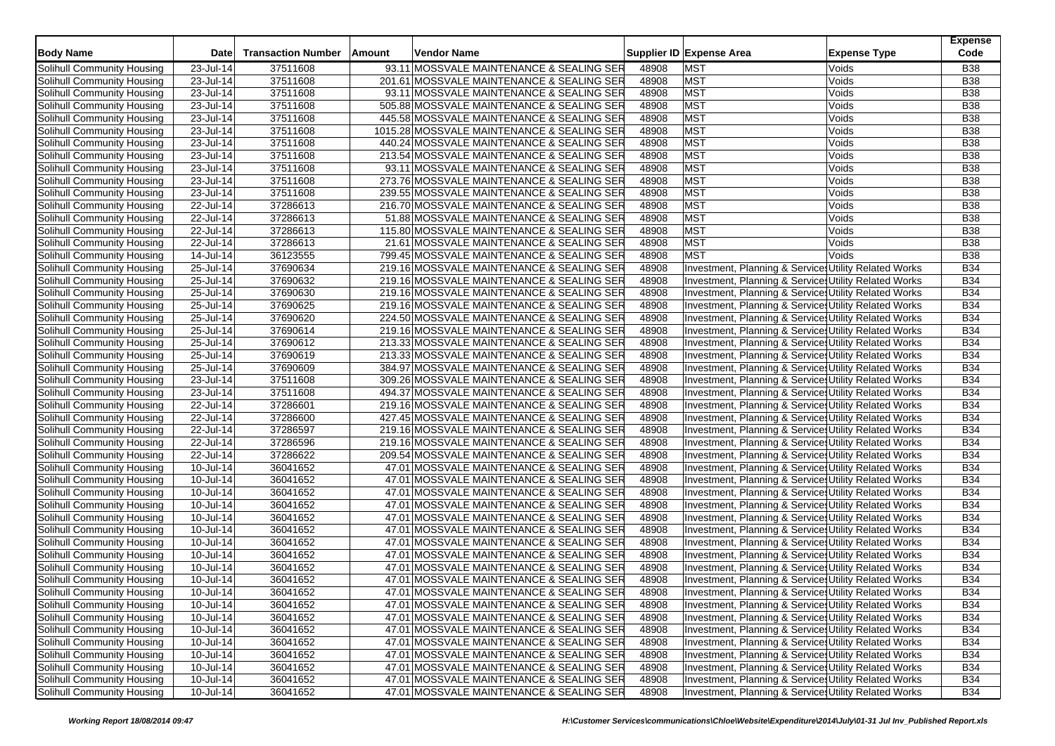| Body Name | Date | Transaction Number | Amount | Vendor Name | Supplier ID | Expense Area | Expense Type | Expense Code |
|---|---|---|---|---|---|---|---|---|
| Solihull Community Housing | 23-Jul-14 | 37511608 | 93.11 | MOSSVALE MAINTENANCE & SEALING SER | 48908 | MST | Voids | B38 |
| Solihull Community Housing | 23-Jul-14 | 37511608 | 201.61 | MOSSVALE MAINTENANCE & SEALING SER | 48908 | MST | Voids | B38 |
| Solihull Community Housing | 23-Jul-14 | 37511608 | 93.11 | MOSSVALE MAINTENANCE & SEALING SER | 48908 | MST | Voids | B38 |
| Solihull Community Housing | 23-Jul-14 | 37511608 | 505.88 | MOSSVALE MAINTENANCE & SEALING SER | 48908 | MST | Voids | B38 |
| Solihull Community Housing | 23-Jul-14 | 37511608 | 445.58 | MOSSVALE MAINTENANCE & SEALING SER | 48908 | MST | Voids | B38 |
| Solihull Community Housing | 23-Jul-14 | 37511608 | 1015.28 | MOSSVALE MAINTENANCE & SEALING SER | 48908 | MST | Voids | B38 |
| Solihull Community Housing | 23-Jul-14 | 37511608 | 440.24 | MOSSVALE MAINTENANCE & SEALING SER | 48908 | MST | Voids | B38 |
| Solihull Community Housing | 23-Jul-14 | 37511608 | 213.54 | MOSSVALE MAINTENANCE & SEALING SER | 48908 | MST | Voids | B38 |
| Solihull Community Housing | 23-Jul-14 | 37511608 | 93.11 | MOSSVALE MAINTENANCE & SEALING SER | 48908 | MST | Voids | B38 |
| Solihull Community Housing | 23-Jul-14 | 37511608 | 273.76 | MOSSVALE MAINTENANCE & SEALING SER | 48908 | MST | Voids | B38 |
| Solihull Community Housing | 23-Jul-14 | 37511608 | 239.55 | MOSSVALE MAINTENANCE & SEALING SER | 48908 | MST | Voids | B38 |
| Solihull Community Housing | 22-Jul-14 | 37286613 | 216.70 | MOSSVALE MAINTENANCE & SEALING SER | 48908 | MST | Voids | B38 |
| Solihull Community Housing | 22-Jul-14 | 37286613 | 51.88 | MOSSVALE MAINTENANCE & SEALING SER | 48908 | MST | Voids | B38 |
| Solihull Community Housing | 22-Jul-14 | 37286613 | 115.80 | MOSSVALE MAINTENANCE & SEALING SER | 48908 | MST | Voids | B38 |
| Solihull Community Housing | 22-Jul-14 | 37286613 | 21.61 | MOSSVALE MAINTENANCE & SEALING SER | 48908 | MST | Voids | B38 |
| Solihull Community Housing | 14-Jul-14 | 36123555 | 799.45 | MOSSVALE MAINTENANCE & SEALING SER | 48908 | MST | Voids | B38 |
| Solihull Community Housing | 25-Jul-14 | 37690634 | 219.16 | MOSSVALE MAINTENANCE & SEALING SER | 48908 | Investment, Planning & Service | Utility Related Works | B34 |
| Solihull Community Housing | 25-Jul-14 | 37690632 | 219.16 | MOSSVALE MAINTENANCE & SEALING SER | 48908 | Investment, Planning & Service | Utility Related Works | B34 |
| Solihull Community Housing | 25-Jul-14 | 37690630 | 219.16 | MOSSVALE MAINTENANCE & SEALING SER | 48908 | Investment, Planning & Service | Utility Related Works | B34 |
| Solihull Community Housing | 25-Jul-14 | 37690625 | 219.16 | MOSSVALE MAINTENANCE & SEALING SER | 48908 | Investment, Planning & Service | Utility Related Works | B34 |
| Solihull Community Housing | 25-Jul-14 | 37690620 | 224.50 | MOSSVALE MAINTENANCE & SEALING SER | 48908 | Investment, Planning & Service | Utility Related Works | B34 |
| Solihull Community Housing | 25-Jul-14 | 37690614 | 219.16 | MOSSVALE MAINTENANCE & SEALING SER | 48908 | Investment, Planning & Service | Utility Related Works | B34 |
| Solihull Community Housing | 25-Jul-14 | 37690612 | 213.33 | MOSSVALE MAINTENANCE & SEALING SER | 48908 | Investment, Planning & Service | Utility Related Works | B34 |
| Solihull Community Housing | 25-Jul-14 | 37690619 | 213.33 | MOSSVALE MAINTENANCE & SEALING SER | 48908 | Investment, Planning & Service | Utility Related Works | B34 |
| Solihull Community Housing | 25-Jul-14 | 37690609 | 384.97 | MOSSVALE MAINTENANCE & SEALING SER | 48908 | Investment, Planning & Service | Utility Related Works | B34 |
| Solihull Community Housing | 23-Jul-14 | 37511608 | 309.26 | MOSSVALE MAINTENANCE & SEALING SER | 48908 | Investment, Planning & Service | Utility Related Works | B34 |
| Solihull Community Housing | 23-Jul-14 | 37511608 | 494.37 | MOSSVALE MAINTENANCE & SEALING SER | 48908 | Investment, Planning & Service | Utility Related Works | B34 |
| Solihull Community Housing | 22-Jul-14 | 37286601 | 219.16 | MOSSVALE MAINTENANCE & SEALING SER | 48908 | Investment, Planning & Service | Utility Related Works | B34 |
| Solihull Community Housing | 22-Jul-14 | 37286600 | 427.45 | MOSSVALE MAINTENANCE & SEALING SER | 48908 | Investment, Planning & Service | Utility Related Works | B34 |
| Solihull Community Housing | 22-Jul-14 | 37286597 | 219.16 | MOSSVALE MAINTENANCE & SEALING SER | 48908 | Investment, Planning & Service | Utility Related Works | B34 |
| Solihull Community Housing | 22-Jul-14 | 37286596 | 219.16 | MOSSVALE MAINTENANCE & SEALING SER | 48908 | Investment, Planning & Service | Utility Related Works | B34 |
| Solihull Community Housing | 22-Jul-14 | 37286622 | 209.54 | MOSSVALE MAINTENANCE & SEALING SER | 48908 | Investment, Planning & Service | Utility Related Works | B34 |
| Solihull Community Housing | 10-Jul-14 | 36041652 | 47.01 | MOSSVALE MAINTENANCE & SEALING SER | 48908 | Investment, Planning & Service | Utility Related Works | B34 |
| Solihull Community Housing | 10-Jul-14 | 36041652 | 47.01 | MOSSVALE MAINTENANCE & SEALING SER | 48908 | Investment, Planning & Service | Utility Related Works | B34 |
| Solihull Community Housing | 10-Jul-14 | 36041652 | 47.01 | MOSSVALE MAINTENANCE & SEALING SER | 48908 | Investment, Planning & Service | Utility Related Works | B34 |
| Solihull Community Housing | 10-Jul-14 | 36041652 | 47.01 | MOSSVALE MAINTENANCE & SEALING SER | 48908 | Investment, Planning & Service | Utility Related Works | B34 |
| Solihull Community Housing | 10-Jul-14 | 36041652 | 47.01 | MOSSVALE MAINTENANCE & SEALING SER | 48908 | Investment, Planning & Service | Utility Related Works | B34 |
| Solihull Community Housing | 10-Jul-14 | 36041652 | 47.01 | MOSSVALE MAINTENANCE & SEALING SER | 48908 | Investment, Planning & Service | Utility Related Works | B34 |
| Solihull Community Housing | 10-Jul-14 | 36041652 | 47.01 | MOSSVALE MAINTENANCE & SEALING SER | 48908 | Investment, Planning & Service | Utility Related Works | B34 |
| Solihull Community Housing | 10-Jul-14 | 36041652 | 47.01 | MOSSVALE MAINTENANCE & SEALING SER | 48908 | Investment, Planning & Service | Utility Related Works | B34 |
| Solihull Community Housing | 10-Jul-14 | 36041652 | 47.01 | MOSSVALE MAINTENANCE & SEALING SER | 48908 | Investment, Planning & Service | Utility Related Works | B34 |
| Solihull Community Housing | 10-Jul-14 | 36041652 | 47.01 | MOSSVALE MAINTENANCE & SEALING SER | 48908 | Investment, Planning & Service | Utility Related Works | B34 |
| Solihull Community Housing | 10-Jul-14 | 36041652 | 47.01 | MOSSVALE MAINTENANCE & SEALING SER | 48908 | Investment, Planning & Service | Utility Related Works | B34 |
| Solihull Community Housing | 10-Jul-14 | 36041652 | 47.01 | MOSSVALE MAINTENANCE & SEALING SER | 48908 | Investment, Planning & Service | Utility Related Works | B34 |
| Solihull Community Housing | 10-Jul-14 | 36041652 | 47.01 | MOSSVALE MAINTENANCE & SEALING SER | 48908 | Investment, Planning & Service | Utility Related Works | B34 |
| Solihull Community Housing | 10-Jul-14 | 36041652 | 47.01 | MOSSVALE MAINTENANCE & SEALING SER | 48908 | Investment, Planning & Service | Utility Related Works | B34 |
| Solihull Community Housing | 10-Jul-14 | 36041652 | 47.01 | MOSSVALE MAINTENANCE & SEALING SER | 48908 | Investment, Planning & Service | Utility Related Works | B34 |
| Solihull Community Housing | 10-Jul-14 | 36041652 | 47.01 | MOSSVALE MAINTENANCE & SEALING SER | 48908 | Investment, Planning & Service | Utility Related Works | B34 |
| Solihull Community Housing | 10-Jul-14 | 36041652 | 47.01 | MOSSVALE MAINTENANCE & SEALING SER | 48908 | Investment, Planning & Service | Utility Related Works | B34 |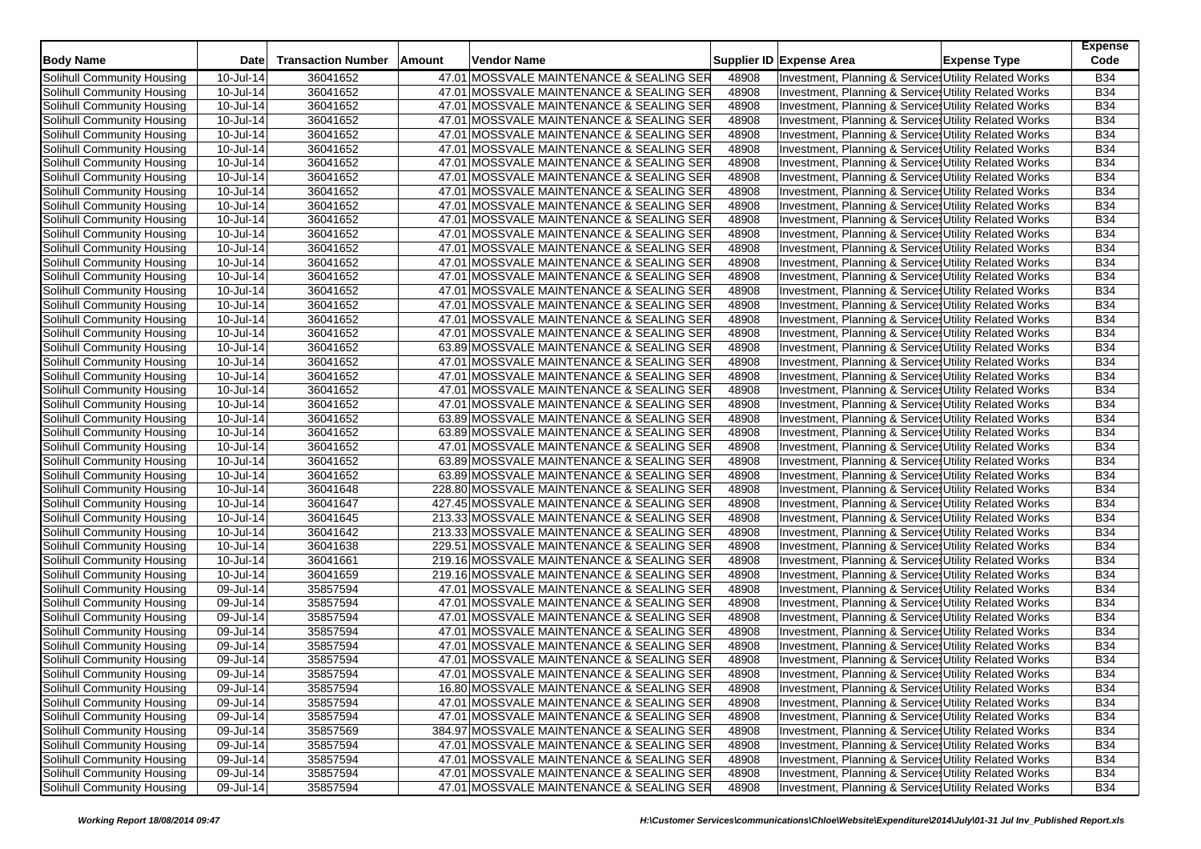| Body Name | Date | Transaction Number | Amount | Vendor Name | Supplier ID | Expense Area | Expense Type | Expense Code |
|---|---|---|---|---|---|---|---|---|
| Solihull Community Housing | 10-Jul-14 | 36041652 | 47.01 | MOSSVALE MAINTENANCE & SEALING SER | 48908 | Investment, Planning & Service | Utility Related Works | B34 |
| Solihull Community Housing | 10-Jul-14 | 36041652 | 47.01 | MOSSVALE MAINTENANCE & SEALING SER | 48908 | Investment, Planning & Service | Utility Related Works | B34 |
| Solihull Community Housing | 10-Jul-14 | 36041652 | 47.01 | MOSSVALE MAINTENANCE & SEALING SER | 48908 | Investment, Planning & Service | Utility Related Works | B34 |
| Solihull Community Housing | 10-Jul-14 | 36041652 | 47.01 | MOSSVALE MAINTENANCE & SEALING SER | 48908 | Investment, Planning & Service | Utility Related Works | B34 |
| Solihull Community Housing | 10-Jul-14 | 36041652 | 47.01 | MOSSVALE MAINTENANCE & SEALING SER | 48908 | Investment, Planning & Service | Utility Related Works | B34 |
| Solihull Community Housing | 10-Jul-14 | 36041652 | 47.01 | MOSSVALE MAINTENANCE & SEALING SER | 48908 | Investment, Planning & Service | Utility Related Works | B34 |
| Solihull Community Housing | 10-Jul-14 | 36041652 | 47.01 | MOSSVALE MAINTENANCE & SEALING SER | 48908 | Investment, Planning & Service | Utility Related Works | B34 |
| Solihull Community Housing | 10-Jul-14 | 36041652 | 47.01 | MOSSVALE MAINTENANCE & SEALING SER | 48908 | Investment, Planning & Service | Utility Related Works | B34 |
| Solihull Community Housing | 10-Jul-14 | 36041652 | 47.01 | MOSSVALE MAINTENANCE & SEALING SER | 48908 | Investment, Planning & Service | Utility Related Works | B34 |
| Solihull Community Housing | 10-Jul-14 | 36041652 | 47.01 | MOSSVALE MAINTENANCE & SEALING SER | 48908 | Investment, Planning & Service | Utility Related Works | B34 |
| Solihull Community Housing | 10-Jul-14 | 36041652 | 47.01 | MOSSVALE MAINTENANCE & SEALING SER | 48908 | Investment, Planning & Service | Utility Related Works | B34 |
| Solihull Community Housing | 10-Jul-14 | 36041652 | 47.01 | MOSSVALE MAINTENANCE & SEALING SER | 48908 | Investment, Planning & Service | Utility Related Works | B34 |
| Solihull Community Housing | 10-Jul-14 | 36041652 | 47.01 | MOSSVALE MAINTENANCE & SEALING SER | 48908 | Investment, Planning & Service | Utility Related Works | B34 |
| Solihull Community Housing | 10-Jul-14 | 36041652 | 47.01 | MOSSVALE MAINTENANCE & SEALING SER | 48908 | Investment, Planning & Service | Utility Related Works | B34 |
| Solihull Community Housing | 10-Jul-14 | 36041652 | 47.01 | MOSSVALE MAINTENANCE & SEALING SER | 48908 | Investment, Planning & Service | Utility Related Works | B34 |
| Solihull Community Housing | 10-Jul-14 | 36041652 | 47.01 | MOSSVALE MAINTENANCE & SEALING SER | 48908 | Investment, Planning & Service | Utility Related Works | B34 |
| Solihull Community Housing | 10-Jul-14 | 36041652 | 47.01 | MOSSVALE MAINTENANCE & SEALING SER | 48908 | Investment, Planning & Service | Utility Related Works | B34 |
| Solihull Community Housing | 10-Jul-14 | 36041652 | 47.01 | MOSSVALE MAINTENANCE & SEALING SER | 48908 | Investment, Planning & Service | Utility Related Works | B34 |
| Solihull Community Housing | 10-Jul-14 | 36041652 | 47.01 | MOSSVALE MAINTENANCE & SEALING SER | 48908 | Investment, Planning & Service | Utility Related Works | B34 |
| Solihull Community Housing | 10-Jul-14 | 36041652 | 63.89 | MOSSVALE MAINTENANCE & SEALING SER | 48908 | Investment, Planning & Service | Utility Related Works | B34 |
| Solihull Community Housing | 10-Jul-14 | 36041652 | 47.01 | MOSSVALE MAINTENANCE & SEALING SER | 48908 | Investment, Planning & Service | Utility Related Works | B34 |
| Solihull Community Housing | 10-Jul-14 | 36041652 | 47.01 | MOSSVALE MAINTENANCE & SEALING SER | 48908 | Investment, Planning & Service | Utility Related Works | B34 |
| Solihull Community Housing | 10-Jul-14 | 36041652 | 47.01 | MOSSVALE MAINTENANCE & SEALING SER | 48908 | Investment, Planning & Service | Utility Related Works | B34 |
| Solihull Community Housing | 10-Jul-14 | 36041652 | 47.01 | MOSSVALE MAINTENANCE & SEALING SER | 48908 | Investment, Planning & Service | Utility Related Works | B34 |
| Solihull Community Housing | 10-Jul-14 | 36041652 | 63.89 | MOSSVALE MAINTENANCE & SEALING SER | 48908 | Investment, Planning & Service | Utility Related Works | B34 |
| Solihull Community Housing | 10-Jul-14 | 36041652 | 63.89 | MOSSVALE MAINTENANCE & SEALING SER | 48908 | Investment, Planning & Service | Utility Related Works | B34 |
| Solihull Community Housing | 10-Jul-14 | 36041652 | 47.01 | MOSSVALE MAINTENANCE & SEALING SER | 48908 | Investment, Planning & Service | Utility Related Works | B34 |
| Solihull Community Housing | 10-Jul-14 | 36041652 | 63.89 | MOSSVALE MAINTENANCE & SEALING SER | 48908 | Investment, Planning & Service | Utility Related Works | B34 |
| Solihull Community Housing | 10-Jul-14 | 36041652 | 63.89 | MOSSVALE MAINTENANCE & SEALING SER | 48908 | Investment, Planning & Service | Utility Related Works | B34 |
| Solihull Community Housing | 10-Jul-14 | 36041648 | 228.80 | MOSSVALE MAINTENANCE & SEALING SER | 48908 | Investment, Planning & Service | Utility Related Works | B34 |
| Solihull Community Housing | 10-Jul-14 | 36041647 | 427.45 | MOSSVALE MAINTENANCE & SEALING SER | 48908 | Investment, Planning & Service | Utility Related Works | B34 |
| Solihull Community Housing | 10-Jul-14 | 36041645 | 213.33 | MOSSVALE MAINTENANCE & SEALING SER | 48908 | Investment, Planning & Service | Utility Related Works | B34 |
| Solihull Community Housing | 10-Jul-14 | 36041642 | 213.33 | MOSSVALE MAINTENANCE & SEALING SER | 48908 | Investment, Planning & Service | Utility Related Works | B34 |
| Solihull Community Housing | 10-Jul-14 | 36041638 | 229.51 | MOSSVALE MAINTENANCE & SEALING SER | 48908 | Investment, Planning & Service | Utility Related Works | B34 |
| Solihull Community Housing | 10-Jul-14 | 36041661 | 219.16 | MOSSVALE MAINTENANCE & SEALING SER | 48908 | Investment, Planning & Service | Utility Related Works | B34 |
| Solihull Community Housing | 10-Jul-14 | 36041659 | 219.16 | MOSSVALE MAINTENANCE & SEALING SER | 48908 | Investment, Planning & Service | Utility Related Works | B34 |
| Solihull Community Housing | 09-Jul-14 | 35857594 | 47.01 | MOSSVALE MAINTENANCE & SEALING SER | 48908 | Investment, Planning & Service | Utility Related Works | B34 |
| Solihull Community Housing | 09-Jul-14 | 35857594 | 47.01 | MOSSVALE MAINTENANCE & SEALING SER | 48908 | Investment, Planning & Service | Utility Related Works | B34 |
| Solihull Community Housing | 09-Jul-14 | 35857594 | 47.01 | MOSSVALE MAINTENANCE & SEALING SER | 48908 | Investment, Planning & Service | Utility Related Works | B34 |
| Solihull Community Housing | 09-Jul-14 | 35857594 | 47.01 | MOSSVALE MAINTENANCE & SEALING SER | 48908 | Investment, Planning & Service | Utility Related Works | B34 |
| Solihull Community Housing | 09-Jul-14 | 35857594 | 47.01 | MOSSVALE MAINTENANCE & SEALING SER | 48908 | Investment, Planning & Service | Utility Related Works | B34 |
| Solihull Community Housing | 09-Jul-14 | 35857594 | 47.01 | MOSSVALE MAINTENANCE & SEALING SER | 48908 | Investment, Planning & Service | Utility Related Works | B34 |
| Solihull Community Housing | 09-Jul-14 | 35857594 | 47.01 | MOSSVALE MAINTENANCE & SEALING SER | 48908 | Investment, Planning & Service | Utility Related Works | B34 |
| Solihull Community Housing | 09-Jul-14 | 35857594 | 16.80 | MOSSVALE MAINTENANCE & SEALING SER | 48908 | Investment, Planning & Service | Utility Related Works | B34 |
| Solihull Community Housing | 09-Jul-14 | 35857594 | 47.01 | MOSSVALE MAINTENANCE & SEALING SER | 48908 | Investment, Planning & Service | Utility Related Works | B34 |
| Solihull Community Housing | 09-Jul-14 | 35857594 | 47.01 | MOSSVALE MAINTENANCE & SEALING SER | 48908 | Investment, Planning & Service | Utility Related Works | B34 |
| Solihull Community Housing | 09-Jul-14 | 35857569 | 384.97 | MOSSVALE MAINTENANCE & SEALING SER | 48908 | Investment, Planning & Service | Utility Related Works | B34 |
| Solihull Community Housing | 09-Jul-14 | 35857594 | 47.01 | MOSSVALE MAINTENANCE & SEALING SER | 48908 | Investment, Planning & Service | Utility Related Works | B34 |
| Solihull Community Housing | 09-Jul-14 | 35857594 | 47.01 | MOSSVALE MAINTENANCE & SEALING SER | 48908 | Investment, Planning & Service | Utility Related Works | B34 |
| Solihull Community Housing | 09-Jul-14 | 35857594 | 47.01 | MOSSVALE MAINTENANCE & SEALING SER | 48908 | Investment, Planning & Service | Utility Related Works | B34 |
| Solihull Community Housing | 09-Jul-14 | 35857594 | 47.01 | MOSSVALE MAINTENANCE & SEALING SER | 48908 | Investment, Planning & Service | Utility Related Works | B34 |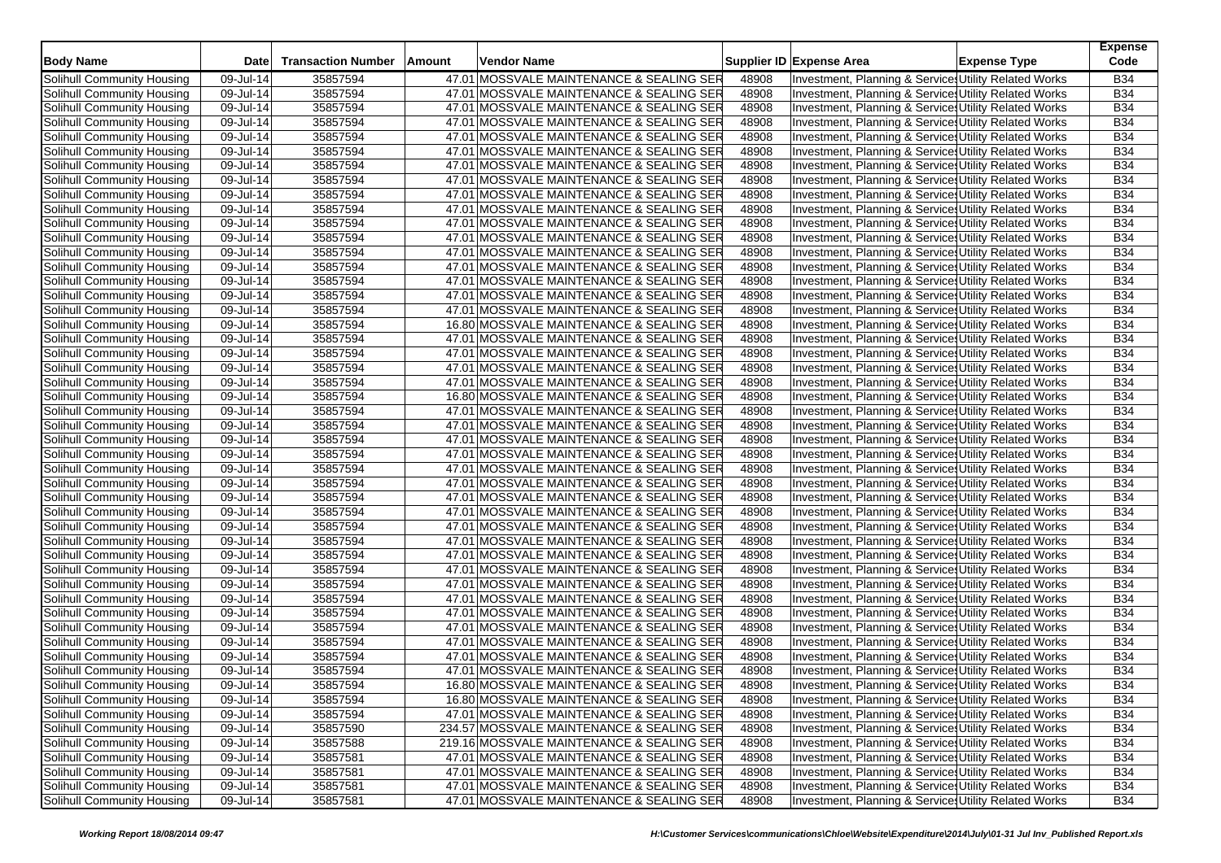| Body Name | Date | Transaction Number | Amount | Vendor Name | Supplier ID | Expense Area | Expense Type | Expense Code |
|---|---|---|---|---|---|---|---|---|
| Solihull Community Housing | 09-Jul-14 | 35857594 | 47.01 | MOSSVALE MAINTENANCE & SEALING SER | 48908 | Investment, Planning & Service | Utility Related Works | B34 |
| Solihull Community Housing | 09-Jul-14 | 35857594 | 47.01 | MOSSVALE MAINTENANCE & SEALING SER | 48908 | Investment, Planning & Service | Utility Related Works | B34 |
| Solihull Community Housing | 09-Jul-14 | 35857594 | 47.01 | MOSSVALE MAINTENANCE & SEALING SER | 48908 | Investment, Planning & Service | Utility Related Works | B34 |
| Solihull Community Housing | 09-Jul-14 | 35857594 | 47.01 | MOSSVALE MAINTENANCE & SEALING SER | 48908 | Investment, Planning & Service | Utility Related Works | B34 |
| Solihull Community Housing | 09-Jul-14 | 35857594 | 47.01 | MOSSVALE MAINTENANCE & SEALING SER | 48908 | Investment, Planning & Service | Utility Related Works | B34 |
| Solihull Community Housing | 09-Jul-14 | 35857594 | 47.01 | MOSSVALE MAINTENANCE & SEALING SER | 48908 | Investment, Planning & Service | Utility Related Works | B34 |
| Solihull Community Housing | 09-Jul-14 | 35857594 | 47.01 | MOSSVALE MAINTENANCE & SEALING SER | 48908 | Investment, Planning & Service | Utility Related Works | B34 |
| Solihull Community Housing | 09-Jul-14 | 35857594 | 47.01 | MOSSVALE MAINTENANCE & SEALING SER | 48908 | Investment, Planning & Service | Utility Related Works | B34 |
| Solihull Community Housing | 09-Jul-14 | 35857594 | 47.01 | MOSSVALE MAINTENANCE & SEALING SER | 48908 | Investment, Planning & Service | Utility Related Works | B34 |
| Solihull Community Housing | 09-Jul-14 | 35857594 | 47.01 | MOSSVALE MAINTENANCE & SEALING SER | 48908 | Investment, Planning & Service | Utility Related Works | B34 |
| Solihull Community Housing | 09-Jul-14 | 35857594 | 47.01 | MOSSVALE MAINTENANCE & SEALING SER | 48908 | Investment, Planning & Service | Utility Related Works | B34 |
| Solihull Community Housing | 09-Jul-14 | 35857594 | 47.01 | MOSSVALE MAINTENANCE & SEALING SER | 48908 | Investment, Planning & Service | Utility Related Works | B34 |
| Solihull Community Housing | 09-Jul-14 | 35857594 | 47.01 | MOSSVALE MAINTENANCE & SEALING SER | 48908 | Investment, Planning & Service | Utility Related Works | B34 |
| Solihull Community Housing | 09-Jul-14 | 35857594 | 47.01 | MOSSVALE MAINTENANCE & SEALING SER | 48908 | Investment, Planning & Service | Utility Related Works | B34 |
| Solihull Community Housing | 09-Jul-14 | 35857594 | 47.01 | MOSSVALE MAINTENANCE & SEALING SER | 48908 | Investment, Planning & Service | Utility Related Works | B34 |
| Solihull Community Housing | 09-Jul-14 | 35857594 | 47.01 | MOSSVALE MAINTENANCE & SEALING SER | 48908 | Investment, Planning & Service | Utility Related Works | B34 |
| Solihull Community Housing | 09-Jul-14 | 35857594 | 47.01 | MOSSVALE MAINTENANCE & SEALING SER | 48908 | Investment, Planning & Service | Utility Related Works | B34 |
| Solihull Community Housing | 09-Jul-14 | 35857594 | 16.80 | MOSSVALE MAINTENANCE & SEALING SER | 48908 | Investment, Planning & Service | Utility Related Works | B34 |
| Solihull Community Housing | 09-Jul-14 | 35857594 | 47.01 | MOSSVALE MAINTENANCE & SEALING SER | 48908 | Investment, Planning & Service | Utility Related Works | B34 |
| Solihull Community Housing | 09-Jul-14 | 35857594 | 47.01 | MOSSVALE MAINTENANCE & SEALING SER | 48908 | Investment, Planning & Service | Utility Related Works | B34 |
| Solihull Community Housing | 09-Jul-14 | 35857594 | 47.01 | MOSSVALE MAINTENANCE & SEALING SER | 48908 | Investment, Planning & Service | Utility Related Works | B34 |
| Solihull Community Housing | 09-Jul-14 | 35857594 | 47.01 | MOSSVALE MAINTENANCE & SEALING SER | 48908 | Investment, Planning & Service | Utility Related Works | B34 |
| Solihull Community Housing | 09-Jul-14 | 35857594 | 16.80 | MOSSVALE MAINTENANCE & SEALING SER | 48908 | Investment, Planning & Service | Utility Related Works | B34 |
| Solihull Community Housing | 09-Jul-14 | 35857594 | 47.01 | MOSSVALE MAINTENANCE & SEALING SER | 48908 | Investment, Planning & Service | Utility Related Works | B34 |
| Solihull Community Housing | 09-Jul-14 | 35857594 | 47.01 | MOSSVALE MAINTENANCE & SEALING SER | 48908 | Investment, Planning & Service | Utility Related Works | B34 |
| Solihull Community Housing | 09-Jul-14 | 35857594 | 47.01 | MOSSVALE MAINTENANCE & SEALING SER | 48908 | Investment, Planning & Service | Utility Related Works | B34 |
| Solihull Community Housing | 09-Jul-14 | 35857594 | 47.01 | MOSSVALE MAINTENANCE & SEALING SER | 48908 | Investment, Planning & Service | Utility Related Works | B34 |
| Solihull Community Housing | 09-Jul-14 | 35857594 | 47.01 | MOSSVALE MAINTENANCE & SEALING SER | 48908 | Investment, Planning & Service | Utility Related Works | B34 |
| Solihull Community Housing | 09-Jul-14 | 35857594 | 47.01 | MOSSVALE MAINTENANCE & SEALING SER | 48908 | Investment, Planning & Service | Utility Related Works | B34 |
| Solihull Community Housing | 09-Jul-14 | 35857594 | 47.01 | MOSSVALE MAINTENANCE & SEALING SER | 48908 | Investment, Planning & Service | Utility Related Works | B34 |
| Solihull Community Housing | 09-Jul-14 | 35857594 | 47.01 | MOSSVALE MAINTENANCE & SEALING SER | 48908 | Investment, Planning & Service | Utility Related Works | B34 |
| Solihull Community Housing | 09-Jul-14 | 35857594 | 47.01 | MOSSVALE MAINTENANCE & SEALING SER | 48908 | Investment, Planning & Service | Utility Related Works | B34 |
| Solihull Community Housing | 09-Jul-14 | 35857594 | 47.01 | MOSSVALE MAINTENANCE & SEALING SER | 48908 | Investment, Planning & Service | Utility Related Works | B34 |
| Solihull Community Housing | 09-Jul-14 | 35857594 | 47.01 | MOSSVALE MAINTENANCE & SEALING SER | 48908 | Investment, Planning & Service | Utility Related Works | B34 |
| Solihull Community Housing | 09-Jul-14 | 35857594 | 47.01 | MOSSVALE MAINTENANCE & SEALING SER | 48908 | Investment, Planning & Service | Utility Related Works | B34 |
| Solihull Community Housing | 09-Jul-14 | 35857594 | 47.01 | MOSSVALE MAINTENANCE & SEALING SER | 48908 | Investment, Planning & Service | Utility Related Works | B34 |
| Solihull Community Housing | 09-Jul-14 | 35857594 | 47.01 | MOSSVALE MAINTENANCE & SEALING SER | 48908 | Investment, Planning & Service | Utility Related Works | B34 |
| Solihull Community Housing | 09-Jul-14 | 35857594 | 47.01 | MOSSVALE MAINTENANCE & SEALING SER | 48908 | Investment, Planning & Service | Utility Related Works | B34 |
| Solihull Community Housing | 09-Jul-14 | 35857594 | 47.01 | MOSSVALE MAINTENANCE & SEALING SER | 48908 | Investment, Planning & Service | Utility Related Works | B34 |
| Solihull Community Housing | 09-Jul-14 | 35857594 | 47.01 | MOSSVALE MAINTENANCE & SEALING SER | 48908 | Investment, Planning & Service | Utility Related Works | B34 |
| Solihull Community Housing | 09-Jul-14 | 35857594 | 47.01 | MOSSVALE MAINTENANCE & SEALING SER | 48908 | Investment, Planning & Service | Utility Related Works | B34 |
| Solihull Community Housing | 09-Jul-14 | 35857594 | 16.80 | MOSSVALE MAINTENANCE & SEALING SER | 48908 | Investment, Planning & Service | Utility Related Works | B34 |
| Solihull Community Housing | 09-Jul-14 | 35857594 | 16.80 | MOSSVALE MAINTENANCE & SEALING SER | 48908 | Investment, Planning & Service | Utility Related Works | B34 |
| Solihull Community Housing | 09-Jul-14 | 35857594 | 47.01 | MOSSVALE MAINTENANCE & SEALING SER | 48908 | Investment, Planning & Service | Utility Related Works | B34 |
| Solihull Community Housing | 09-Jul-14 | 35857590 | 234.57 | MOSSVALE MAINTENANCE & SEALING SER | 48908 | Investment, Planning & Service | Utility Related Works | B34 |
| Solihull Community Housing | 09-Jul-14 | 35857588 | 219.16 | MOSSVALE MAINTENANCE & SEALING SER | 48908 | Investment, Planning & Service | Utility Related Works | B34 |
| Solihull Community Housing | 09-Jul-14 | 35857581 | 47.01 | MOSSVALE MAINTENANCE & SEALING SER | 48908 | Investment, Planning & Service | Utility Related Works | B34 |
| Solihull Community Housing | 09-Jul-14 | 35857581 | 47.01 | MOSSVALE MAINTENANCE & SEALING SER | 48908 | Investment, Planning & Service | Utility Related Works | B34 |
| Solihull Community Housing | 09-Jul-14 | 35857581 | 47.01 | MOSSVALE MAINTENANCE & SEALING SER | 48908 | Investment, Planning & Service | Utility Related Works | B34 |
| Solihull Community Housing | 09-Jul-14 | 35857581 | 47.01 | MOSSVALE MAINTENANCE & SEALING SER | 48908 | Investment, Planning & Service | Utility Related Works | B34 |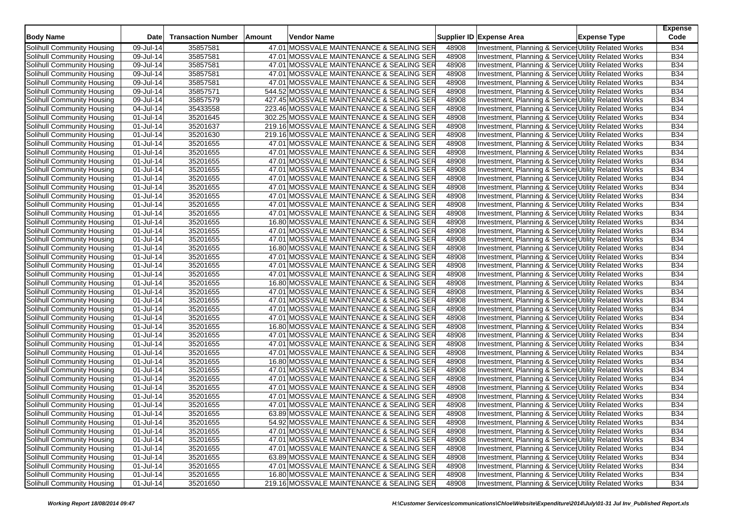| Body Name | Date | Transaction Number | Amount | Vendor Name | Supplier ID | Expense Area | Expense Type | Expense Code |
|---|---|---|---|---|---|---|---|---|
| Solihull Community Housing | 09-Jul-14 | 35857581 | 47.01 | MOSSVALE MAINTENANCE & SEALING SER | 48908 | Investment, Planning & Service | Utility Related Works | B34 |
| Solihull Community Housing | 09-Jul-14 | 35857581 | 47.01 | MOSSVALE MAINTENANCE & SEALING SER | 48908 | Investment, Planning & Service | Utility Related Works | B34 |
| Solihull Community Housing | 09-Jul-14 | 35857581 | 47.01 | MOSSVALE MAINTENANCE & SEALING SER | 48908 | Investment, Planning & Service | Utility Related Works | B34 |
| Solihull Community Housing | 09-Jul-14 | 35857581 | 47.01 | MOSSVALE MAINTENANCE & SEALING SER | 48908 | Investment, Planning & Service | Utility Related Works | B34 |
| Solihull Community Housing | 09-Jul-14 | 35857581 | 47.01 | MOSSVALE MAINTENANCE & SEALING SER | 48908 | Investment, Planning & Service | Utility Related Works | B34 |
| Solihull Community Housing | 09-Jul-14 | 35857571 | 544.52 | MOSSVALE MAINTENANCE & SEALING SER | 48908 | Investment, Planning & Service | Utility Related Works | B34 |
| Solihull Community Housing | 09-Jul-14 | 35857579 | 427.45 | MOSSVALE MAINTENANCE & SEALING SER | 48908 | Investment, Planning & Service | Utility Related Works | B34 |
| Solihull Community Housing | 04-Jul-14 | 35433558 | 223.46 | MOSSVALE MAINTENANCE & SEALING SER | 48908 | Investment, Planning & Service | Utility Related Works | B34 |
| Solihull Community Housing | 01-Jul-14 | 35201645 | 302.25 | MOSSVALE MAINTENANCE & SEALING SER | 48908 | Investment, Planning & Service | Utility Related Works | B34 |
| Solihull Community Housing | 01-Jul-14 | 35201637 | 219.16 | MOSSVALE MAINTENANCE & SEALING SER | 48908 | Investment, Planning & Service | Utility Related Works | B34 |
| Solihull Community Housing | 01-Jul-14 | 35201630 | 219.16 | MOSSVALE MAINTENANCE & SEALING SER | 48908 | Investment, Planning & Service | Utility Related Works | B34 |
| Solihull Community Housing | 01-Jul-14 | 35201655 | 47.01 | MOSSVALE MAINTENANCE & SEALING SER | 48908 | Investment, Planning & Service | Utility Related Works | B34 |
| Solihull Community Housing | 01-Jul-14 | 35201655 | 47.01 | MOSSVALE MAINTENANCE & SEALING SER | 48908 | Investment, Planning & Service | Utility Related Works | B34 |
| Solihull Community Housing | 01-Jul-14 | 35201655 | 47.01 | MOSSVALE MAINTENANCE & SEALING SER | 48908 | Investment, Planning & Service | Utility Related Works | B34 |
| Solihull Community Housing | 01-Jul-14 | 35201655 | 47.01 | MOSSVALE MAINTENANCE & SEALING SER | 48908 | Investment, Planning & Service | Utility Related Works | B34 |
| Solihull Community Housing | 01-Jul-14 | 35201655 | 47.01 | MOSSVALE MAINTENANCE & SEALING SER | 48908 | Investment, Planning & Service | Utility Related Works | B34 |
| Solihull Community Housing | 01-Jul-14 | 35201655 | 47.01 | MOSSVALE MAINTENANCE & SEALING SER | 48908 | Investment, Planning & Service | Utility Related Works | B34 |
| Solihull Community Housing | 01-Jul-14 | 35201655 | 47.01 | MOSSVALE MAINTENANCE & SEALING SER | 48908 | Investment, Planning & Service | Utility Related Works | B34 |
| Solihull Community Housing | 01-Jul-14 | 35201655 | 47.01 | MOSSVALE MAINTENANCE & SEALING SER | 48908 | Investment, Planning & Service | Utility Related Works | B34 |
| Solihull Community Housing | 01-Jul-14 | 35201655 | 47.01 | MOSSVALE MAINTENANCE & SEALING SER | 48908 | Investment, Planning & Service | Utility Related Works | B34 |
| Solihull Community Housing | 01-Jul-14 | 35201655 | 16.80 | MOSSVALE MAINTENANCE & SEALING SER | 48908 | Investment, Planning & Service | Utility Related Works | B34 |
| Solihull Community Housing | 01-Jul-14 | 35201655 | 47.01 | MOSSVALE MAINTENANCE & SEALING SER | 48908 | Investment, Planning & Service | Utility Related Works | B34 |
| Solihull Community Housing | 01-Jul-14 | 35201655 | 47.01 | MOSSVALE MAINTENANCE & SEALING SER | 48908 | Investment, Planning & Service | Utility Related Works | B34 |
| Solihull Community Housing | 01-Jul-14 | 35201655 | 16.80 | MOSSVALE MAINTENANCE & SEALING SER | 48908 | Investment, Planning & Service | Utility Related Works | B34 |
| Solihull Community Housing | 01-Jul-14 | 35201655 | 47.01 | MOSSVALE MAINTENANCE & SEALING SER | 48908 | Investment, Planning & Service | Utility Related Works | B34 |
| Solihull Community Housing | 01-Jul-14 | 35201655 | 47.01 | MOSSVALE MAINTENANCE & SEALING SER | 48908 | Investment, Planning & Service | Utility Related Works | B34 |
| Solihull Community Housing | 01-Jul-14 | 35201655 | 47.01 | MOSSVALE MAINTENANCE & SEALING SER | 48908 | Investment, Planning & Service | Utility Related Works | B34 |
| Solihull Community Housing | 01-Jul-14 | 35201655 | 16.80 | MOSSVALE MAINTENANCE & SEALING SER | 48908 | Investment, Planning & Service | Utility Related Works | B34 |
| Solihull Community Housing | 01-Jul-14 | 35201655 | 47.01 | MOSSVALE MAINTENANCE & SEALING SER | 48908 | Investment, Planning & Service | Utility Related Works | B34 |
| Solihull Community Housing | 01-Jul-14 | 35201655 | 47.01 | MOSSVALE MAINTENANCE & SEALING SER | 48908 | Investment, Planning & Service | Utility Related Works | B34 |
| Solihull Community Housing | 01-Jul-14 | 35201655 | 47.01 | MOSSVALE MAINTENANCE & SEALING SER | 48908 | Investment, Planning & Service | Utility Related Works | B34 |
| Solihull Community Housing | 01-Jul-14 | 35201655 | 47.01 | MOSSVALE MAINTENANCE & SEALING SER | 48908 | Investment, Planning & Service | Utility Related Works | B34 |
| Solihull Community Housing | 01-Jul-14 | 35201655 | 16.80 | MOSSVALE MAINTENANCE & SEALING SER | 48908 | Investment, Planning & Service | Utility Related Works | B34 |
| Solihull Community Housing | 01-Jul-14 | 35201655 | 47.01 | MOSSVALE MAINTENANCE & SEALING SER | 48908 | Investment, Planning & Service | Utility Related Works | B34 |
| Solihull Community Housing | 01-Jul-14 | 35201655 | 47.01 | MOSSVALE MAINTENANCE & SEALING SER | 48908 | Investment, Planning & Service | Utility Related Works | B34 |
| Solihull Community Housing | 01-Jul-14 | 35201655 | 47.01 | MOSSVALE MAINTENANCE & SEALING SER | 48908 | Investment, Planning & Service | Utility Related Works | B34 |
| Solihull Community Housing | 01-Jul-14 | 35201655 | 16.80 | MOSSVALE MAINTENANCE & SEALING SER | 48908 | Investment, Planning & Service | Utility Related Works | B34 |
| Solihull Community Housing | 01-Jul-14 | 35201655 | 47.01 | MOSSVALE MAINTENANCE & SEALING SER | 48908 | Investment, Planning & Service | Utility Related Works | B34 |
| Solihull Community Housing | 01-Jul-14 | 35201655 | 47.01 | MOSSVALE MAINTENANCE & SEALING SER | 48908 | Investment, Planning & Service | Utility Related Works | B34 |
| Solihull Community Housing | 01-Jul-14 | 35201655 | 47.01 | MOSSVALE MAINTENANCE & SEALING SER | 48908 | Investment, Planning & Service | Utility Related Works | B34 |
| Solihull Community Housing | 01-Jul-14 | 35201655 | 47.01 | MOSSVALE MAINTENANCE & SEALING SER | 48908 | Investment, Planning & Service | Utility Related Works | B34 |
| Solihull Community Housing | 01-Jul-14 | 35201655 | 47.01 | MOSSVALE MAINTENANCE & SEALING SER | 48908 | Investment, Planning & Service | Utility Related Works | B34 |
| Solihull Community Housing | 01-Jul-14 | 35201655 | 63.89 | MOSSVALE MAINTENANCE & SEALING SER | 48908 | Investment, Planning & Service | Utility Related Works | B34 |
| Solihull Community Housing | 01-Jul-14 | 35201655 | 54.92 | MOSSVALE MAINTENANCE & SEALING SER | 48908 | Investment, Planning & Service | Utility Related Works | B34 |
| Solihull Community Housing | 01-Jul-14 | 35201655 | 47.01 | MOSSVALE MAINTENANCE & SEALING SER | 48908 | Investment, Planning & Service | Utility Related Works | B34 |
| Solihull Community Housing | 01-Jul-14 | 35201655 | 47.01 | MOSSVALE MAINTENANCE & SEALING SER | 48908 | Investment, Planning & Service | Utility Related Works | B34 |
| Solihull Community Housing | 01-Jul-14 | 35201655 | 47.01 | MOSSVALE MAINTENANCE & SEALING SER | 48908 | Investment, Planning & Service | Utility Related Works | B34 |
| Solihull Community Housing | 01-Jul-14 | 35201655 | 63.89 | MOSSVALE MAINTENANCE & SEALING SER | 48908 | Investment, Planning & Service | Utility Related Works | B34 |
| Solihull Community Housing | 01-Jul-14 | 35201655 | 47.01 | MOSSVALE MAINTENANCE & SEALING SER | 48908 | Investment, Planning & Service | Utility Related Works | B34 |
| Solihull Community Housing | 01-Jul-14 | 35201655 | 16.80 | MOSSVALE MAINTENANCE & SEALING SER | 48908 | Investment, Planning & Service | Utility Related Works | B34 |
| Solihull Community Housing | 01-Jul-14 | 35201650 | 219.16 | MOSSVALE MAINTENANCE & SEALING SER | 48908 | Investment, Planning & Service | Utility Related Works | B34 |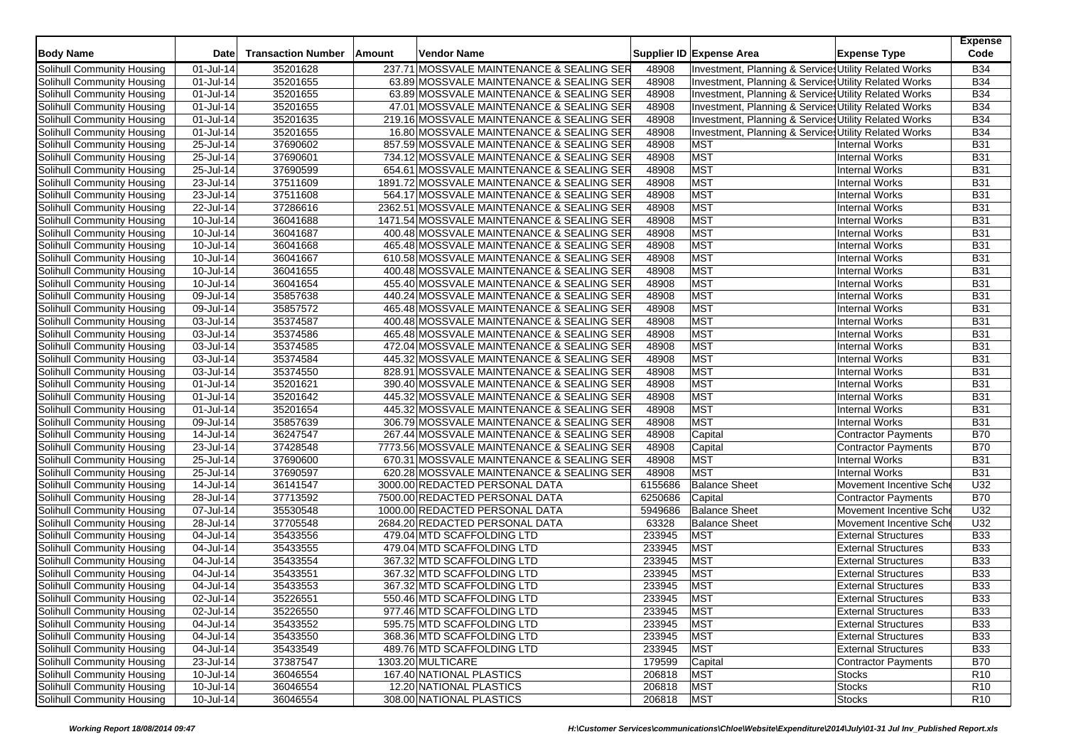| Body Name | Date | Transaction Number | Amount | Vendor Name | Supplier ID | Expense Area | Expense Type | Expense Code |
|---|---|---|---|---|---|---|---|---|
| Solihull Community Housing | 01-Jul-14 | 35201628 | 237.71 | MOSSVALE MAINTENANCE & SEALING SER | 48908 | Investment, Planning & Services | Utility Related Works | B34 |
| Solihull Community Housing | 01-Jul-14 | 35201655 | 63.89 | MOSSVALE MAINTENANCE & SEALING SER | 48908 | Investment, Planning & Services | Utility Related Works | B34 |
| Solihull Community Housing | 01-Jul-14 | 35201655 | 63.89 | MOSSVALE MAINTENANCE & SEALING SER | 48908 | Investment, Planning & Services | Utility Related Works | B34 |
| Solihull Community Housing | 01-Jul-14 | 35201655 | 47.01 | MOSSVALE MAINTENANCE & SEALING SER | 48908 | Investment, Planning & Services | Utility Related Works | B34 |
| Solihull Community Housing | 01-Jul-14 | 35201635 | 219.16 | MOSSVALE MAINTENANCE & SEALING SER | 48908 | Investment, Planning & Services | Utility Related Works | B34 |
| Solihull Community Housing | 01-Jul-14 | 35201655 | 16.80 | MOSSVALE MAINTENANCE & SEALING SER | 48908 | Investment, Planning & Services | Utility Related Works | B34 |
| Solihull Community Housing | 25-Jul-14 | 37690602 | 857.59 | MOSSVALE MAINTENANCE & SEALING SER | 48908 | MST | Internal Works | B31 |
| Solihull Community Housing | 25-Jul-14 | 37690601 | 734.12 | MOSSVALE MAINTENANCE & SEALING SER | 48908 | MST | Internal Works | B31 |
| Solihull Community Housing | 25-Jul-14 | 37690599 | 654.61 | MOSSVALE MAINTENANCE & SEALING SER | 48908 | MST | Internal Works | B31 |
| Solihull Community Housing | 23-Jul-14 | 37511609 | 1891.72 | MOSSVALE MAINTENANCE & SEALING SER | 48908 | MST | Internal Works | B31 |
| Solihull Community Housing | 23-Jul-14 | 37511608 | 564.17 | MOSSVALE MAINTENANCE & SEALING SER | 48908 | MST | Internal Works | B31 |
| Solihull Community Housing | 22-Jul-14 | 37286616 | 2362.51 | MOSSVALE MAINTENANCE & SEALING SER | 48908 | MST | Internal Works | B31 |
| Solihull Community Housing | 10-Jul-14 | 36041688 | 1471.54 | MOSSVALE MAINTENANCE & SEALING SER | 48908 | MST | Internal Works | B31 |
| Solihull Community Housing | 10-Jul-14 | 36041687 | 400.48 | MOSSVALE MAINTENANCE & SEALING SER | 48908 | MST | Internal Works | B31 |
| Solihull Community Housing | 10-Jul-14 | 36041668 | 465.48 | MOSSVALE MAINTENANCE & SEALING SER | 48908 | MST | Internal Works | B31 |
| Solihull Community Housing | 10-Jul-14 | 36041667 | 610.58 | MOSSVALE MAINTENANCE & SEALING SER | 48908 | MST | Internal Works | B31 |
| Solihull Community Housing | 10-Jul-14 | 36041655 | 400.48 | MOSSVALE MAINTENANCE & SEALING SER | 48908 | MST | Internal Works | B31 |
| Solihull Community Housing | 10-Jul-14 | 36041654 | 455.40 | MOSSVALE MAINTENANCE & SEALING SER | 48908 | MST | Internal Works | B31 |
| Solihull Community Housing | 09-Jul-14 | 35857638 | 440.24 | MOSSVALE MAINTENANCE & SEALING SER | 48908 | MST | Internal Works | B31 |
| Solihull Community Housing | 09-Jul-14 | 35857572 | 465.48 | MOSSVALE MAINTENANCE & SEALING SER | 48908 | MST | Internal Works | B31 |
| Solihull Community Housing | 03-Jul-14 | 35374587 | 400.48 | MOSSVALE MAINTENANCE & SEALING SER | 48908 | MST | Internal Works | B31 |
| Solihull Community Housing | 03-Jul-14 | 35374586 | 465.48 | MOSSVALE MAINTENANCE & SEALING SER | 48908 | MST | Internal Works | B31 |
| Solihull Community Housing | 03-Jul-14 | 35374585 | 472.04 | MOSSVALE MAINTENANCE & SEALING SER | 48908 | MST | Internal Works | B31 |
| Solihull Community Housing | 03-Jul-14 | 35374584 | 445.32 | MOSSVALE MAINTENANCE & SEALING SER | 48908 | MST | Internal Works | B31 |
| Solihull Community Housing | 03-Jul-14 | 35374550 | 828.91 | MOSSVALE MAINTENANCE & SEALING SER | 48908 | MST | Internal Works | B31 |
| Solihull Community Housing | 01-Jul-14 | 35201621 | 390.40 | MOSSVALE MAINTENANCE & SEALING SER | 48908 | MST | Internal Works | B31 |
| Solihull Community Housing | 01-Jul-14 | 35201642 | 445.32 | MOSSVALE MAINTENANCE & SEALING SER | 48908 | MST | Internal Works | B31 |
| Solihull Community Housing | 01-Jul-14 | 35201654 | 445.32 | MOSSVALE MAINTENANCE & SEALING SER | 48908 | MST | Internal Works | B31 |
| Solihull Community Housing | 09-Jul-14 | 35857639 | 306.79 | MOSSVALE MAINTENANCE & SEALING SER | 48908 | MST | Internal Works | B31 |
| Solihull Community Housing | 14-Jul-14 | 36247547 | 267.44 | MOSSVALE MAINTENANCE & SEALING SER | 48908 | Capital | Contractor Payments | B70 |
| Solihull Community Housing | 23-Jul-14 | 37428548 | 7773.56 | MOSSVALE MAINTENANCE & SEALING SER | 48908 | Capital | Contractor Payments | B70 |
| Solihull Community Housing | 25-Jul-14 | 37690600 | 670.31 | MOSSVALE MAINTENANCE & SEALING SER | 48908 | MST | Internal Works | B31 |
| Solihull Community Housing | 25-Jul-14 | 37690597 | 620.28 | MOSSVALE MAINTENANCE & SEALING SER | 48908 | MST | Internal Works | B31 |
| Solihull Community Housing | 14-Jul-14 | 36141547 | 3000.00 | REDACTED PERSONAL DATA | 6155686 | Balance Sheet | Movement Incentive Sche | U32 |
| Solihull Community Housing | 28-Jul-14 | 37713592 | 7500.00 | REDACTED PERSONAL DATA | 6250686 | Capital | Contractor Payments | B70 |
| Solihull Community Housing | 07-Jul-14 | 35530548 | 1000.00 | REDACTED PERSONAL DATA | 5949686 | Balance Sheet | Movement Incentive Sche | U32 |
| Solihull Community Housing | 28-Jul-14 | 37705548 | 2684.20 | REDACTED PERSONAL DATA | 63328 | Balance Sheet | Movement Incentive Sche | U32 |
| Solihull Community Housing | 04-Jul-14 | 35433556 | 479.04 | MTD SCAFFOLDING LTD | 233945 | MST | External Structures | B33 |
| Solihull Community Housing | 04-Jul-14 | 35433555 | 479.04 | MTD SCAFFOLDING LTD | 233945 | MST | External Structures | B33 |
| Solihull Community Housing | 04-Jul-14 | 35433554 | 367.32 | MTD SCAFFOLDING LTD | 233945 | MST | External Structures | B33 |
| Solihull Community Housing | 04-Jul-14 | 35433551 | 367.32 | MTD SCAFFOLDING LTD | 233945 | MST | External Structures | B33 |
| Solihull Community Housing | 04-Jul-14 | 35433553 | 367.32 | MTD SCAFFOLDING LTD | 233945 | MST | External Structures | B33 |
| Solihull Community Housing | 02-Jul-14 | 35226551 | 550.46 | MTD SCAFFOLDING LTD | 233945 | MST | External Structures | B33 |
| Solihull Community Housing | 02-Jul-14 | 35226550 | 977.46 | MTD SCAFFOLDING LTD | 233945 | MST | External Structures | B33 |
| Solihull Community Housing | 04-Jul-14 | 35433552 | 595.75 | MTD SCAFFOLDING LTD | 233945 | MST | External Structures | B33 |
| Solihull Community Housing | 04-Jul-14 | 35433550 | 368.36 | MTD SCAFFOLDING LTD | 233945 | MST | External Structures | B33 |
| Solihull Community Housing | 04-Jul-14 | 35433549 | 489.76 | MTD SCAFFOLDING LTD | 233945 | MST | External Structures | B33 |
| Solihull Community Housing | 23-Jul-14 | 37387547 | 1303.20 | MULTICARE | 179599 | Capital | Contractor Payments | B70 |
| Solihull Community Housing | 10-Jul-14 | 36046554 | 167.40 | NATIONAL PLASTICS | 206818 | MST | Stocks | R10 |
| Solihull Community Housing | 10-Jul-14 | 36046554 | 12.20 | NATIONAL PLASTICS | 206818 | MST | Stocks | R10 |
| Solihull Community Housing | 10-Jul-14 | 36046554 | 308.00 | NATIONAL PLASTICS | 206818 | MST | Stocks | R10 |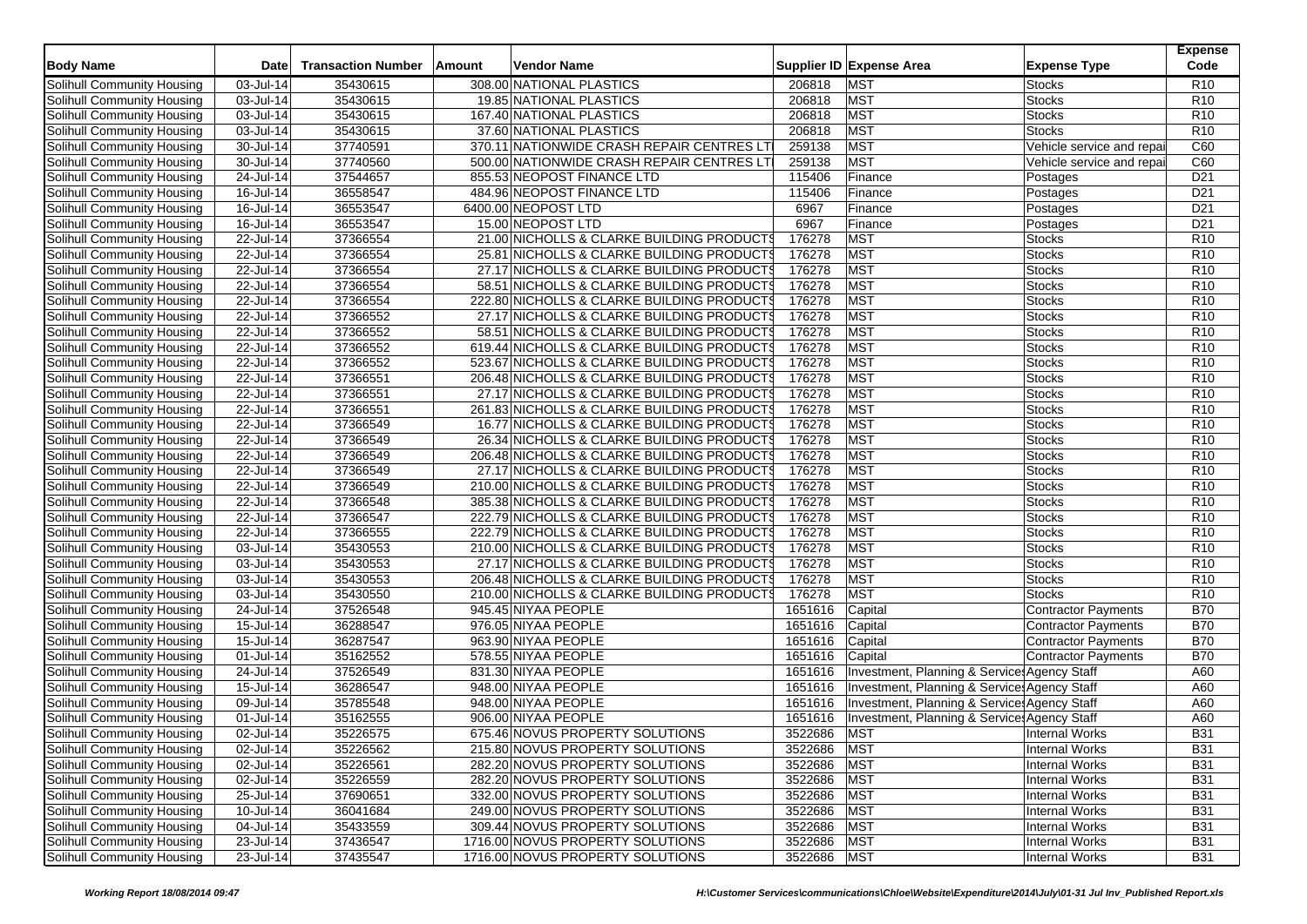| Body Name | Date | Transaction Number | Amount | Vendor Name | Supplier ID | Expense Area | Expense Type | Expense Code |
|---|---|---|---|---|---|---|---|---|
| Solihull Community Housing | 03-Jul-14 | 35430615 | 308.00 | NATIONAL PLASTICS | 206818 | MST | Stocks | R10 |
| Solihull Community Housing | 03-Jul-14 | 35430615 | 19.85 | NATIONAL PLASTICS | 206818 | MST | Stocks | R10 |
| Solihull Community Housing | 03-Jul-14 | 35430615 | 167.40 | NATIONAL PLASTICS | 206818 | MST | Stocks | R10 |
| Solihull Community Housing | 03-Jul-14 | 35430615 | 37.60 | NATIONAL PLASTICS | 206818 | MST | Stocks | R10 |
| Solihull Community Housing | 30-Jul-14 | 37740591 | 370.11 | NATIONWIDE CRASH REPAIR CENTRES LT | 259138 | MST | Vehicle service and repai | C60 |
| Solihull Community Housing | 30-Jul-14 | 37740560 | 500.00 | NATIONWIDE CRASH REPAIR CENTRES LT | 259138 | MST | Vehicle service and repai | C60 |
| Solihull Community Housing | 24-Jul-14 | 37544657 | 855.53 | NEOPOST FINANCE LTD | 115406 | Finance | Postages | D21 |
| Solihull Community Housing | 16-Jul-14 | 36558547 | 484.96 | NEOPOST FINANCE LTD | 115406 | Finance | Postages | D21 |
| Solihull Community Housing | 16-Jul-14 | 36553547 | 6400.00 | NEOPOST LTD | 6967 | Finance | Postages | D21 |
| Solihull Community Housing | 16-Jul-14 | 36553547 | 15.00 | NEOPOST LTD | 6967 | Finance | Postages | D21 |
| Solihull Community Housing | 22-Jul-14 | 37366554 | 21.00 | NICHOLLS & CLARKE BUILDING PRODUCTS | 176278 | MST | Stocks | R10 |
| Solihull Community Housing | 22-Jul-14 | 37366554 | 25.81 | NICHOLLS & CLARKE BUILDING PRODUCTS | 176278 | MST | Stocks | R10 |
| Solihull Community Housing | 22-Jul-14 | 37366554 | 27.17 | NICHOLLS & CLARKE BUILDING PRODUCTS | 176278 | MST | Stocks | R10 |
| Solihull Community Housing | 22-Jul-14 | 37366554 | 58.51 | NICHOLLS & CLARKE BUILDING PRODUCTS | 176278 | MST | Stocks | R10 |
| Solihull Community Housing | 22-Jul-14 | 37366554 | 222.80 | NICHOLLS & CLARKE BUILDING PRODUCTS | 176278 | MST | Stocks | R10 |
| Solihull Community Housing | 22-Jul-14 | 37366552 | 27.17 | NICHOLLS & CLARKE BUILDING PRODUCTS | 176278 | MST | Stocks | R10 |
| Solihull Community Housing | 22-Jul-14 | 37366552 | 58.51 | NICHOLLS & CLARKE BUILDING PRODUCTS | 176278 | MST | Stocks | R10 |
| Solihull Community Housing | 22-Jul-14 | 37366552 | 619.44 | NICHOLLS & CLARKE BUILDING PRODUCTS | 176278 | MST | Stocks | R10 |
| Solihull Community Housing | 22-Jul-14 | 37366552 | 523.67 | NICHOLLS & CLARKE BUILDING PRODUCTS | 176278 | MST | Stocks | R10 |
| Solihull Community Housing | 22-Jul-14 | 37366551 | 206.48 | NICHOLLS & CLARKE BUILDING PRODUCTS | 176278 | MST | Stocks | R10 |
| Solihull Community Housing | 22-Jul-14 | 37366551 | 27.17 | NICHOLLS & CLARKE BUILDING PRODUCTS | 176278 | MST | Stocks | R10 |
| Solihull Community Housing | 22-Jul-14 | 37366551 | 261.83 | NICHOLLS & CLARKE BUILDING PRODUCTS | 176278 | MST | Stocks | R10 |
| Solihull Community Housing | 22-Jul-14 | 37366549 | 16.77 | NICHOLLS & CLARKE BUILDING PRODUCTS | 176278 | MST | Stocks | R10 |
| Solihull Community Housing | 22-Jul-14 | 37366549 | 26.34 | NICHOLLS & CLARKE BUILDING PRODUCTS | 176278 | MST | Stocks | R10 |
| Solihull Community Housing | 22-Jul-14 | 37366549 | 206.48 | NICHOLLS & CLARKE BUILDING PRODUCTS | 176278 | MST | Stocks | R10 |
| Solihull Community Housing | 22-Jul-14 | 37366549 | 27.17 | NICHOLLS & CLARKE BUILDING PRODUCTS | 176278 | MST | Stocks | R10 |
| Solihull Community Housing | 22-Jul-14 | 37366549 | 210.00 | NICHOLLS & CLARKE BUILDING PRODUCTS | 176278 | MST | Stocks | R10 |
| Solihull Community Housing | 22-Jul-14 | 37366548 | 385.38 | NICHOLLS & CLARKE BUILDING PRODUCTS | 176278 | MST | Stocks | R10 |
| Solihull Community Housing | 22-Jul-14 | 37366547 | 222.79 | NICHOLLS & CLARKE BUILDING PRODUCTS | 176278 | MST | Stocks | R10 |
| Solihull Community Housing | 22-Jul-14 | 37366555 | 222.79 | NICHOLLS & CLARKE BUILDING PRODUCTS | 176278 | MST | Stocks | R10 |
| Solihull Community Housing | 03-Jul-14 | 35430553 | 210.00 | NICHOLLS & CLARKE BUILDING PRODUCTS | 176278 | MST | Stocks | R10 |
| Solihull Community Housing | 03-Jul-14 | 35430553 | 27.17 | NICHOLLS & CLARKE BUILDING PRODUCTS | 176278 | MST | Stocks | R10 |
| Solihull Community Housing | 03-Jul-14 | 35430553 | 206.48 | NICHOLLS & CLARKE BUILDING PRODUCTS | 176278 | MST | Stocks | R10 |
| Solihull Community Housing | 03-Jul-14 | 35430550 | 210.00 | NICHOLLS & CLARKE BUILDING PRODUCTS | 176278 | MST | Stocks | R10 |
| Solihull Community Housing | 24-Jul-14 | 37526548 | 945.45 | NIYAA PEOPLE | 1651616 | Capital | Contractor Payments | B70 |
| Solihull Community Housing | 15-Jul-14 | 36288547 | 976.05 | NIYAA PEOPLE | 1651616 | Capital | Contractor Payments | B70 |
| Solihull Community Housing | 15-Jul-14 | 36287547 | 963.90 | NIYAA PEOPLE | 1651616 | Capital | Contractor Payments | B70 |
| Solihull Community Housing | 01-Jul-14 | 35162552 | 578.55 | NIYAA PEOPLE | 1651616 | Capital | Contractor Payments | B70 |
| Solihull Community Housing | 24-Jul-14 | 37526549 | 831.30 | NIYAA PEOPLE | 1651616 | Investment, Planning & Services | Agency Staff | A60 |
| Solihull Community Housing | 15-Jul-14 | 36286547 | 948.00 | NIYAA PEOPLE | 1651616 | Investment, Planning & Services | Agency Staff | A60 |
| Solihull Community Housing | 09-Jul-14 | 35785548 | 948.00 | NIYAA PEOPLE | 1651616 | Investment, Planning & Services | Agency Staff | A60 |
| Solihull Community Housing | 01-Jul-14 | 35162555 | 906.00 | NIYAA PEOPLE | 1651616 | Investment, Planning & Services | Agency Staff | A60 |
| Solihull Community Housing | 02-Jul-14 | 35226575 | 675.46 | NOVUS PROPERTY SOLUTIONS | 3522686 | MST | Internal Works | B31 |
| Solihull Community Housing | 02-Jul-14 | 35226562 | 215.80 | NOVUS PROPERTY SOLUTIONS | 3522686 | MST | Internal Works | B31 |
| Solihull Community Housing | 02-Jul-14 | 35226561 | 282.20 | NOVUS PROPERTY SOLUTIONS | 3522686 | MST | Internal Works | B31 |
| Solihull Community Housing | 02-Jul-14 | 35226559 | 282.20 | NOVUS PROPERTY SOLUTIONS | 3522686 | MST | Internal Works | B31 |
| Solihull Community Housing | 25-Jul-14 | 37690651 | 332.00 | NOVUS PROPERTY SOLUTIONS | 3522686 | MST | Internal Works | B31 |
| Solihull Community Housing | 10-Jul-14 | 36041684 | 249.00 | NOVUS PROPERTY SOLUTIONS | 3522686 | MST | Internal Works | B31 |
| Solihull Community Housing | 04-Jul-14 | 35433559 | 309.44 | NOVUS PROPERTY SOLUTIONS | 3522686 | MST | Internal Works | B31 |
| Solihull Community Housing | 23-Jul-14 | 37436547 | 1716.00 | NOVUS PROPERTY SOLUTIONS | 3522686 | MST | Internal Works | B31 |
| Solihull Community Housing | 23-Jul-14 | 37435547 | 1716.00 | NOVUS PROPERTY SOLUTIONS | 3522686 | MST | Internal Works | B31 |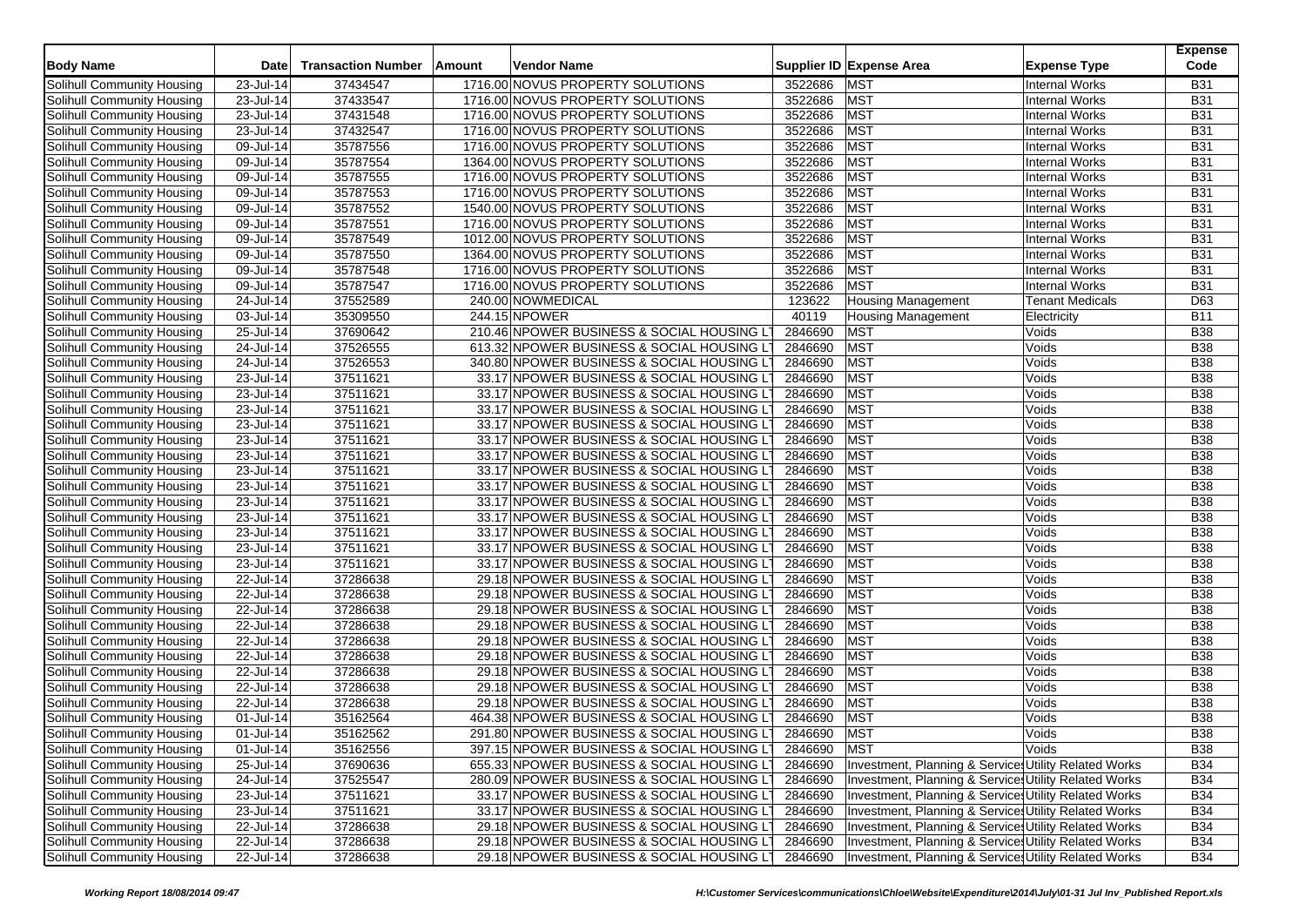| Body Name | Date | Transaction Number | Amount | Vendor Name | Supplier ID | Expense Area | Expense Type | Expense Code |
|---|---|---|---|---|---|---|---|---|
| Solihull Community Housing | 23-Jul-14 | 37434547 | 1716.00 | NOVUS PROPERTY SOLUTIONS | 3522686 | MST | Internal Works | B31 |
| Solihull Community Housing | 23-Jul-14 | 37433547 | 1716.00 | NOVUS PROPERTY SOLUTIONS | 3522686 | MST | Internal Works | B31 |
| Solihull Community Housing | 23-Jul-14 | 37431548 | 1716.00 | NOVUS PROPERTY SOLUTIONS | 3522686 | MST | Internal Works | B31 |
| Solihull Community Housing | 23-Jul-14 | 37432547 | 1716.00 | NOVUS PROPERTY SOLUTIONS | 3522686 | MST | Internal Works | B31 |
| Solihull Community Housing | 09-Jul-14 | 35787556 | 1716.00 | NOVUS PROPERTY SOLUTIONS | 3522686 | MST | Internal Works | B31 |
| Solihull Community Housing | 09-Jul-14 | 35787554 | 1364.00 | NOVUS PROPERTY SOLUTIONS | 3522686 | MST | Internal Works | B31 |
| Solihull Community Housing | 09-Jul-14 | 35787555 | 1716.00 | NOVUS PROPERTY SOLUTIONS | 3522686 | MST | Internal Works | B31 |
| Solihull Community Housing | 09-Jul-14 | 35787553 | 1716.00 | NOVUS PROPERTY SOLUTIONS | 3522686 | MST | Internal Works | B31 |
| Solihull Community Housing | 09-Jul-14 | 35787552 | 1540.00 | NOVUS PROPERTY SOLUTIONS | 3522686 | MST | Internal Works | B31 |
| Solihull Community Housing | 09-Jul-14 | 35787551 | 1716.00 | NOVUS PROPERTY SOLUTIONS | 3522686 | MST | Internal Works | B31 |
| Solihull Community Housing | 09-Jul-14 | 35787549 | 1012.00 | NOVUS PROPERTY SOLUTIONS | 3522686 | MST | Internal Works | B31 |
| Solihull Community Housing | 09-Jul-14 | 35787550 | 1364.00 | NOVUS PROPERTY SOLUTIONS | 3522686 | MST | Internal Works | B31 |
| Solihull Community Housing | 09-Jul-14 | 35787548 | 1716.00 | NOVUS PROPERTY SOLUTIONS | 3522686 | MST | Internal Works | B31 |
| Solihull Community Housing | 09-Jul-14 | 35787547 | 1716.00 | NOVUS PROPERTY SOLUTIONS | 3522686 | MST | Internal Works | B31 |
| Solihull Community Housing | 24-Jul-14 | 37552589 | 240.00 | NOWMEDICAL | 123622 | Housing Management | Tenant Medicals | D63 |
| Solihull Community Housing | 03-Jul-14 | 35309550 | 244.15 | NPOWER | 40119 | Housing Management | Electricity | B11 |
| Solihull Community Housing | 25-Jul-14 | 37690642 | 210.46 | NPOWER BUSINESS & SOCIAL HOUSING LT | 2846690 | MST | Voids | B38 |
| Solihull Community Housing | 24-Jul-14 | 37526555 | 613.32 | NPOWER BUSINESS & SOCIAL HOUSING LT | 2846690 | MST | Voids | B38 |
| Solihull Community Housing | 24-Jul-14 | 37526553 | 340.80 | NPOWER BUSINESS & SOCIAL HOUSING LT | 2846690 | MST | Voids | B38 |
| Solihull Community Housing | 23-Jul-14 | 37511621 | 33.17 | NPOWER BUSINESS & SOCIAL HOUSING LT | 2846690 | MST | Voids | B38 |
| Solihull Community Housing | 23-Jul-14 | 37511621 | 33.17 | NPOWER BUSINESS & SOCIAL HOUSING LT | 2846690 | MST | Voids | B38 |
| Solihull Community Housing | 23-Jul-14 | 37511621 | 33.17 | NPOWER BUSINESS & SOCIAL HOUSING LT | 2846690 | MST | Voids | B38 |
| Solihull Community Housing | 23-Jul-14 | 37511621 | 33.17 | NPOWER BUSINESS & SOCIAL HOUSING LT | 2846690 | MST | Voids | B38 |
| Solihull Community Housing | 23-Jul-14 | 37511621 | 33.17 | NPOWER BUSINESS & SOCIAL HOUSING LT | 2846690 | MST | Voids | B38 |
| Solihull Community Housing | 23-Jul-14 | 37511621 | 33.17 | NPOWER BUSINESS & SOCIAL HOUSING LT | 2846690 | MST | Voids | B38 |
| Solihull Community Housing | 23-Jul-14 | 37511621 | 33.17 | NPOWER BUSINESS & SOCIAL HOUSING LT | 2846690 | MST | Voids | B38 |
| Solihull Community Housing | 23-Jul-14 | 37511621 | 33.17 | NPOWER BUSINESS & SOCIAL HOUSING LT | 2846690 | MST | Voids | B38 |
| Solihull Community Housing | 23-Jul-14 | 37511621 | 33.17 | NPOWER BUSINESS & SOCIAL HOUSING LT | 2846690 | MST | Voids | B38 |
| Solihull Community Housing | 23-Jul-14 | 37511621 | 33.17 | NPOWER BUSINESS & SOCIAL HOUSING LT | 2846690 | MST | Voids | B38 |
| Solihull Community Housing | 23-Jul-14 | 37511621 | 33.17 | NPOWER BUSINESS & SOCIAL HOUSING LT | 2846690 | MST | Voids | B38 |
| Solihull Community Housing | 23-Jul-14 | 37511621 | 33.17 | NPOWER BUSINESS & SOCIAL HOUSING LT | 2846690 | MST | Voids | B38 |
| Solihull Community Housing | 23-Jul-14 | 37511621 | 33.17 | NPOWER BUSINESS & SOCIAL HOUSING LT | 2846690 | MST | Voids | B38 |
| Solihull Community Housing | 22-Jul-14 | 37286638 | 29.18 | NPOWER BUSINESS & SOCIAL HOUSING LT | 2846690 | MST | Voids | B38 |
| Solihull Community Housing | 22-Jul-14 | 37286638 | 29.18 | NPOWER BUSINESS & SOCIAL HOUSING LT | 2846690 | MST | Voids | B38 |
| Solihull Community Housing | 22-Jul-14 | 37286638 | 29.18 | NPOWER BUSINESS & SOCIAL HOUSING LT | 2846690 | MST | Voids | B38 |
| Solihull Community Housing | 22-Jul-14 | 37286638 | 29.18 | NPOWER BUSINESS & SOCIAL HOUSING LT | 2846690 | MST | Voids | B38 |
| Solihull Community Housing | 22-Jul-14 | 37286638 | 29.18 | NPOWER BUSINESS & SOCIAL HOUSING LT | 2846690 | MST | Voids | B38 |
| Solihull Community Housing | 22-Jul-14 | 37286638 | 29.18 | NPOWER BUSINESS & SOCIAL HOUSING LT | 2846690 | MST | Voids | B38 |
| Solihull Community Housing | 22-Jul-14 | 37286638 | 29.18 | NPOWER BUSINESS & SOCIAL HOUSING LT | 2846690 | MST | Voids | B38 |
| Solihull Community Housing | 22-Jul-14 | 37286638 | 29.18 | NPOWER BUSINESS & SOCIAL HOUSING LT | 2846690 | MST | Voids | B38 |
| Solihull Community Housing | 22-Jul-14 | 37286638 | 29.18 | NPOWER BUSINESS & SOCIAL HOUSING LT | 2846690 | MST | Voids | B38 |
| Solihull Community Housing | 01-Jul-14 | 35162564 | 464.38 | NPOWER BUSINESS & SOCIAL HOUSING LT | 2846690 | MST | Voids | B38 |
| Solihull Community Housing | 01-Jul-14 | 35162562 | 291.80 | NPOWER BUSINESS & SOCIAL HOUSING LT | 2846690 | MST | Voids | B38 |
| Solihull Community Housing | 01-Jul-14 | 35162556 | 397.15 | NPOWER BUSINESS & SOCIAL HOUSING LT | 2846690 | MST | Voids | B38 |
| Solihull Community Housing | 25-Jul-14 | 37690636 | 655.33 | NPOWER BUSINESS & SOCIAL HOUSING LT | 2846690 | Investment, Planning & Services | Utility Related Works | B34 |
| Solihull Community Housing | 24-Jul-14 | 37525547 | 280.09 | NPOWER BUSINESS & SOCIAL HOUSING LT | 2846690 | Investment, Planning & Services | Utility Related Works | B34 |
| Solihull Community Housing | 23-Jul-14 | 37511621 | 33.17 | NPOWER BUSINESS & SOCIAL HOUSING LT | 2846690 | Investment, Planning & Services | Utility Related Works | B34 |
| Solihull Community Housing | 23-Jul-14 | 37511621 | 33.17 | NPOWER BUSINESS & SOCIAL HOUSING LT | 2846690 | Investment, Planning & Services | Utility Related Works | B34 |
| Solihull Community Housing | 22-Jul-14 | 37286638 | 29.18 | NPOWER BUSINESS & SOCIAL HOUSING LT | 2846690 | Investment, Planning & Services | Utility Related Works | B34 |
| Solihull Community Housing | 22-Jul-14 | 37286638 | 29.18 | NPOWER BUSINESS & SOCIAL HOUSING LT | 2846690 | Investment, Planning & Services | Utility Related Works | B34 |
| Solihull Community Housing | 22-Jul-14 | 37286638 | 29.18 | NPOWER BUSINESS & SOCIAL HOUSING LT | 2846690 | Investment, Planning & Services | Utility Related Works | B34 |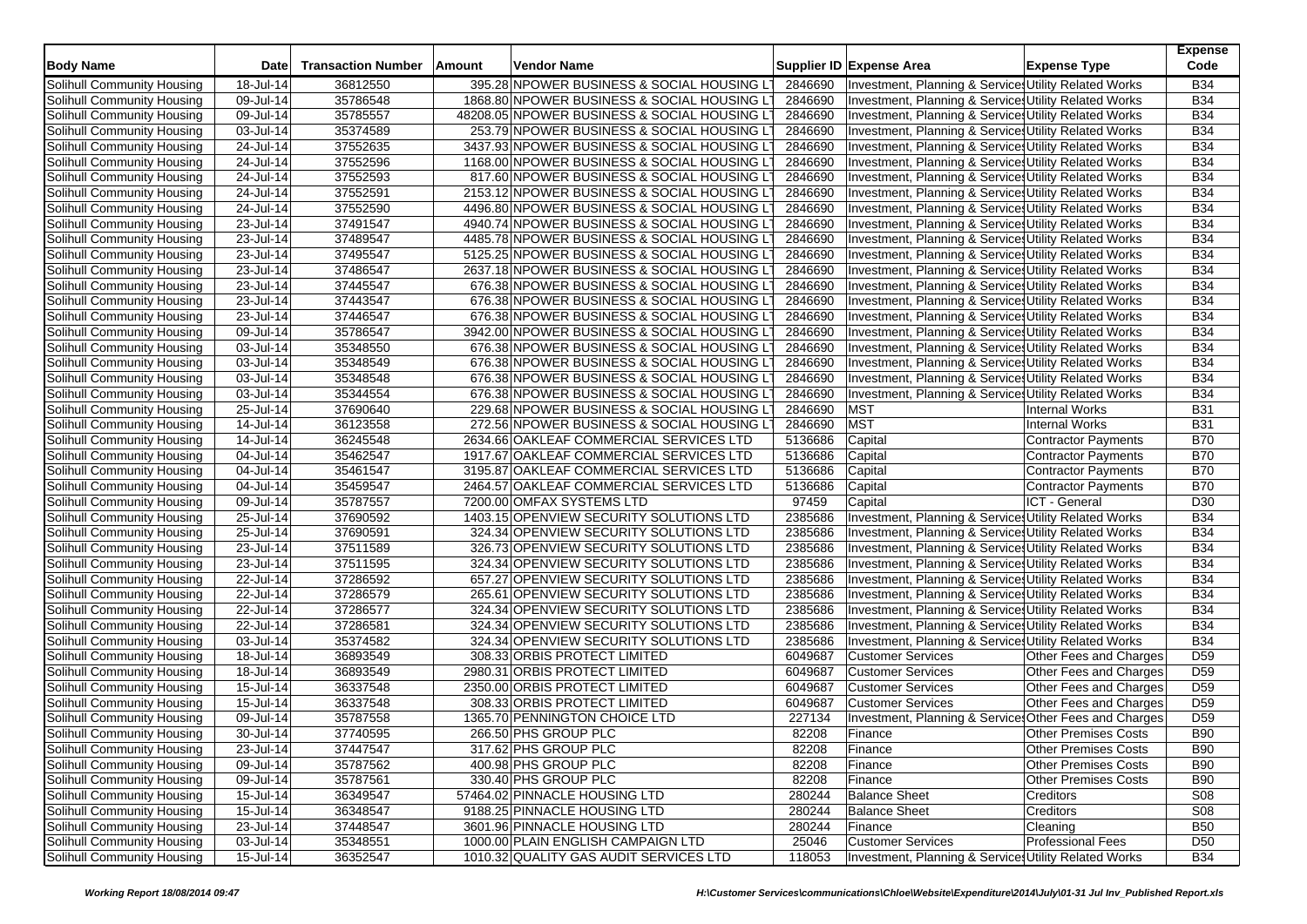| Body Name | Date | Transaction Number | Amount | Vendor Name | Supplier ID | Expense Area | Expense Type | Expense Code |
|---|---|---|---|---|---|---|---|---|
| Solihull Community Housing | 18-Jul-14 | 36812550 | 395.28 | NPOWER BUSINESS & SOCIAL HOUSING LT | 2846690 | Investment, Planning & Services | Utility Related Works | B34 |
| Solihull Community Housing | 09-Jul-14 | 35786548 | 1868.80 | NPOWER BUSINESS & SOCIAL HOUSING LT | 2846690 | Investment, Planning & Services | Utility Related Works | B34 |
| Solihull Community Housing | 09-Jul-14 | 35785557 | 48208.05 | NPOWER BUSINESS & SOCIAL HOUSING LT | 2846690 | Investment, Planning & Services | Utility Related Works | B34 |
| Solihull Community Housing | 03-Jul-14 | 35374589 | 253.79 | NPOWER BUSINESS & SOCIAL HOUSING LT | 2846690 | Investment, Planning & Services | Utility Related Works | B34 |
| Solihull Community Housing | 24-Jul-14 | 37552635 | 3437.93 | NPOWER BUSINESS & SOCIAL HOUSING LT | 2846690 | Investment, Planning & Services | Utility Related Works | B34 |
| Solihull Community Housing | 24-Jul-14 | 37552596 | 1168.00 | NPOWER BUSINESS & SOCIAL HOUSING LT | 2846690 | Investment, Planning & Services | Utility Related Works | B34 |
| Solihull Community Housing | 24-Jul-14 | 37552593 | 817.60 | NPOWER BUSINESS & SOCIAL HOUSING LT | 2846690 | Investment, Planning & Services | Utility Related Works | B34 |
| Solihull Community Housing | 24-Jul-14 | 37552591 | 2153.12 | NPOWER BUSINESS & SOCIAL HOUSING LT | 2846690 | Investment, Planning & Services | Utility Related Works | B34 |
| Solihull Community Housing | 24-Jul-14 | 37552590 | 4496.80 | NPOWER BUSINESS & SOCIAL HOUSING LT | 2846690 | Investment, Planning & Services | Utility Related Works | B34 |
| Solihull Community Housing | 23-Jul-14 | 37491547 | 4940.74 | NPOWER BUSINESS & SOCIAL HOUSING LT | 2846690 | Investment, Planning & Services | Utility Related Works | B34 |
| Solihull Community Housing | 23-Jul-14 | 37489547 | 4485.78 | NPOWER BUSINESS & SOCIAL HOUSING LT | 2846690 | Investment, Planning & Services | Utility Related Works | B34 |
| Solihull Community Housing | 23-Jul-14 | 37495547 | 5125.25 | NPOWER BUSINESS & SOCIAL HOUSING LT | 2846690 | Investment, Planning & Services | Utility Related Works | B34 |
| Solihull Community Housing | 23-Jul-14 | 37486547 | 2637.18 | NPOWER BUSINESS & SOCIAL HOUSING LT | 2846690 | Investment, Planning & Services | Utility Related Works | B34 |
| Solihull Community Housing | 23-Jul-14 | 37445547 | 676.38 | NPOWER BUSINESS & SOCIAL HOUSING LT | 2846690 | Investment, Planning & Services | Utility Related Works | B34 |
| Solihull Community Housing | 23-Jul-14 | 37443547 | 676.38 | NPOWER BUSINESS & SOCIAL HOUSING LT | 2846690 | Investment, Planning & Services | Utility Related Works | B34 |
| Solihull Community Housing | 23-Jul-14 | 37446547 | 676.38 | NPOWER BUSINESS & SOCIAL HOUSING LT | 2846690 | Investment, Planning & Services | Utility Related Works | B34 |
| Solihull Community Housing | 09-Jul-14 | 35786547 | 3942.00 | NPOWER BUSINESS & SOCIAL HOUSING LT | 2846690 | Investment, Planning & Services | Utility Related Works | B34 |
| Solihull Community Housing | 03-Jul-14 | 35348550 | 676.38 | NPOWER BUSINESS & SOCIAL HOUSING LT | 2846690 | Investment, Planning & Services | Utility Related Works | B34 |
| Solihull Community Housing | 03-Jul-14 | 35348549 | 676.38 | NPOWER BUSINESS & SOCIAL HOUSING LT | 2846690 | Investment, Planning & Services | Utility Related Works | B34 |
| Solihull Community Housing | 03-Jul-14 | 35348548 | 676.38 | NPOWER BUSINESS & SOCIAL HOUSING LT | 2846690 | Investment, Planning & Services | Utility Related Works | B34 |
| Solihull Community Housing | 03-Jul-14 | 35344554 | 676.38 | NPOWER BUSINESS & SOCIAL HOUSING LT | 2846690 | Investment, Planning & Services | Utility Related Works | B34 |
| Solihull Community Housing | 25-Jul-14 | 37690640 | 229.68 | NPOWER BUSINESS & SOCIAL HOUSING LT | 2846690 | MST | Internal Works | B31 |
| Solihull Community Housing | 14-Jul-14 | 36123558 | 272.56 | NPOWER BUSINESS & SOCIAL HOUSING LT | 2846690 | MST | Internal Works | B31 |
| Solihull Community Housing | 14-Jul-14 | 36245548 | 2634.66 | OAKLEAF COMMERCIAL SERVICES LTD | 5136686 | Capital | Contractor Payments | B70 |
| Solihull Community Housing | 04-Jul-14 | 35462547 | 1917.67 | OAKLEAF COMMERCIAL SERVICES LTD | 5136686 | Capital | Contractor Payments | B70 |
| Solihull Community Housing | 04-Jul-14 | 35461547 | 3195.87 | OAKLEAF COMMERCIAL SERVICES LTD | 5136686 | Capital | Contractor Payments | B70 |
| Solihull Community Housing | 04-Jul-14 | 35459547 | 2464.57 | OAKLEAF COMMERCIAL SERVICES LTD | 5136686 | Capital | Contractor Payments | B70 |
| Solihull Community Housing | 09-Jul-14 | 35787557 | 7200.00 | OMFAX SYSTEMS LTD | 97459 | Capital | ICT - General | D30 |
| Solihull Community Housing | 25-Jul-14 | 37690592 | 1403.15 | OPENVIEW SECURITY SOLUTIONS LTD | 2385686 | Investment, Planning & Services | Utility Related Works | B34 |
| Solihull Community Housing | 25-Jul-14 | 37690591 | 324.34 | OPENVIEW SECURITY SOLUTIONS LTD | 2385686 | Investment, Planning & Services | Utility Related Works | B34 |
| Solihull Community Housing | 23-Jul-14 | 37511589 | 326.73 | OPENVIEW SECURITY SOLUTIONS LTD | 2385686 | Investment, Planning & Services | Utility Related Works | B34 |
| Solihull Community Housing | 23-Jul-14 | 37511595 | 324.34 | OPENVIEW SECURITY SOLUTIONS LTD | 2385686 | Investment, Planning & Services | Utility Related Works | B34 |
| Solihull Community Housing | 22-Jul-14 | 37286592 | 657.27 | OPENVIEW SECURITY SOLUTIONS LTD | 2385686 | Investment, Planning & Services | Utility Related Works | B34 |
| Solihull Community Housing | 22-Jul-14 | 37286579 | 265.61 | OPENVIEW SECURITY SOLUTIONS LTD | 2385686 | Investment, Planning & Services | Utility Related Works | B34 |
| Solihull Community Housing | 22-Jul-14 | 37286577 | 324.34 | OPENVIEW SECURITY SOLUTIONS LTD | 2385686 | Investment, Planning & Services | Utility Related Works | B34 |
| Solihull Community Housing | 22-Jul-14 | 37286581 | 324.34 | OPENVIEW SECURITY SOLUTIONS LTD | 2385686 | Investment, Planning & Services | Utility Related Works | B34 |
| Solihull Community Housing | 03-Jul-14 | 35374582 | 324.34 | OPENVIEW SECURITY SOLUTIONS LTD | 2385686 | Investment, Planning & Services | Utility Related Works | B34 |
| Solihull Community Housing | 18-Jul-14 | 36893549 | 308.33 | ORBIS PROTECT LIMITED | 6049687 | Customer Services | Other Fees and Charges | D59 |
| Solihull Community Housing | 18-Jul-14 | 36893549 | 2980.31 | ORBIS PROTECT LIMITED | 6049687 | Customer Services | Other Fees and Charges | D59 |
| Solihull Community Housing | 15-Jul-14 | 36337548 | 2350.00 | ORBIS PROTECT LIMITED | 6049687 | Customer Services | Other Fees and Charges | D59 |
| Solihull Community Housing | 15-Jul-14 | 36337548 | 308.33 | ORBIS PROTECT LIMITED | 6049687 | Customer Services | Other Fees and Charges | D59 |
| Solihull Community Housing | 09-Jul-14 | 35787558 | 1365.70 | PENNINGTON CHOICE LTD | 227134 | Investment, Planning & Services | Other Fees and Charges | D59 |
| Solihull Community Housing | 30-Jul-14 | 37740595 | 266.50 | PHS GROUP PLC | 82208 | Finance | Other Premises Costs | B90 |
| Solihull Community Housing | 23-Jul-14 | 37447547 | 317.62 | PHS GROUP PLC | 82208 | Finance | Other Premises Costs | B90 |
| Solihull Community Housing | 09-Jul-14 | 35787562 | 400.98 | PHS GROUP PLC | 82208 | Finance | Other Premises Costs | B90 |
| Solihull Community Housing | 09-Jul-14 | 35787561 | 330.40 | PHS GROUP PLC | 82208 | Finance | Other Premises Costs | B90 |
| Solihull Community Housing | 15-Jul-14 | 36349547 | 57464.02 | PINNACLE HOUSING LTD | 280244 | Balance Sheet | Creditors | S08 |
| Solihull Community Housing | 15-Jul-14 | 36348547 | 9188.25 | PINNACLE HOUSING LTD | 280244 | Balance Sheet | Creditors | S08 |
| Solihull Community Housing | 23-Jul-14 | 37448547 | 3601.96 | PINNACLE HOUSING LTD | 280244 | Finance | Cleaning | B50 |
| Solihull Community Housing | 03-Jul-14 | 35348551 | 1000.00 | PLAIN ENGLISH CAMPAIGN LTD | 25046 | Customer Services | Professional Fees | D50 |
| Solihull Community Housing | 15-Jul-14 | 36352547 | 1010.32 | QUALITY GAS AUDIT SERVICES LTD | 118053 | Investment, Planning & Services | Utility Related Works | B34 |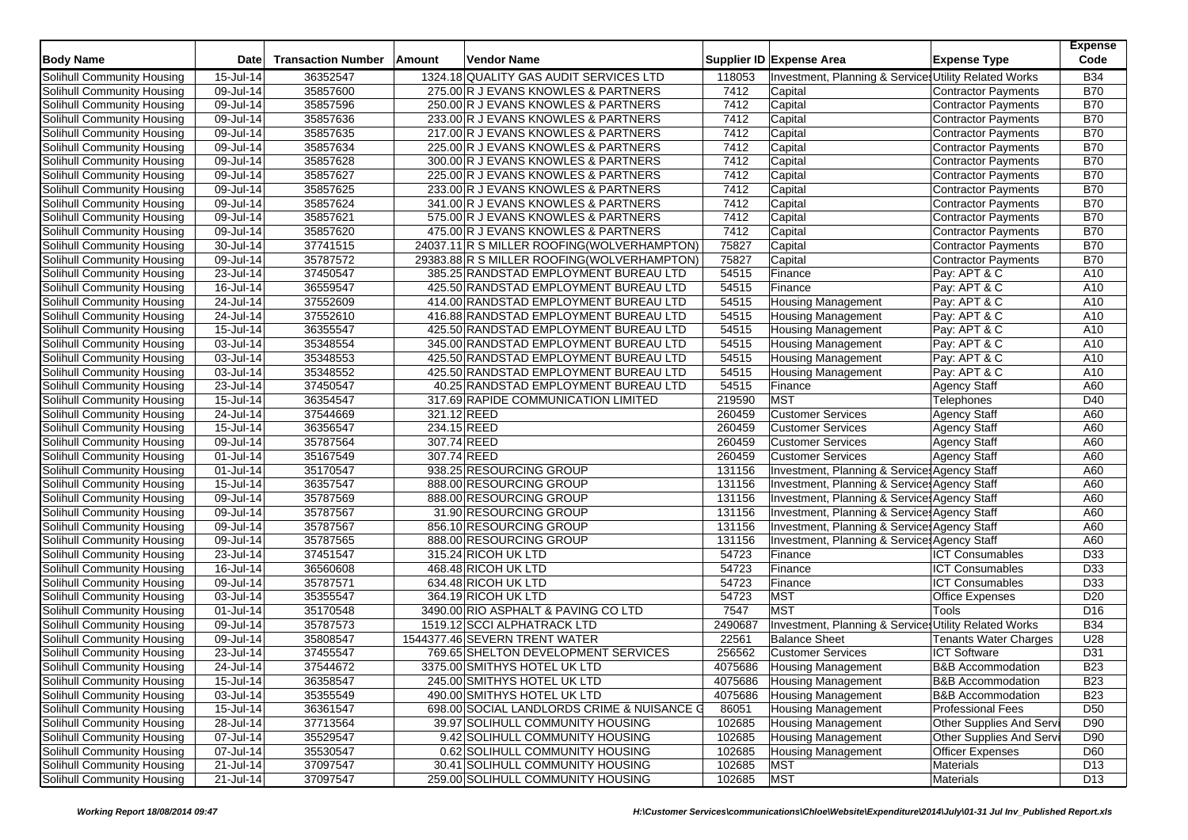| Body Name | Date | Transaction Number | Amount | Vendor Name | Supplier ID | Expense Area | Expense Type | Expense Code |
|---|---|---|---|---|---|---|---|---|
| Solihull Community Housing | 15-Jul-14 | 36352547 | 1324.18 | QUALITY GAS AUDIT SERVICES LTD | 118053 | Investment, Planning & Service | Utility Related Works | B34 |
| Solihull Community Housing | 09-Jul-14 | 35857600 | 275.00 | R J EVANS KNOWLES & PARTNERS | 7412 | Capital | Contractor Payments | B70 |
| Solihull Community Housing | 09-Jul-14 | 35857596 | 250.00 | R J EVANS KNOWLES & PARTNERS | 7412 | Capital | Contractor Payments | B70 |
| Solihull Community Housing | 09-Jul-14 | 35857636 | 233.00 | R J EVANS KNOWLES & PARTNERS | 7412 | Capital | Contractor Payments | B70 |
| Solihull Community Housing | 09-Jul-14 | 35857635 | 217.00 | R J EVANS KNOWLES & PARTNERS | 7412 | Capital | Contractor Payments | B70 |
| Solihull Community Housing | 09-Jul-14 | 35857634 | 225.00 | R J EVANS KNOWLES & PARTNERS | 7412 | Capital | Contractor Payments | B70 |
| Solihull Community Housing | 09-Jul-14 | 35857628 | 300.00 | R J EVANS KNOWLES & PARTNERS | 7412 | Capital | Contractor Payments | B70 |
| Solihull Community Housing | 09-Jul-14 | 35857627 | 225.00 | R J EVANS KNOWLES & PARTNERS | 7412 | Capital | Contractor Payments | B70 |
| Solihull Community Housing | 09-Jul-14 | 35857625 | 233.00 | R J EVANS KNOWLES & PARTNERS | 7412 | Capital | Contractor Payments | B70 |
| Solihull Community Housing | 09-Jul-14 | 35857624 | 341.00 | R J EVANS KNOWLES & PARTNERS | 7412 | Capital | Contractor Payments | B70 |
| Solihull Community Housing | 09-Jul-14 | 35857621 | 575.00 | R J EVANS KNOWLES & PARTNERS | 7412 | Capital | Contractor Payments | B70 |
| Solihull Community Housing | 09-Jul-14 | 35857620 | 475.00 | R J EVANS KNOWLES & PARTNERS | 7412 | Capital | Contractor Payments | B70 |
| Solihull Community Housing | 30-Jul-14 | 37741515 | 24037.11 | R S MILLER ROOFING(WOLVERHAMPTON) | 75827 | Capital | Contractor Payments | B70 |
| Solihull Community Housing | 09-Jul-14 | 35787572 | 29383.88 | R S MILLER ROOFING(WOLVERHAMPTON) | 75827 | Capital | Contractor Payments | B70 |
| Solihull Community Housing | 23-Jul-14 | 37450547 | 385.25 | RANDSTAD EMPLOYMENT BUREAU LTD | 54515 | Finance | Pay: APT & C | A10 |
| Solihull Community Housing | 16-Jul-14 | 36559547 | 425.50 | RANDSTAD EMPLOYMENT BUREAU LTD | 54515 | Finance | Pay: APT & C | A10 |
| Solihull Community Housing | 24-Jul-14 | 37552609 | 414.00 | RANDSTAD EMPLOYMENT BUREAU LTD | 54515 | Housing Management | Pay: APT & C | A10 |
| Solihull Community Housing | 24-Jul-14 | 37552610 | 416.88 | RANDSTAD EMPLOYMENT BUREAU LTD | 54515 | Housing Management | Pay: APT & C | A10 |
| Solihull Community Housing | 15-Jul-14 | 36355547 | 425.50 | RANDSTAD EMPLOYMENT BUREAU LTD | 54515 | Housing Management | Pay: APT & C | A10 |
| Solihull Community Housing | 03-Jul-14 | 35348554 | 345.00 | RANDSTAD EMPLOYMENT BUREAU LTD | 54515 | Housing Management | Pay: APT & C | A10 |
| Solihull Community Housing | 03-Jul-14 | 35348553 | 425.50 | RANDSTAD EMPLOYMENT BUREAU LTD | 54515 | Housing Management | Pay: APT & C | A10 |
| Solihull Community Housing | 03-Jul-14 | 35348552 | 425.50 | RANDSTAD EMPLOYMENT BUREAU LTD | 54515 | Housing Management | Pay: APT & C | A10 |
| Solihull Community Housing | 23-Jul-14 | 37450547 | 40.25 | RANDSTAD EMPLOYMENT BUREAU LTD | 54515 | Finance | Agency Staff | A60 |
| Solihull Community Housing | 15-Jul-14 | 36354547 | 317.69 | RAPIDE COMMUNICATION LIMITED | 219590 | MST | Telephones | D40 |
| Solihull Community Housing | 24-Jul-14 | 37544669 | 321.12 | REED | 260459 | Customer Services | Agency Staff | A60 |
| Solihull Community Housing | 15-Jul-14 | 36356547 | 234.15 | REED | 260459 | Customer Services | Agency Staff | A60 |
| Solihull Community Housing | 09-Jul-14 | 35787564 | 307.74 | REED | 260459 | Customer Services | Agency Staff | A60 |
| Solihull Community Housing | 01-Jul-14 | 35167549 | 307.74 | REED | 260459 | Customer Services | Agency Staff | A60 |
| Solihull Community Housing | 01-Jul-14 | 35170547 | 938.25 | RESOURCING GROUP | 131156 | Investment, Planning & Service | Agency Staff | A60 |
| Solihull Community Housing | 15-Jul-14 | 36357547 | 888.00 | RESOURCING GROUP | 131156 | Investment, Planning & Service | Agency Staff | A60 |
| Solihull Community Housing | 09-Jul-14 | 35787569 | 888.00 | RESOURCING GROUP | 131156 | Investment, Planning & Service | Agency Staff | A60 |
| Solihull Community Housing | 09-Jul-14 | 35787567 | 31.90 | RESOURCING GROUP | 131156 | Investment, Planning & Service | Agency Staff | A60 |
| Solihull Community Housing | 09-Jul-14 | 35787567 | 856.10 | RESOURCING GROUP | 131156 | Investment, Planning & Service | Agency Staff | A60 |
| Solihull Community Housing | 09-Jul-14 | 35787565 | 888.00 | RESOURCING GROUP | 131156 | Investment, Planning & Service | Agency Staff | A60 |
| Solihull Community Housing | 23-Jul-14 | 37451547 | 315.24 | RICOH UK LTD | 54723 | Finance | ICT Consumables | D33 |
| Solihull Community Housing | 16-Jul-14 | 36560608 | 468.48 | RICOH UK LTD | 54723 | Finance | ICT Consumables | D33 |
| Solihull Community Housing | 09-Jul-14 | 35787571 | 634.48 | RICOH UK LTD | 54723 | Finance | ICT Consumables | D33 |
| Solihull Community Housing | 03-Jul-14 | 35355547 | 364.19 | RICOH UK LTD | 54723 | MST | Office Expenses | D20 |
| Solihull Community Housing | 01-Jul-14 | 35170548 | 3490.00 | RIO ASPHALT & PAVING CO LTD | 7547 | MST | Tools | D16 |
| Solihull Community Housing | 09-Jul-14 | 35787573 | 1519.12 | SCCI ALPHATRACK LTD | 2490687 | Investment, Planning & Service | Utility Related Works | B34 |
| Solihull Community Housing | 09-Jul-14 | 35808547 | 1544377.46 | SEVERN TRENT WATER | 22561 | Balance Sheet | Tenants Water Charges | U28 |
| Solihull Community Housing | 23-Jul-14 | 37455547 | 769.65 | SHELTON DEVELOPMENT SERVICES | 256562 | Customer Services | ICT Software | D31 |
| Solihull Community Housing | 24-Jul-14 | 37544672 | 3375.00 | SMITHYS HOTEL UK LTD | 4075686 | Housing Management | B&B Accommodation | B23 |
| Solihull Community Housing | 15-Jul-14 | 36358547 | 245.00 | SMITHYS HOTEL UK LTD | 4075686 | Housing Management | B&B Accommodation | B23 |
| Solihull Community Housing | 03-Jul-14 | 35355549 | 490.00 | SMITHYS HOTEL UK LTD | 4075686 | Housing Management | B&B Accommodation | B23 |
| Solihull Community Housing | 15-Jul-14 | 36361547 | 698.00 | SOCIAL LANDLORDS CRIME & NUISANCE G | 86051 | Housing Management | Professional Fees | D50 |
| Solihull Community Housing | 28-Jul-14 | 37713564 | 39.97 | SOLIHULL COMMUNITY HOUSING | 102685 | Housing Management | Other Supplies And Servi | D90 |
| Solihull Community Housing | 07-Jul-14 | 35529547 | 9.42 | SOLIHULL COMMUNITY HOUSING | 102685 | Housing Management | Other Supplies And Servi | D90 |
| Solihull Community Housing | 07-Jul-14 | 35530547 | 0.62 | SOLIHULL COMMUNITY HOUSING | 102685 | Housing Management | Officer Expenses | D60 |
| Solihull Community Housing | 21-Jul-14 | 37097547 | 30.41 | SOLIHULL COMMUNITY HOUSING | 102685 | MST | Materials | D13 |
| Solihull Community Housing | 21-Jul-14 | 37097547 | 259.00 | SOLIHULL COMMUNITY HOUSING | 102685 | MST | Materials | D13 |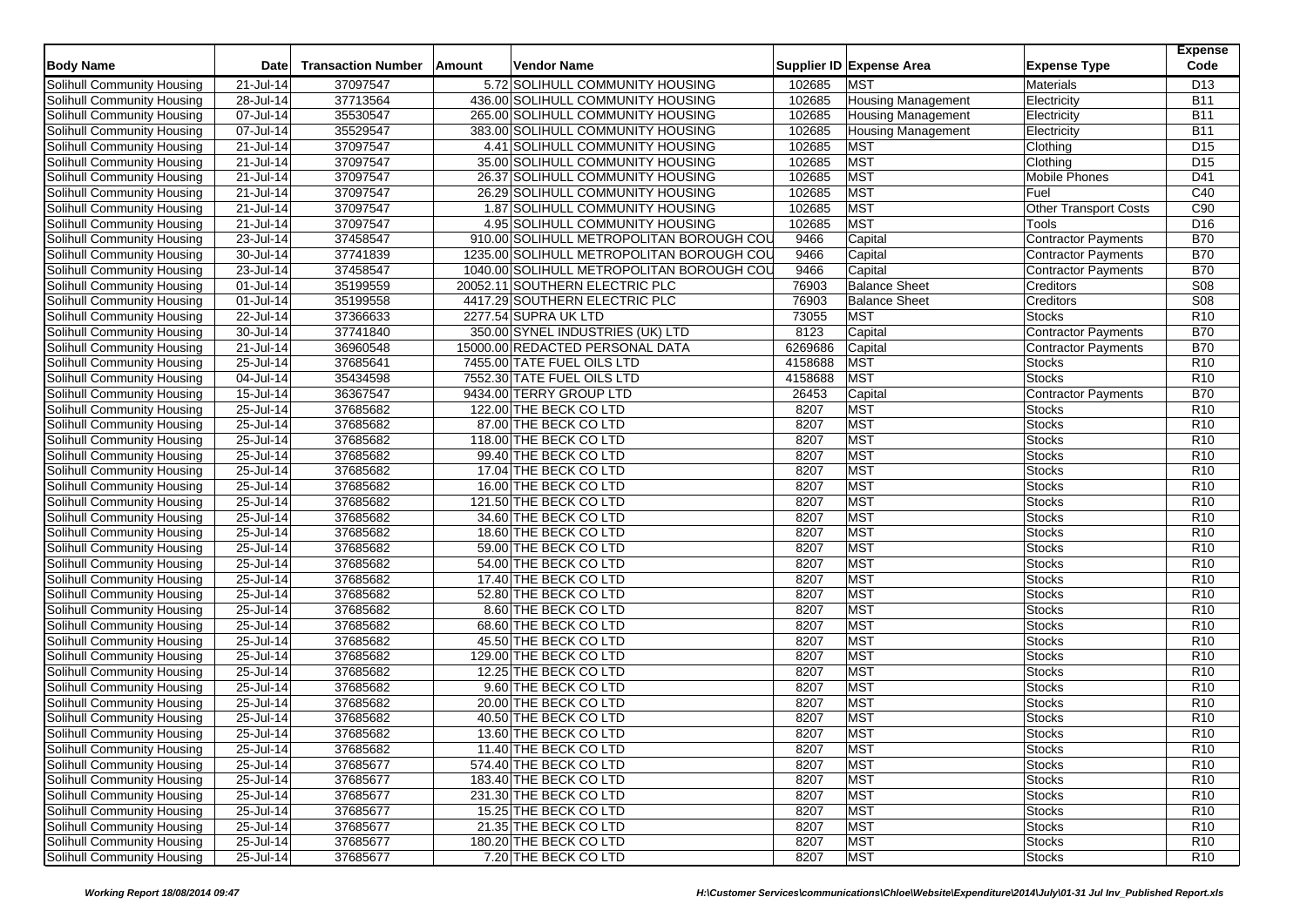| Body Name | Date | Transaction Number | Amount | Vendor Name | Supplier ID | Expense Area | Expense Type | Expense Code |
|---|---|---|---|---|---|---|---|---|
| Solihull Community Housing | 21-Jul-14 | 37097547 | 5.72 | SOLIHULL COMMUNITY HOUSING | 102685 | MST | Materials | D13 |
| Solihull Community Housing | 28-Jul-14 | 37713564 | 436.00 | SOLIHULL COMMUNITY HOUSING | 102685 | Housing Management | Electricity | B11 |
| Solihull Community Housing | 07-Jul-14 | 35530547 | 265.00 | SOLIHULL COMMUNITY HOUSING | 102685 | Housing Management | Electricity | B11 |
| Solihull Community Housing | 07-Jul-14 | 35529547 | 383.00 | SOLIHULL COMMUNITY HOUSING | 102685 | Housing Management | Electricity | B11 |
| Solihull Community Housing | 21-Jul-14 | 37097547 | 4.41 | SOLIHULL COMMUNITY HOUSING | 102685 | MST | Clothing | D15 |
| Solihull Community Housing | 21-Jul-14 | 37097547 | 35.00 | SOLIHULL COMMUNITY HOUSING | 102685 | MST | Clothing | D15 |
| Solihull Community Housing | 21-Jul-14 | 37097547 | 26.37 | SOLIHULL COMMUNITY HOUSING | 102685 | MST | Mobile Phones | D41 |
| Solihull Community Housing | 21-Jul-14 | 37097547 | 26.29 | SOLIHULL COMMUNITY HOUSING | 102685 | MST | Fuel | C40 |
| Solihull Community Housing | 21-Jul-14 | 37097547 | 1.87 | SOLIHULL COMMUNITY HOUSING | 102685 | MST | Other Transport Costs | C90 |
| Solihull Community Housing | 21-Jul-14 | 37097547 | 4.95 | SOLIHULL COMMUNITY HOUSING | 102685 | MST | Tools | D16 |
| Solihull Community Housing | 23-Jul-14 | 37458547 | 910.00 | SOLIHULL METROPOLITAN BOROUGH COU | 9466 | Capital | Contractor Payments | B70 |
| Solihull Community Housing | 30-Jul-14 | 37741839 | 1235.00 | SOLIHULL METROPOLITAN BOROUGH COU | 9466 | Capital | Contractor Payments | B70 |
| Solihull Community Housing | 23-Jul-14 | 37458547 | 1040.00 | SOLIHULL METROPOLITAN BOROUGH COU | 9466 | Capital | Contractor Payments | B70 |
| Solihull Community Housing | 01-Jul-14 | 35199559 | 20052.11 | SOUTHERN ELECTRIC PLC | 76903 | Balance Sheet | Creditors | S08 |
| Solihull Community Housing | 01-Jul-14 | 35199558 | 4417.29 | SOUTHERN ELECTRIC PLC | 76903 | Balance Sheet | Creditors | S08 |
| Solihull Community Housing | 22-Jul-14 | 37366633 | 2277.54 | SUPRA UK LTD | 73055 | MST | Stocks | R10 |
| Solihull Community Housing | 30-Jul-14 | 37741840 | 350.00 | SYNEL INDUSTRIES (UK) LTD | 8123 | Capital | Contractor Payments | B70 |
| Solihull Community Housing | 21-Jul-14 | 36960548 | 15000.00 | REDACTED PERSONAL DATA | 6269686 | Capital | Contractor Payments | B70 |
| Solihull Community Housing | 25-Jul-14 | 37685641 | 7455.00 | TATE FUEL OILS LTD | 4158688 | MST | Stocks | R10 |
| Solihull Community Housing | 04-Jul-14 | 35434598 | 7552.30 | TATE FUEL OILS LTD | 4158688 | MST | Stocks | R10 |
| Solihull Community Housing | 15-Jul-14 | 36367547 | 9434.00 | TERRY GROUP LTD | 26453 | Capital | Contractor Payments | B70 |
| Solihull Community Housing | 25-Jul-14 | 37685682 | 122.00 | THE BECK CO LTD | 8207 | MST | Stocks | R10 |
| Solihull Community Housing | 25-Jul-14 | 37685682 | 87.00 | THE BECK CO LTD | 8207 | MST | Stocks | R10 |
| Solihull Community Housing | 25-Jul-14 | 37685682 | 118.00 | THE BECK CO LTD | 8207 | MST | Stocks | R10 |
| Solihull Community Housing | 25-Jul-14 | 37685682 | 99.40 | THE BECK CO LTD | 8207 | MST | Stocks | R10 |
| Solihull Community Housing | 25-Jul-14 | 37685682 | 17.04 | THE BECK CO LTD | 8207 | MST | Stocks | R10 |
| Solihull Community Housing | 25-Jul-14 | 37685682 | 16.00 | THE BECK CO LTD | 8207 | MST | Stocks | R10 |
| Solihull Community Housing | 25-Jul-14 | 37685682 | 121.50 | THE BECK CO LTD | 8207 | MST | Stocks | R10 |
| Solihull Community Housing | 25-Jul-14 | 37685682 | 34.60 | THE BECK CO LTD | 8207 | MST | Stocks | R10 |
| Solihull Community Housing | 25-Jul-14 | 37685682 | 18.60 | THE BECK CO LTD | 8207 | MST | Stocks | R10 |
| Solihull Community Housing | 25-Jul-14 | 37685682 | 59.00 | THE BECK CO LTD | 8207 | MST | Stocks | R10 |
| Solihull Community Housing | 25-Jul-14 | 37685682 | 54.00 | THE BECK CO LTD | 8207 | MST | Stocks | R10 |
| Solihull Community Housing | 25-Jul-14 | 37685682 | 17.40 | THE BECK CO LTD | 8207 | MST | Stocks | R10 |
| Solihull Community Housing | 25-Jul-14 | 37685682 | 52.80 | THE BECK CO LTD | 8207 | MST | Stocks | R10 |
| Solihull Community Housing | 25-Jul-14 | 37685682 | 8.60 | THE BECK CO LTD | 8207 | MST | Stocks | R10 |
| Solihull Community Housing | 25-Jul-14 | 37685682 | 68.60 | THE BECK CO LTD | 8207 | MST | Stocks | R10 |
| Solihull Community Housing | 25-Jul-14 | 37685682 | 45.50 | THE BECK CO LTD | 8207 | MST | Stocks | R10 |
| Solihull Community Housing | 25-Jul-14 | 37685682 | 129.00 | THE BECK CO LTD | 8207 | MST | Stocks | R10 |
| Solihull Community Housing | 25-Jul-14 | 37685682 | 12.25 | THE BECK CO LTD | 8207 | MST | Stocks | R10 |
| Solihull Community Housing | 25-Jul-14 | 37685682 | 9.60 | THE BECK CO LTD | 8207 | MST | Stocks | R10 |
| Solihull Community Housing | 25-Jul-14 | 37685682 | 20.00 | THE BECK CO LTD | 8207 | MST | Stocks | R10 |
| Solihull Community Housing | 25-Jul-14 | 37685682 | 40.50 | THE BECK CO LTD | 8207 | MST | Stocks | R10 |
| Solihull Community Housing | 25-Jul-14 | 37685682 | 13.60 | THE BECK CO LTD | 8207 | MST | Stocks | R10 |
| Solihull Community Housing | 25-Jul-14 | 37685682 | 11.40 | THE BECK CO LTD | 8207 | MST | Stocks | R10 |
| Solihull Community Housing | 25-Jul-14 | 37685677 | 574.40 | THE BECK CO LTD | 8207 | MST | Stocks | R10 |
| Solihull Community Housing | 25-Jul-14 | 37685677 | 183.40 | THE BECK CO LTD | 8207 | MST | Stocks | R10 |
| Solihull Community Housing | 25-Jul-14 | 37685677 | 231.30 | THE BECK CO LTD | 8207 | MST | Stocks | R10 |
| Solihull Community Housing | 25-Jul-14 | 37685677 | 15.25 | THE BECK CO LTD | 8207 | MST | Stocks | R10 |
| Solihull Community Housing | 25-Jul-14 | 37685677 | 21.35 | THE BECK CO LTD | 8207 | MST | Stocks | R10 |
| Solihull Community Housing | 25-Jul-14 | 37685677 | 180.20 | THE BECK CO LTD | 8207 | MST | Stocks | R10 |
| Solihull Community Housing | 25-Jul-14 | 37685677 | 7.20 | THE BECK CO LTD | 8207 | MST | Stocks | R10 |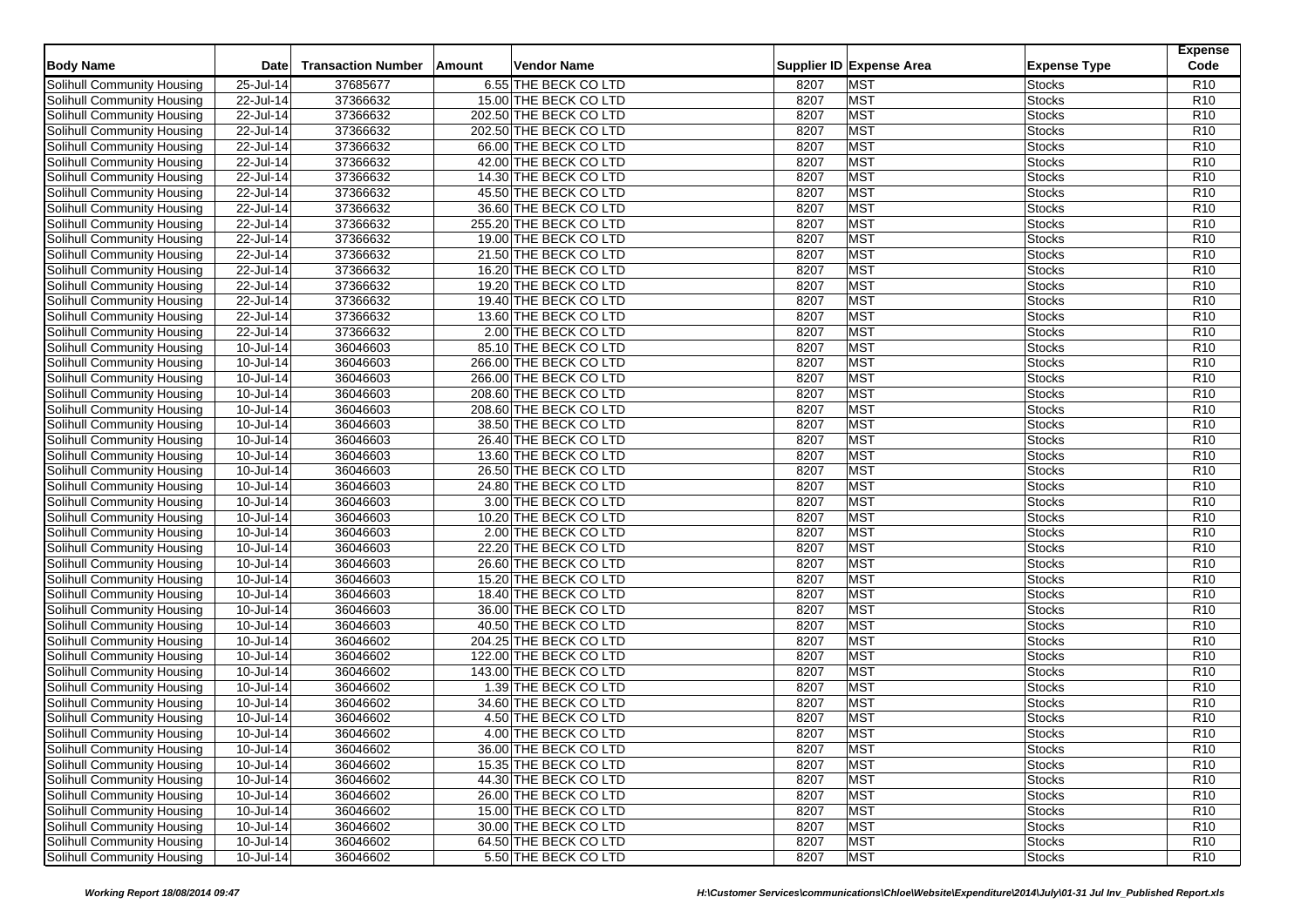| Body Name | Date | Transaction Number | Amount | Vendor Name | Supplier ID | Expense Area | Expense Type | Expense Code |
|---|---|---|---|---|---|---|---|---|
| Solihull Community Housing | 25-Jul-14 | 37685677 | 6.55 | THE BECK CO LTD | 8207 | MST | Stocks | R10 |
| Solihull Community Housing | 22-Jul-14 | 37366632 | 15.00 | THE BECK CO LTD | 8207 | MST | Stocks | R10 |
| Solihull Community Housing | 22-Jul-14 | 37366632 | 202.50 | THE BECK CO LTD | 8207 | MST | Stocks | R10 |
| Solihull Community Housing | 22-Jul-14 | 37366632 | 202.50 | THE BECK CO LTD | 8207 | MST | Stocks | R10 |
| Solihull Community Housing | 22-Jul-14 | 37366632 | 66.00 | THE BECK CO LTD | 8207 | MST | Stocks | R10 |
| Solihull Community Housing | 22-Jul-14 | 37366632 | 42.00 | THE BECK CO LTD | 8207 | MST | Stocks | R10 |
| Solihull Community Housing | 22-Jul-14 | 37366632 | 14.30 | THE BECK CO LTD | 8207 | MST | Stocks | R10 |
| Solihull Community Housing | 22-Jul-14 | 37366632 | 45.50 | THE BECK CO LTD | 8207 | MST | Stocks | R10 |
| Solihull Community Housing | 22-Jul-14 | 37366632 | 36.60 | THE BECK CO LTD | 8207 | MST | Stocks | R10 |
| Solihull Community Housing | 22-Jul-14 | 37366632 | 255.20 | THE BECK CO LTD | 8207 | MST | Stocks | R10 |
| Solihull Community Housing | 22-Jul-14 | 37366632 | 19.00 | THE BECK CO LTD | 8207 | MST | Stocks | R10 |
| Solihull Community Housing | 22-Jul-14 | 37366632 | 21.50 | THE BECK CO LTD | 8207 | MST | Stocks | R10 |
| Solihull Community Housing | 22-Jul-14 | 37366632 | 16.20 | THE BECK CO LTD | 8207 | MST | Stocks | R10 |
| Solihull Community Housing | 22-Jul-14 | 37366632 | 19.20 | THE BECK CO LTD | 8207 | MST | Stocks | R10 |
| Solihull Community Housing | 22-Jul-14 | 37366632 | 19.40 | THE BECK CO LTD | 8207 | MST | Stocks | R10 |
| Solihull Community Housing | 22-Jul-14 | 37366632 | 13.60 | THE BECK CO LTD | 8207 | MST | Stocks | R10 |
| Solihull Community Housing | 22-Jul-14 | 37366632 | 2.00 | THE BECK CO LTD | 8207 | MST | Stocks | R10 |
| Solihull Community Housing | 10-Jul-14 | 36046603 | 85.10 | THE BECK CO LTD | 8207 | MST | Stocks | R10 |
| Solihull Community Housing | 10-Jul-14 | 36046603 | 266.00 | THE BECK CO LTD | 8207 | MST | Stocks | R10 |
| Solihull Community Housing | 10-Jul-14 | 36046603 | 266.00 | THE BECK CO LTD | 8207 | MST | Stocks | R10 |
| Solihull Community Housing | 10-Jul-14 | 36046603 | 208.60 | THE BECK CO LTD | 8207 | MST | Stocks | R10 |
| Solihull Community Housing | 10-Jul-14 | 36046603 | 208.60 | THE BECK CO LTD | 8207 | MST | Stocks | R10 |
| Solihull Community Housing | 10-Jul-14 | 36046603 | 38.50 | THE BECK CO LTD | 8207 | MST | Stocks | R10 |
| Solihull Community Housing | 10-Jul-14 | 36046603 | 26.40 | THE BECK CO LTD | 8207 | MST | Stocks | R10 |
| Solihull Community Housing | 10-Jul-14 | 36046603 | 13.60 | THE BECK CO LTD | 8207 | MST | Stocks | R10 |
| Solihull Community Housing | 10-Jul-14 | 36046603 | 26.50 | THE BECK CO LTD | 8207 | MST | Stocks | R10 |
| Solihull Community Housing | 10-Jul-14 | 36046603 | 24.80 | THE BECK CO LTD | 8207 | MST | Stocks | R10 |
| Solihull Community Housing | 10-Jul-14 | 36046603 | 3.00 | THE BECK CO LTD | 8207 | MST | Stocks | R10 |
| Solihull Community Housing | 10-Jul-14 | 36046603 | 10.20 | THE BECK CO LTD | 8207 | MST | Stocks | R10 |
| Solihull Community Housing | 10-Jul-14 | 36046603 | 2.00 | THE BECK CO LTD | 8207 | MST | Stocks | R10 |
| Solihull Community Housing | 10-Jul-14 | 36046603 | 22.20 | THE BECK CO LTD | 8207 | MST | Stocks | R10 |
| Solihull Community Housing | 10-Jul-14 | 36046603 | 26.60 | THE BECK CO LTD | 8207 | MST | Stocks | R10 |
| Solihull Community Housing | 10-Jul-14 | 36046603 | 15.20 | THE BECK CO LTD | 8207 | MST | Stocks | R10 |
| Solihull Community Housing | 10-Jul-14 | 36046603 | 18.40 | THE BECK CO LTD | 8207 | MST | Stocks | R10 |
| Solihull Community Housing | 10-Jul-14 | 36046603 | 36.00 | THE BECK CO LTD | 8207 | MST | Stocks | R10 |
| Solihull Community Housing | 10-Jul-14 | 36046603 | 40.50 | THE BECK CO LTD | 8207 | MST | Stocks | R10 |
| Solihull Community Housing | 10-Jul-14 | 36046602 | 204.25 | THE BECK CO LTD | 8207 | MST | Stocks | R10 |
| Solihull Community Housing | 10-Jul-14 | 36046602 | 122.00 | THE BECK CO LTD | 8207 | MST | Stocks | R10 |
| Solihull Community Housing | 10-Jul-14 | 36046602 | 143.00 | THE BECK CO LTD | 8207 | MST | Stocks | R10 |
| Solihull Community Housing | 10-Jul-14 | 36046602 | 1.39 | THE BECK CO LTD | 8207 | MST | Stocks | R10 |
| Solihull Community Housing | 10-Jul-14 | 36046602 | 34.60 | THE BECK CO LTD | 8207 | MST | Stocks | R10 |
| Solihull Community Housing | 10-Jul-14 | 36046602 | 4.50 | THE BECK CO LTD | 8207 | MST | Stocks | R10 |
| Solihull Community Housing | 10-Jul-14 | 36046602 | 4.00 | THE BECK CO LTD | 8207 | MST | Stocks | R10 |
| Solihull Community Housing | 10-Jul-14 | 36046602 | 36.00 | THE BECK CO LTD | 8207 | MST | Stocks | R10 |
| Solihull Community Housing | 10-Jul-14 | 36046602 | 15.35 | THE BECK CO LTD | 8207 | MST | Stocks | R10 |
| Solihull Community Housing | 10-Jul-14 | 36046602 | 44.30 | THE BECK CO LTD | 8207 | MST | Stocks | R10 |
| Solihull Community Housing | 10-Jul-14 | 36046602 | 26.00 | THE BECK CO LTD | 8207 | MST | Stocks | R10 |
| Solihull Community Housing | 10-Jul-14 | 36046602 | 15.00 | THE BECK CO LTD | 8207 | MST | Stocks | R10 |
| Solihull Community Housing | 10-Jul-14 | 36046602 | 30.00 | THE BECK CO LTD | 8207 | MST | Stocks | R10 |
| Solihull Community Housing | 10-Jul-14 | 36046602 | 64.50 | THE BECK CO LTD | 8207 | MST | Stocks | R10 |
| Solihull Community Housing | 10-Jul-14 | 36046602 | 5.50 | THE BECK CO LTD | 8207 | MST | Stocks | R10 |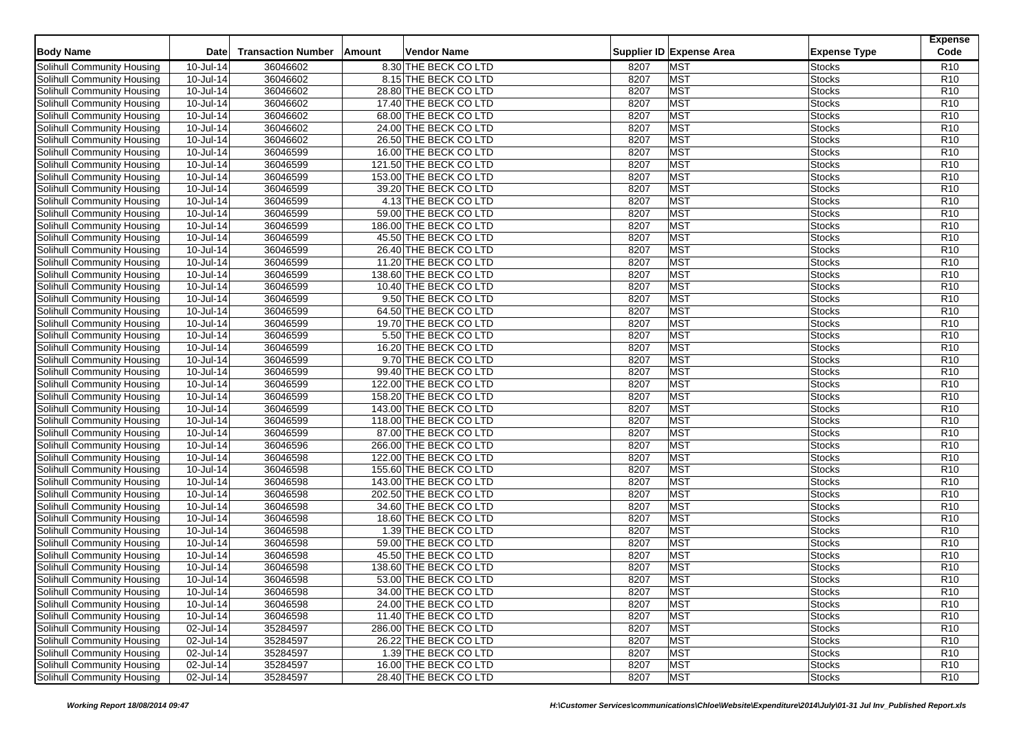| Body Name | Date | Transaction Number | Amount | Vendor Name | Supplier ID | Expense Area | Expense Type | Expense Code |
|---|---|---|---|---|---|---|---|---|
| Solihull Community Housing | 10-Jul-14 | 36046602 | 8.30 | THE BECK CO LTD | 8207 | MST | Stocks | R10 |
| Solihull Community Housing | 10-Jul-14 | 36046602 | 8.15 | THE BECK CO LTD | 8207 | MST | Stocks | R10 |
| Solihull Community Housing | 10-Jul-14 | 36046602 | 28.80 | THE BECK CO LTD | 8207 | MST | Stocks | R10 |
| Solihull Community Housing | 10-Jul-14 | 36046602 | 17.40 | THE BECK CO LTD | 8207 | MST | Stocks | R10 |
| Solihull Community Housing | 10-Jul-14 | 36046602 | 68.00 | THE BECK CO LTD | 8207 | MST | Stocks | R10 |
| Solihull Community Housing | 10-Jul-14 | 36046602 | 24.00 | THE BECK CO LTD | 8207 | MST | Stocks | R10 |
| Solihull Community Housing | 10-Jul-14 | 36046602 | 26.50 | THE BECK CO LTD | 8207 | MST | Stocks | R10 |
| Solihull Community Housing | 10-Jul-14 | 36046599 | 16.00 | THE BECK CO LTD | 8207 | MST | Stocks | R10 |
| Solihull Community Housing | 10-Jul-14 | 36046599 | 121.50 | THE BECK CO LTD | 8207 | MST | Stocks | R10 |
| Solihull Community Housing | 10-Jul-14 | 36046599 | 153.00 | THE BECK CO LTD | 8207 | MST | Stocks | R10 |
| Solihull Community Housing | 10-Jul-14 | 36046599 | 39.20 | THE BECK CO LTD | 8207 | MST | Stocks | R10 |
| Solihull Community Housing | 10-Jul-14 | 36046599 | 4.13 | THE BECK CO LTD | 8207 | MST | Stocks | R10 |
| Solihull Community Housing | 10-Jul-14 | 36046599 | 59.00 | THE BECK CO LTD | 8207 | MST | Stocks | R10 |
| Solihull Community Housing | 10-Jul-14 | 36046599 | 186.00 | THE BECK CO LTD | 8207 | MST | Stocks | R10 |
| Solihull Community Housing | 10-Jul-14 | 36046599 | 45.50 | THE BECK CO LTD | 8207 | MST | Stocks | R10 |
| Solihull Community Housing | 10-Jul-14 | 36046599 | 26.40 | THE BECK CO LTD | 8207 | MST | Stocks | R10 |
| Solihull Community Housing | 10-Jul-14 | 36046599 | 11.20 | THE BECK CO LTD | 8207 | MST | Stocks | R10 |
| Solihull Community Housing | 10-Jul-14 | 36046599 | 138.60 | THE BECK CO LTD | 8207 | MST | Stocks | R10 |
| Solihull Community Housing | 10-Jul-14 | 36046599 | 10.40 | THE BECK CO LTD | 8207 | MST | Stocks | R10 |
| Solihull Community Housing | 10-Jul-14 | 36046599 | 9.50 | THE BECK CO LTD | 8207 | MST | Stocks | R10 |
| Solihull Community Housing | 10-Jul-14 | 36046599 | 64.50 | THE BECK CO LTD | 8207 | MST | Stocks | R10 |
| Solihull Community Housing | 10-Jul-14 | 36046599 | 19.70 | THE BECK CO LTD | 8207 | MST | Stocks | R10 |
| Solihull Community Housing | 10-Jul-14 | 36046599 | 5.50 | THE BECK CO LTD | 8207 | MST | Stocks | R10 |
| Solihull Community Housing | 10-Jul-14 | 36046599 | 16.20 | THE BECK CO LTD | 8207 | MST | Stocks | R10 |
| Solihull Community Housing | 10-Jul-14 | 36046599 | 9.70 | THE BECK CO LTD | 8207 | MST | Stocks | R10 |
| Solihull Community Housing | 10-Jul-14 | 36046599 | 99.40 | THE BECK CO LTD | 8207 | MST | Stocks | R10 |
| Solihull Community Housing | 10-Jul-14 | 36046599 | 122.00 | THE BECK CO LTD | 8207 | MST | Stocks | R10 |
| Solihull Community Housing | 10-Jul-14 | 36046599 | 158.20 | THE BECK CO LTD | 8207 | MST | Stocks | R10 |
| Solihull Community Housing | 10-Jul-14 | 36046599 | 143.00 | THE BECK CO LTD | 8207 | MST | Stocks | R10 |
| Solihull Community Housing | 10-Jul-14 | 36046599 | 118.00 | THE BECK CO LTD | 8207 | MST | Stocks | R10 |
| Solihull Community Housing | 10-Jul-14 | 36046599 | 87.00 | THE BECK CO LTD | 8207 | MST | Stocks | R10 |
| Solihull Community Housing | 10-Jul-14 | 36046596 | 266.00 | THE BECK CO LTD | 8207 | MST | Stocks | R10 |
| Solihull Community Housing | 10-Jul-14 | 36046598 | 122.00 | THE BECK CO LTD | 8207 | MST | Stocks | R10 |
| Solihull Community Housing | 10-Jul-14 | 36046598 | 155.60 | THE BECK CO LTD | 8207 | MST | Stocks | R10 |
| Solihull Community Housing | 10-Jul-14 | 36046598 | 143.00 | THE BECK CO LTD | 8207 | MST | Stocks | R10 |
| Solihull Community Housing | 10-Jul-14 | 36046598 | 202.50 | THE BECK CO LTD | 8207 | MST | Stocks | R10 |
| Solihull Community Housing | 10-Jul-14 | 36046598 | 34.60 | THE BECK CO LTD | 8207 | MST | Stocks | R10 |
| Solihull Community Housing | 10-Jul-14 | 36046598 | 18.60 | THE BECK CO LTD | 8207 | MST | Stocks | R10 |
| Solihull Community Housing | 10-Jul-14 | 36046598 | 1.39 | THE BECK CO LTD | 8207 | MST | Stocks | R10 |
| Solihull Community Housing | 10-Jul-14 | 36046598 | 59.00 | THE BECK CO LTD | 8207 | MST | Stocks | R10 |
| Solihull Community Housing | 10-Jul-14 | 36046598 | 45.50 | THE BECK CO LTD | 8207 | MST | Stocks | R10 |
| Solihull Community Housing | 10-Jul-14 | 36046598 | 138.60 | THE BECK CO LTD | 8207 | MST | Stocks | R10 |
| Solihull Community Housing | 10-Jul-14 | 36046598 | 53.00 | THE BECK CO LTD | 8207 | MST | Stocks | R10 |
| Solihull Community Housing | 10-Jul-14 | 36046598 | 34.00 | THE BECK CO LTD | 8207 | MST | Stocks | R10 |
| Solihull Community Housing | 10-Jul-14 | 36046598 | 24.00 | THE BECK CO LTD | 8207 | MST | Stocks | R10 |
| Solihull Community Housing | 10-Jul-14 | 36046598 | 11.40 | THE BECK CO LTD | 8207 | MST | Stocks | R10 |
| Solihull Community Housing | 02-Jul-14 | 35284597 | 286.00 | THE BECK CO LTD | 8207 | MST | Stocks | R10 |
| Solihull Community Housing | 02-Jul-14 | 35284597 | 26.22 | THE BECK CO LTD | 8207 | MST | Stocks | R10 |
| Solihull Community Housing | 02-Jul-14 | 35284597 | 1.39 | THE BECK CO LTD | 8207 | MST | Stocks | R10 |
| Solihull Community Housing | 02-Jul-14 | 35284597 | 16.00 | THE BECK CO LTD | 8207 | MST | Stocks | R10 |
| Solihull Community Housing | 02-Jul-14 | 35284597 | 28.40 | THE BECK CO LTD | 8207 | MST | Stocks | R10 |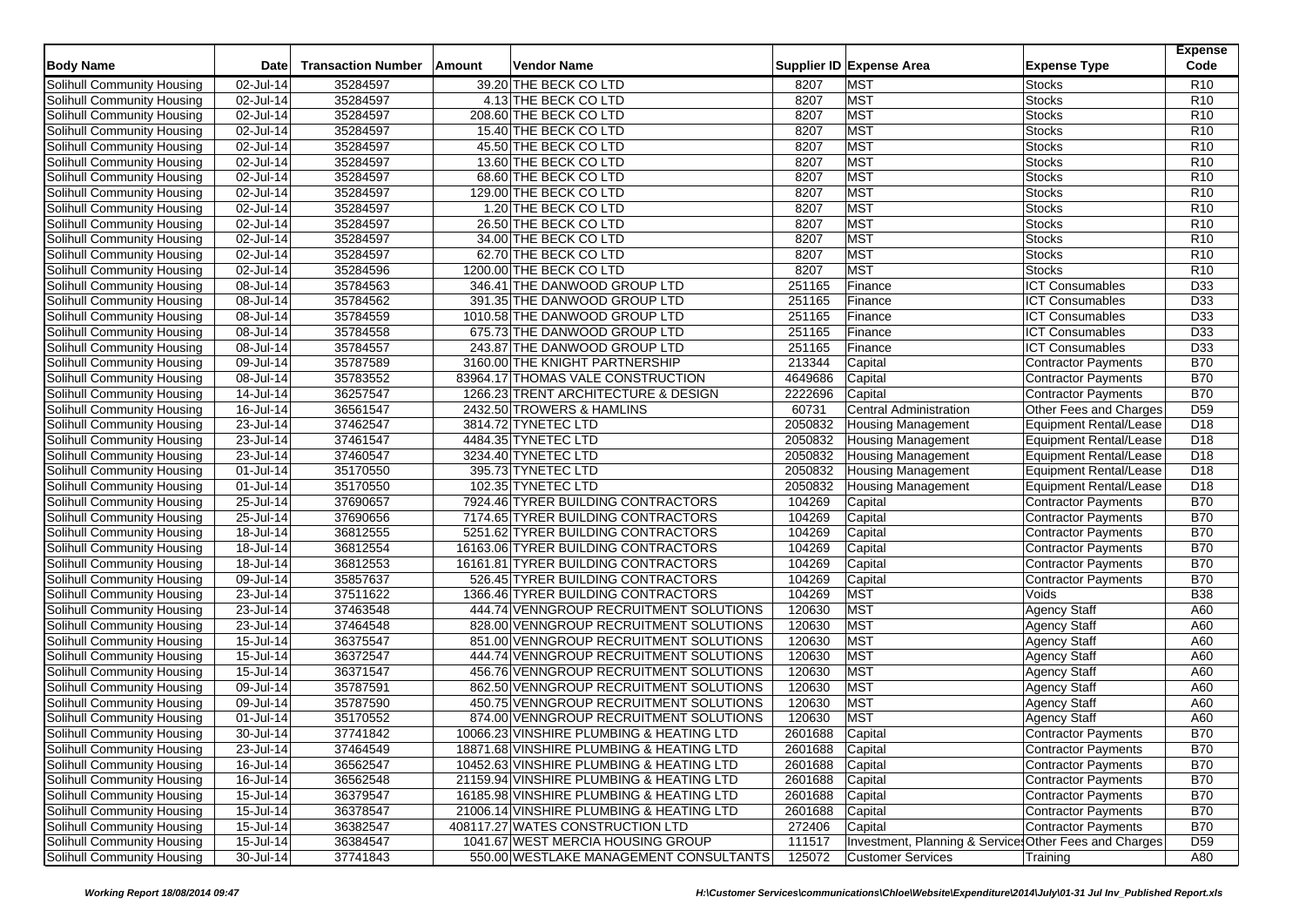| Body Name | Date | Transaction Number | Amount | Vendor Name | Supplier ID | Expense Area | Expense Type | Expense Code |
|---|---|---|---|---|---|---|---|---|
| Solihull Community Housing | 02-Jul-14 | 35284597 | 39.20 | THE BECK CO LTD | 8207 | MST | Stocks | R10 |
| Solihull Community Housing | 02-Jul-14 | 35284597 | 4.13 | THE BECK CO LTD | 8207 | MST | Stocks | R10 |
| Solihull Community Housing | 02-Jul-14 | 35284597 | 208.60 | THE BECK CO LTD | 8207 | MST | Stocks | R10 |
| Solihull Community Housing | 02-Jul-14 | 35284597 | 15.40 | THE BECK CO LTD | 8207 | MST | Stocks | R10 |
| Solihull Community Housing | 02-Jul-14 | 35284597 | 45.50 | THE BECK CO LTD | 8207 | MST | Stocks | R10 |
| Solihull Community Housing | 02-Jul-14 | 35284597 | 13.60 | THE BECK CO LTD | 8207 | MST | Stocks | R10 |
| Solihull Community Housing | 02-Jul-14 | 35284597 | 68.60 | THE BECK CO LTD | 8207 | MST | Stocks | R10 |
| Solihull Community Housing | 02-Jul-14 | 35284597 | 129.00 | THE BECK CO LTD | 8207 | MST | Stocks | R10 |
| Solihull Community Housing | 02-Jul-14 | 35284597 | 1.20 | THE BECK CO LTD | 8207 | MST | Stocks | R10 |
| Solihull Community Housing | 02-Jul-14 | 35284597 | 26.50 | THE BECK CO LTD | 8207 | MST | Stocks | R10 |
| Solihull Community Housing | 02-Jul-14 | 35284597 | 34.00 | THE BECK CO LTD | 8207 | MST | Stocks | R10 |
| Solihull Community Housing | 02-Jul-14 | 35284597 | 62.70 | THE BECK CO LTD | 8207 | MST | Stocks | R10 |
| Solihull Community Housing | 02-Jul-14 | 35284596 | 1200.00 | THE BECK CO LTD | 8207 | MST | Stocks | R10 |
| Solihull Community Housing | 08-Jul-14 | 35784563 | 346.41 | THE DANWOOD GROUP LTD | 251165 | Finance | ICT Consumables | D33 |
| Solihull Community Housing | 08-Jul-14 | 35784562 | 391.35 | THE DANWOOD GROUP LTD | 251165 | Finance | ICT Consumables | D33 |
| Solihull Community Housing | 08-Jul-14 | 35784559 | 1010.58 | THE DANWOOD GROUP LTD | 251165 | Finance | ICT Consumables | D33 |
| Solihull Community Housing | 08-Jul-14 | 35784558 | 675.73 | THE DANWOOD GROUP LTD | 251165 | Finance | ICT Consumables | D33 |
| Solihull Community Housing | 08-Jul-14 | 35784557 | 243.87 | THE DANWOOD GROUP LTD | 251165 | Finance | ICT Consumables | D33 |
| Solihull Community Housing | 09-Jul-14 | 35787589 | 3160.00 | THE KNIGHT PARTNERSHIP | 213344 | Capital | Contractor Payments | B70 |
| Solihull Community Housing | 08-Jul-14 | 35783552 | 83964.17 | THOMAS VALE CONSTRUCTION | 4649686 | Capital | Contractor Payments | B70 |
| Solihull Community Housing | 14-Jul-14 | 36257547 | 1266.23 | TRENT ARCHITECTURE & DESIGN | 2222696 | Capital | Contractor Payments | B70 |
| Solihull Community Housing | 16-Jul-14 | 36561547 | 2432.50 | TROWERS & HAMLINS | 60731 | Central Administration | Other Fees and Charges | D59 |
| Solihull Community Housing | 23-Jul-14 | 37462547 | 3814.72 | TYNETEC LTD | 2050832 | Housing Management | Equipment Rental/Lease | D18 |
| Solihull Community Housing | 23-Jul-14 | 37461547 | 4484.35 | TYNETEC LTD | 2050832 | Housing Management | Equipment Rental/Lease | D18 |
| Solihull Community Housing | 23-Jul-14 | 37460547 | 3234.40 | TYNETEC LTD | 2050832 | Housing Management | Equipment Rental/Lease | D18 |
| Solihull Community Housing | 01-Jul-14 | 35170550 | 395.73 | TYNETEC LTD | 2050832 | Housing Management | Equipment Rental/Lease | D18 |
| Solihull Community Housing | 01-Jul-14 | 35170550 | 102.35 | TYNETEC LTD | 2050832 | Housing Management | Equipment Rental/Lease | D18 |
| Solihull Community Housing | 25-Jul-14 | 37690657 | 7924.46 | TYRER BUILDING CONTRACTORS | 104269 | Capital | Contractor Payments | B70 |
| Solihull Community Housing | 25-Jul-14 | 37690656 | 7174.65 | TYRER BUILDING CONTRACTORS | 104269 | Capital | Contractor Payments | B70 |
| Solihull Community Housing | 18-Jul-14 | 36812555 | 5251.62 | TYRER BUILDING CONTRACTORS | 104269 | Capital | Contractor Payments | B70 |
| Solihull Community Housing | 18-Jul-14 | 36812554 | 16163.06 | TYRER BUILDING CONTRACTORS | 104269 | Capital | Contractor Payments | B70 |
| Solihull Community Housing | 18-Jul-14 | 36812553 | 16161.81 | TYRER BUILDING CONTRACTORS | 104269 | Capital | Contractor Payments | B70 |
| Solihull Community Housing | 09-Jul-14 | 35857637 | 526.45 | TYRER BUILDING CONTRACTORS | 104269 | Capital | Contractor Payments | B70 |
| Solihull Community Housing | 23-Jul-14 | 37511622 | 1366.46 | TYRER BUILDING CONTRACTORS | 104269 | MST | Voids | B38 |
| Solihull Community Housing | 23-Jul-14 | 37463548 | 444.74 | VENNGROUP RECRUITMENT SOLUTIONS | 120630 | MST | Agency Staff | A60 |
| Solihull Community Housing | 23-Jul-14 | 37464548 | 828.00 | VENNGROUP RECRUITMENT SOLUTIONS | 120630 | MST | Agency Staff | A60 |
| Solihull Community Housing | 15-Jul-14 | 36375547 | 851.00 | VENNGROUP RECRUITMENT SOLUTIONS | 120630 | MST | Agency Staff | A60 |
| Solihull Community Housing | 15-Jul-14 | 36372547 | 444.74 | VENNGROUP RECRUITMENT SOLUTIONS | 120630 | MST | Agency Staff | A60 |
| Solihull Community Housing | 15-Jul-14 | 36371547 | 456.76 | VENNGROUP RECRUITMENT SOLUTIONS | 120630 | MST | Agency Staff | A60 |
| Solihull Community Housing | 09-Jul-14 | 35787591 | 862.50 | VENNGROUP RECRUITMENT SOLUTIONS | 120630 | MST | Agency Staff | A60 |
| Solihull Community Housing | 09-Jul-14 | 35787590 | 450.75 | VENNGROUP RECRUITMENT SOLUTIONS | 120630 | MST | Agency Staff | A60 |
| Solihull Community Housing | 01-Jul-14 | 35170552 | 874.00 | VENNGROUP RECRUITMENT SOLUTIONS | 120630 | MST | Agency Staff | A60 |
| Solihull Community Housing | 30-Jul-14 | 37741842 | 10066.23 | VINSHIRE PLUMBING & HEATING LTD | 2601688 | Capital | Contractor Payments | B70 |
| Solihull Community Housing | 23-Jul-14 | 37464549 | 18871.68 | VINSHIRE PLUMBING & HEATING LTD | 2601688 | Capital | Contractor Payments | B70 |
| Solihull Community Housing | 16-Jul-14 | 36562547 | 10452.63 | VINSHIRE PLUMBING & HEATING LTD | 2601688 | Capital | Contractor Payments | B70 |
| Solihull Community Housing | 16-Jul-14 | 36562548 | 21159.94 | VINSHIRE PLUMBING & HEATING LTD | 2601688 | Capital | Contractor Payments | B70 |
| Solihull Community Housing | 15-Jul-14 | 36379547 | 16185.98 | VINSHIRE PLUMBING & HEATING LTD | 2601688 | Capital | Contractor Payments | B70 |
| Solihull Community Housing | 15-Jul-14 | 36378547 | 21006.14 | VINSHIRE PLUMBING & HEATING LTD | 2601688 | Capital | Contractor Payments | B70 |
| Solihull Community Housing | 15-Jul-14 | 36382547 | 408117.27 | WATES CONSTRUCTION LTD | 272406 | Capital | Contractor Payments | B70 |
| Solihull Community Housing | 15-Jul-14 | 36384547 | 1041.67 | WEST MERCIA HOUSING GROUP | 111517 | Investment, Planning & Services | Other Fees and Charges | D59 |
| Solihull Community Housing | 30-Jul-14 | 37741843 | 550.00 | WESTLAKE MANAGEMENT CONSULTANTS | 125072 | Customer Services | Training | A80 |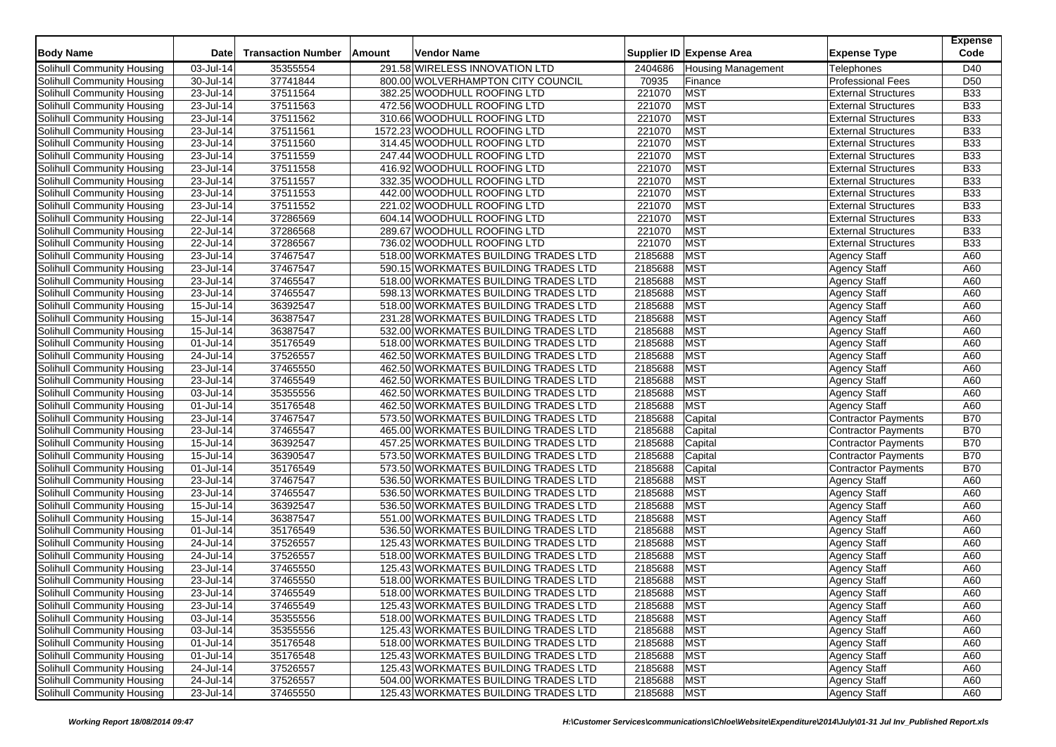| Body Name | Date | Transaction Number | Amount | Vendor Name | Supplier ID | Expense Area | Expense Type | Expense Code |
|---|---|---|---|---|---|---|---|---|
| Solihull Community Housing | 03-Jul-14 | 35355554 | 291.58 | WIRELESS INNOVATION LTD | 2404686 | Housing Management | Telephones | D40 |
| Solihull Community Housing | 30-Jul-14 | 37741844 | 800.00 | WOLVERHAMPTON CITY COUNCIL | 70935 | Finance | Professional Fees | D50 |
| Solihull Community Housing | 23-Jul-14 | 37511564 | 382.25 | WOODHULL ROOFING LTD | 221070 | MST | External Structures | B33 |
| Solihull Community Housing | 23-Jul-14 | 37511563 | 472.56 | WOODHULL ROOFING LTD | 221070 | MST | External Structures | B33 |
| Solihull Community Housing | 23-Jul-14 | 37511562 | 310.66 | WOODHULL ROOFING LTD | 221070 | MST | External Structures | B33 |
| Solihull Community Housing | 23-Jul-14 | 37511561 | 1572.23 | WOODHULL ROOFING LTD | 221070 | MST | External Structures | B33 |
| Solihull Community Housing | 23-Jul-14 | 37511560 | 314.45 | WOODHULL ROOFING LTD | 221070 | MST | External Structures | B33 |
| Solihull Community Housing | 23-Jul-14 | 37511559 | 247.44 | WOODHULL ROOFING LTD | 221070 | MST | External Structures | B33 |
| Solihull Community Housing | 23-Jul-14 | 37511558 | 416.92 | WOODHULL ROOFING LTD | 221070 | MST | External Structures | B33 |
| Solihull Community Housing | 23-Jul-14 | 37511557 | 332.35 | WOODHULL ROOFING LTD | 221070 | MST | External Structures | B33 |
| Solihull Community Housing | 23-Jul-14 | 37511553 | 442.00 | WOODHULL ROOFING LTD | 221070 | MST | External Structures | B33 |
| Solihull Community Housing | 23-Jul-14 | 37511552 | 221.02 | WOODHULL ROOFING LTD | 221070 | MST | External Structures | B33 |
| Solihull Community Housing | 22-Jul-14 | 37286569 | 604.14 | WOODHULL ROOFING LTD | 221070 | MST | External Structures | B33 |
| Solihull Community Housing | 22-Jul-14 | 37286568 | 289.67 | WOODHULL ROOFING LTD | 221070 | MST | External Structures | B33 |
| Solihull Community Housing | 22-Jul-14 | 37286567 | 736.02 | WOODHULL ROOFING LTD | 221070 | MST | External Structures | B33 |
| Solihull Community Housing | 23-Jul-14 | 37467547 | 518.00 | WORKMATES BUILDING TRADES LTD | 2185688 | MST | Agency Staff | A60 |
| Solihull Community Housing | 23-Jul-14 | 37467547 | 590.15 | WORKMATES BUILDING TRADES LTD | 2185688 | MST | Agency Staff | A60 |
| Solihull Community Housing | 23-Jul-14 | 37465547 | 518.00 | WORKMATES BUILDING TRADES LTD | 2185688 | MST | Agency Staff | A60 |
| Solihull Community Housing | 23-Jul-14 | 37465547 | 598.13 | WORKMATES BUILDING TRADES LTD | 2185688 | MST | Agency Staff | A60 |
| Solihull Community Housing | 15-Jul-14 | 36392547 | 518.00 | WORKMATES BUILDING TRADES LTD | 2185688 | MST | Agency Staff | A60 |
| Solihull Community Housing | 15-Jul-14 | 36387547 | 231.28 | WORKMATES BUILDING TRADES LTD | 2185688 | MST | Agency Staff | A60 |
| Solihull Community Housing | 15-Jul-14 | 36387547 | 532.00 | WORKMATES BUILDING TRADES LTD | 2185688 | MST | Agency Staff | A60 |
| Solihull Community Housing | 01-Jul-14 | 35176549 | 518.00 | WORKMATES BUILDING TRADES LTD | 2185688 | MST | Agency Staff | A60 |
| Solihull Community Housing | 24-Jul-14 | 37526557 | 462.50 | WORKMATES BUILDING TRADES LTD | 2185688 | MST | Agency Staff | A60 |
| Solihull Community Housing | 23-Jul-14 | 37465550 | 462.50 | WORKMATES BUILDING TRADES LTD | 2185688 | MST | Agency Staff | A60 |
| Solihull Community Housing | 23-Jul-14 | 37465549 | 462.50 | WORKMATES BUILDING TRADES LTD | 2185688 | MST | Agency Staff | A60 |
| Solihull Community Housing | 03-Jul-14 | 35355556 | 462.50 | WORKMATES BUILDING TRADES LTD | 2185688 | MST | Agency Staff | A60 |
| Solihull Community Housing | 01-Jul-14 | 35176548 | 462.50 | WORKMATES BUILDING TRADES LTD | 2185688 | MST | Agency Staff | A60 |
| Solihull Community Housing | 23-Jul-14 | 37467547 | 573.50 | WORKMATES BUILDING TRADES LTD | 2185688 | Capital | Contractor Payments | B70 |
| Solihull Community Housing | 23-Jul-14 | 37465547 | 465.00 | WORKMATES BUILDING TRADES LTD | 2185688 | Capital | Contractor Payments | B70 |
| Solihull Community Housing | 15-Jul-14 | 36392547 | 457.25 | WORKMATES BUILDING TRADES LTD | 2185688 | Capital | Contractor Payments | B70 |
| Solihull Community Housing | 15-Jul-14 | 36390547 | 573.50 | WORKMATES BUILDING TRADES LTD | 2185688 | Capital | Contractor Payments | B70 |
| Solihull Community Housing | 01-Jul-14 | 35176549 | 573.50 | WORKMATES BUILDING TRADES LTD | 2185688 | Capital | Contractor Payments | B70 |
| Solihull Community Housing | 23-Jul-14 | 37467547 | 536.50 | WORKMATES BUILDING TRADES LTD | 2185688 | MST | Agency Staff | A60 |
| Solihull Community Housing | 23-Jul-14 | 37465547 | 536.50 | WORKMATES BUILDING TRADES LTD | 2185688 | MST | Agency Staff | A60 |
| Solihull Community Housing | 15-Jul-14 | 36392547 | 536.50 | WORKMATES BUILDING TRADES LTD | 2185688 | MST | Agency Staff | A60 |
| Solihull Community Housing | 15-Jul-14 | 36387547 | 551.00 | WORKMATES BUILDING TRADES LTD | 2185688 | MST | Agency Staff | A60 |
| Solihull Community Housing | 01-Jul-14 | 35176549 | 536.50 | WORKMATES BUILDING TRADES LTD | 2185688 | MST | Agency Staff | A60 |
| Solihull Community Housing | 24-Jul-14 | 37526557 | 125.43 | WORKMATES BUILDING TRADES LTD | 2185688 | MST | Agency Staff | A60 |
| Solihull Community Housing | 24-Jul-14 | 37526557 | 518.00 | WORKMATES BUILDING TRADES LTD | 2185688 | MST | Agency Staff | A60 |
| Solihull Community Housing | 23-Jul-14 | 37465550 | 125.43 | WORKMATES BUILDING TRADES LTD | 2185688 | MST | Agency Staff | A60 |
| Solihull Community Housing | 23-Jul-14 | 37465550 | 518.00 | WORKMATES BUILDING TRADES LTD | 2185688 | MST | Agency Staff | A60 |
| Solihull Community Housing | 23-Jul-14 | 37465549 | 518.00 | WORKMATES BUILDING TRADES LTD | 2185688 | MST | Agency Staff | A60 |
| Solihull Community Housing | 23-Jul-14 | 37465549 | 125.43 | WORKMATES BUILDING TRADES LTD | 2185688 | MST | Agency Staff | A60 |
| Solihull Community Housing | 03-Jul-14 | 35355556 | 518.00 | WORKMATES BUILDING TRADES LTD | 2185688 | MST | Agency Staff | A60 |
| Solihull Community Housing | 03-Jul-14 | 35355556 | 125.43 | WORKMATES BUILDING TRADES LTD | 2185688 | MST | Agency Staff | A60 |
| Solihull Community Housing | 01-Jul-14 | 35176548 | 518.00 | WORKMATES BUILDING TRADES LTD | 2185688 | MST | Agency Staff | A60 |
| Solihull Community Housing | 01-Jul-14 | 35176548 | 125.43 | WORKMATES BUILDING TRADES LTD | 2185688 | MST | Agency Staff | A60 |
| Solihull Community Housing | 24-Jul-14 | 37526557 | 125.43 | WORKMATES BUILDING TRADES LTD | 2185688 | MST | Agency Staff | A60 |
| Solihull Community Housing | 24-Jul-14 | 37526557 | 504.00 | WORKMATES BUILDING TRADES LTD | 2185688 | MST | Agency Staff | A60 |
| Solihull Community Housing | 23-Jul-14 | 37465550 | 125.43 | WORKMATES BUILDING TRADES LTD | 2185688 | MST | Agency Staff | A60 |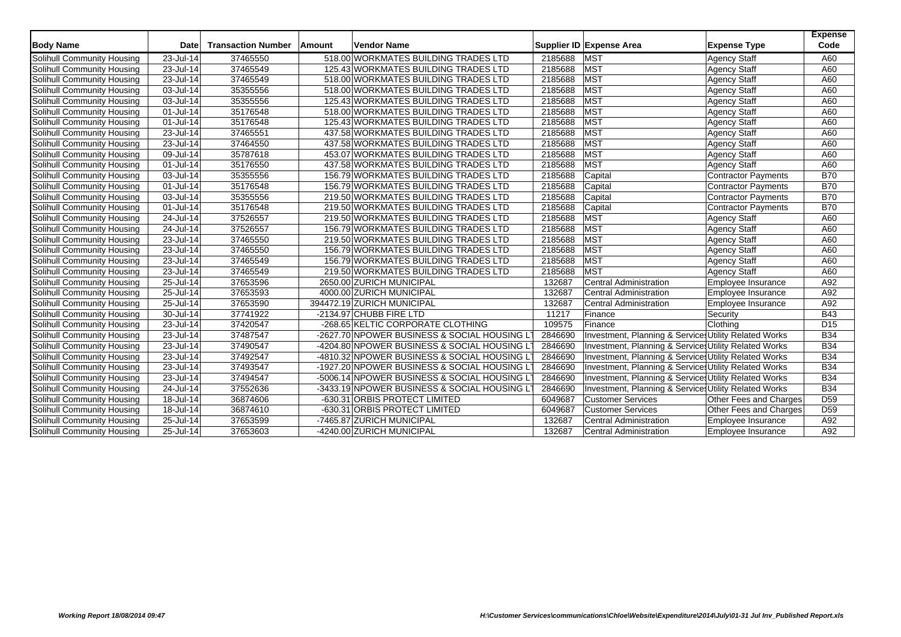| Body Name | Date | Transaction Number | Amount | Vendor Name | Supplier ID | Expense Area | Expense Type | Expense Code |
|---|---|---|---|---|---|---|---|---|
| Solihull Community Housing | 23-Jul-14 | 37465550 | 518.00 | WORKMATES BUILDING TRADES LTD | 2185688 | MST | Agency Staff | A60 |
| Solihull Community Housing | 23-Jul-14 | 37465549 | 125.43 | WORKMATES BUILDING TRADES LTD | 2185688 | MST | Agency Staff | A60 |
| Solihull Community Housing | 23-Jul-14 | 37465549 | 518.00 | WORKMATES BUILDING TRADES LTD | 2185688 | MST | Agency Staff | A60 |
| Solihull Community Housing | 03-Jul-14 | 35355556 | 518.00 | WORKMATES BUILDING TRADES LTD | 2185688 | MST | Agency Staff | A60 |
| Solihull Community Housing | 03-Jul-14 | 35355556 | 125.43 | WORKMATES BUILDING TRADES LTD | 2185688 | MST | Agency Staff | A60 |
| Solihull Community Housing | 01-Jul-14 | 35176548 | 518.00 | WORKMATES BUILDING TRADES LTD | 2185688 | MST | Agency Staff | A60 |
| Solihull Community Housing | 01-Jul-14 | 35176548 | 125.43 | WORKMATES BUILDING TRADES LTD | 2185688 | MST | Agency Staff | A60 |
| Solihull Community Housing | 23-Jul-14 | 37465551 | 437.58 | WORKMATES BUILDING TRADES LTD | 2185688 | MST | Agency Staff | A60 |
| Solihull Community Housing | 23-Jul-14 | 37464550 | 437.58 | WORKMATES BUILDING TRADES LTD | 2185688 | MST | Agency Staff | A60 |
| Solihull Community Housing | 09-Jul-14 | 35787618 | 453.07 | WORKMATES BUILDING TRADES LTD | 2185688 | MST | Agency Staff | A60 |
| Solihull Community Housing | 01-Jul-14 | 35176550 | 437.58 | WORKMATES BUILDING TRADES LTD | 2185688 | MST | Agency Staff | A60 |
| Solihull Community Housing | 03-Jul-14 | 35355556 | 156.79 | WORKMATES BUILDING TRADES LTD | 2185688 | Capital | Contractor Payments | B70 |
| Solihull Community Housing | 01-Jul-14 | 35176548 | 156.79 | WORKMATES BUILDING TRADES LTD | 2185688 | Capital | Contractor Payments | B70 |
| Solihull Community Housing | 03-Jul-14 | 35355556 | 219.50 | WORKMATES BUILDING TRADES LTD | 2185688 | Capital | Contractor Payments | B70 |
| Solihull Community Housing | 01-Jul-14 | 35176548 | 219.50 | WORKMATES BUILDING TRADES LTD | 2185688 | Capital | Contractor Payments | B70 |
| Solihull Community Housing | 24-Jul-14 | 37526557 | 219.50 | WORKMATES BUILDING TRADES LTD | 2185688 | MST | Agency Staff | A60 |
| Solihull Community Housing | 24-Jul-14 | 37526557 | 156.79 | WORKMATES BUILDING TRADES LTD | 2185688 | MST | Agency Staff | A60 |
| Solihull Community Housing | 23-Jul-14 | 37465550 | 219.50 | WORKMATES BUILDING TRADES LTD | 2185688 | MST | Agency Staff | A60 |
| Solihull Community Housing | 23-Jul-14 | 37465550 | 156.79 | WORKMATES BUILDING TRADES LTD | 2185688 | MST | Agency Staff | A60 |
| Solihull Community Housing | 23-Jul-14 | 37465549 | 156.79 | WORKMATES BUILDING TRADES LTD | 2185688 | MST | Agency Staff | A60 |
| Solihull Community Housing | 23-Jul-14 | 37465549 | 219.50 | WORKMATES BUILDING TRADES LTD | 2185688 | MST | Agency Staff | A60 |
| Solihull Community Housing | 25-Jul-14 | 37653596 | 2650.00 | ZURICH MUNICIPAL | 132687 | Central Administration | Employee Insurance | A92 |
| Solihull Community Housing | 25-Jul-14 | 37653593 | 4000.00 | ZURICH MUNICIPAL | 132687 | Central Administration | Employee Insurance | A92 |
| Solihull Community Housing | 25-Jul-14 | 37653590 | 394472.19 | ZURICH MUNICIPAL | 132687 | Central Administration | Employee Insurance | A92 |
| Solihull Community Housing | 30-Jul-14 | 37741922 | -2134.97 | CHUBB FIRE LTD | 11217 | Finance | Security | B43 |
| Solihull Community Housing | 23-Jul-14 | 37420547 | -268.65 | KELTIC CORPORATE CLOTHING | 109575 | Finance | Clothing | D15 |
| Solihull Community Housing | 23-Jul-14 | 37487547 | -2627.70 | NPOWER BUSINESS & SOCIAL HOUSING LT | 2846690 | Investment, Planning & Services | Utility Related Works | B34 |
| Solihull Community Housing | 23-Jul-14 | 37490547 | -4204.80 | NPOWER BUSINESS & SOCIAL HOUSING LT | 2846690 | Investment, Planning & Services | Utility Related Works | B34 |
| Solihull Community Housing | 23-Jul-14 | 37492547 | -4810.32 | NPOWER BUSINESS & SOCIAL HOUSING LT | 2846690 | Investment, Planning & Services | Utility Related Works | B34 |
| Solihull Community Housing | 23-Jul-14 | 37493547 | -1927.20 | NPOWER BUSINESS & SOCIAL HOUSING LT | 2846690 | Investment, Planning & Services | Utility Related Works | B34 |
| Solihull Community Housing | 23-Jul-14 | 37494547 | -5006.14 | NPOWER BUSINESS & SOCIAL HOUSING LT | 2846690 | Investment, Planning & Services | Utility Related Works | B34 |
| Solihull Community Housing | 24-Jul-14 | 37552636 | -3433.19 | NPOWER BUSINESS & SOCIAL HOUSING LT | 2846690 | Investment, Planning & Services | Utility Related Works | B34 |
| Solihull Community Housing | 18-Jul-14 | 36874606 | -630.31 | ORBIS PROTECT LIMITED | 6049687 | Customer Services | Other Fees and Charges | D59 |
| Solihull Community Housing | 18-Jul-14 | 36874610 | -630.31 | ORBIS PROTECT LIMITED | 6049687 | Customer Services | Other Fees and Charges | D59 |
| Solihull Community Housing | 25-Jul-14 | 37653599 | -7465.87 | ZURICH MUNICIPAL | 132687 | Central Administration | Employee Insurance | A92 |
| Solihull Community Housing | 25-Jul-14 | 37653603 | -4240.00 | ZURICH MUNICIPAL | 132687 | Central Administration | Employee Insurance | A92 |